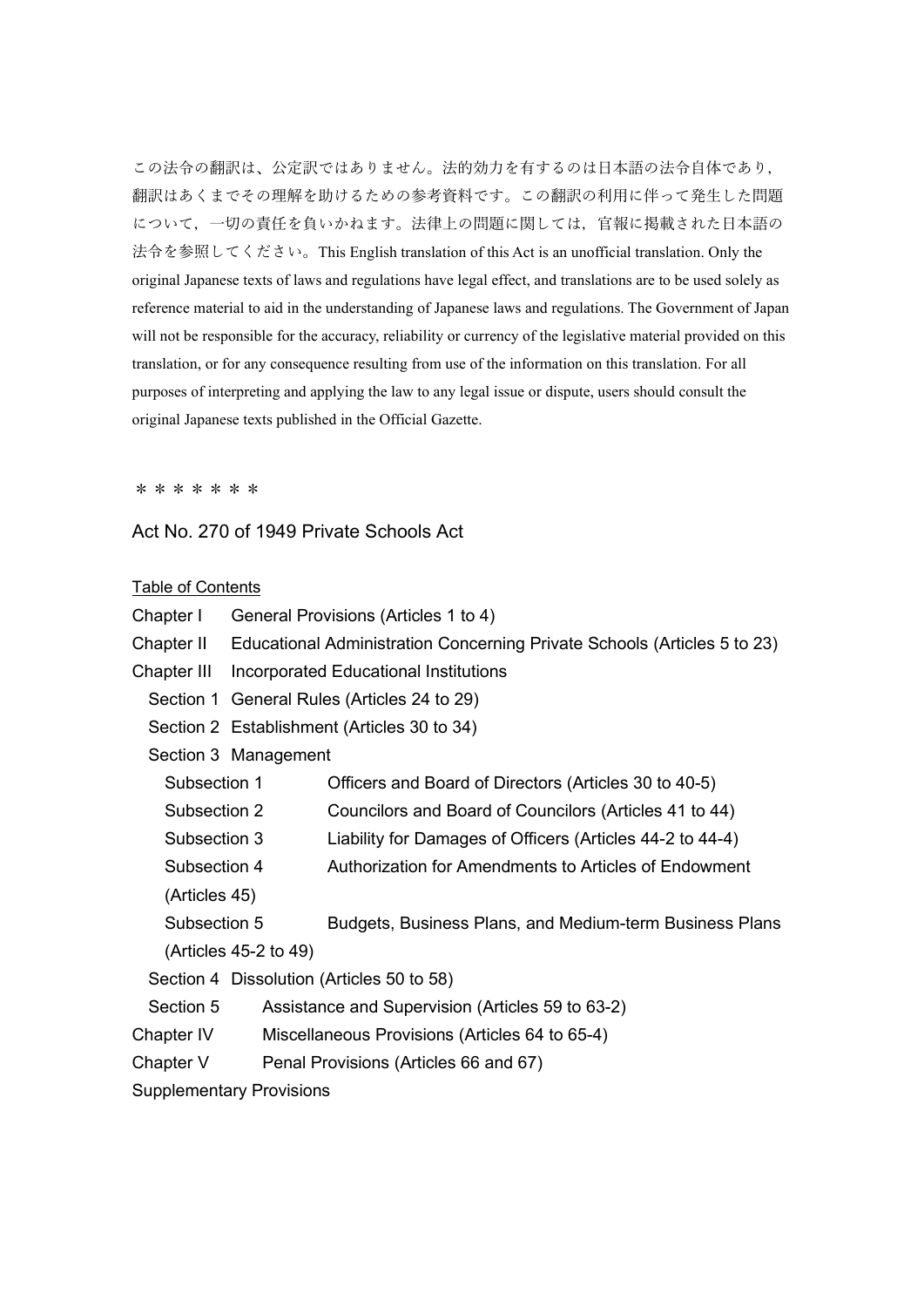この法令の翻訳は、公定訳ではありません。法的効力を有するのは日本語の法令自体であり，翻訳はあくまでその理解を助けるための参考資料です。この翻訳の利用に伴って発生した問題について，一切の責任を負いかねます。法律上の問題に関しては，官報に掲載された日本語の法令を参照してください。This English translation of this Act is an unofficial translation. Only the original Japanese texts of laws and regulations have legal effect, and translations are to be used solely as reference material to aid in the understanding of Japanese laws and regulations. The Government of Japan will not be responsible for the accuracy, reliability or currency of the legislative material provided on this translation, or for any consequence resulting from use of the information on this translation. For all purposes of interpreting and applying the law to any legal issue or dispute, users should consult the original Japanese texts published in the Official Gazette.

＊＊＊＊＊＊＊

# Act No. 270 of 1949 Private Schools Act

Table of Contents

Chapter I General Provisions (Articles 1 to 4)
Chapter II Educational Administration Concerning Private Schools (Articles 5 to 23)
Chapter III Incorporated Educational Institutions
  Section 1 General Rules (Articles 24 to 29)
  Section 2 Establishment (Articles 30 to 34)
  Section 3 Management
    Subsection 1 Officers and Board of Directors (Articles 30 to 40-5)
    Subsection 2 Councilors and Board of Councilors (Articles 41 to 44)
    Subsection 3 Liability for Damages of Officers (Articles 44-2 to 44-4)
    Subsection 4 Authorization for Amendments to Articles of Endowment (Articles 45)
    Subsection 5 Budgets, Business Plans, and Medium-term Business Plans (Articles 45-2 to 49)
  Section 4 Dissolution (Articles 50 to 58)
  Section 5 Assistance and Supervision (Articles 59 to 63-2)
Chapter IV Miscellaneous Provisions (Articles 64 to 65-4)
Chapter V Penal Provisions (Articles 66 and 67)
Supplementary Provisions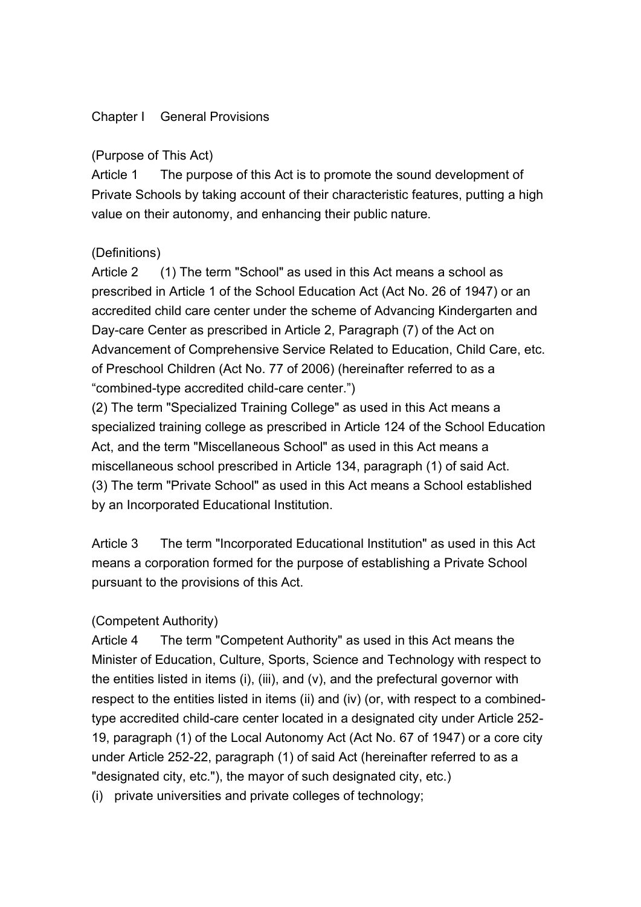## Chapter I General Provisions

(Purpose of This Act)

Article 1 The purpose of this Act is to promote the sound development of Private Schools by taking account of their characteristic features, putting a high value on their autonomy, and enhancing their public nature.

(Definitions)

Article 2 (1) The term "School" as used in this Act means a school as prescribed in Article 1 of the School Education Act (Act No. 26 of 1947) or an accredited child care center under the scheme of Advancing Kindergarten and Day-care Center as prescribed in Article 2, Paragraph (7) of the Act on Advancement of Comprehensive Service Related to Education, Child Care, etc. of Preschool Children (Act No. 77 of 2006) (hereinafter referred to as a "combined-type accredited child-care center.")

(2) The term "Specialized Training College" as used in this Act means a specialized training college as prescribed in Article 124 of the School Education Act, and the term "Miscellaneous School" as used in this Act means a miscellaneous school prescribed in Article 134, paragraph (1) of said Act.

(3) The term "Private School" as used in this Act means a School established by an Incorporated Educational Institution.

Article 3 The term "Incorporated Educational Institution" as used in this Act means a corporation formed for the purpose of establishing a Private School pursuant to the provisions of this Act.

(Competent Authority)

Article 4 The term "Competent Authority" as used in this Act means the Minister of Education, Culture, Sports, Science and Technology with respect to the entities listed in items (i), (iii), and (v), and the prefectural governor with respect to the entities listed in items (ii) and (iv) (or, with respect to a combined-type accredited child-care center located in a designated city under Article 252-19, paragraph (1) of the Local Autonomy Act (Act No. 67 of 1947) or a core city under Article 252-22, paragraph (1) of said Act (hereinafter referred to as a "designated city, etc."), the mayor of such designated city, etc.)

(i) private universities and private colleges of technology;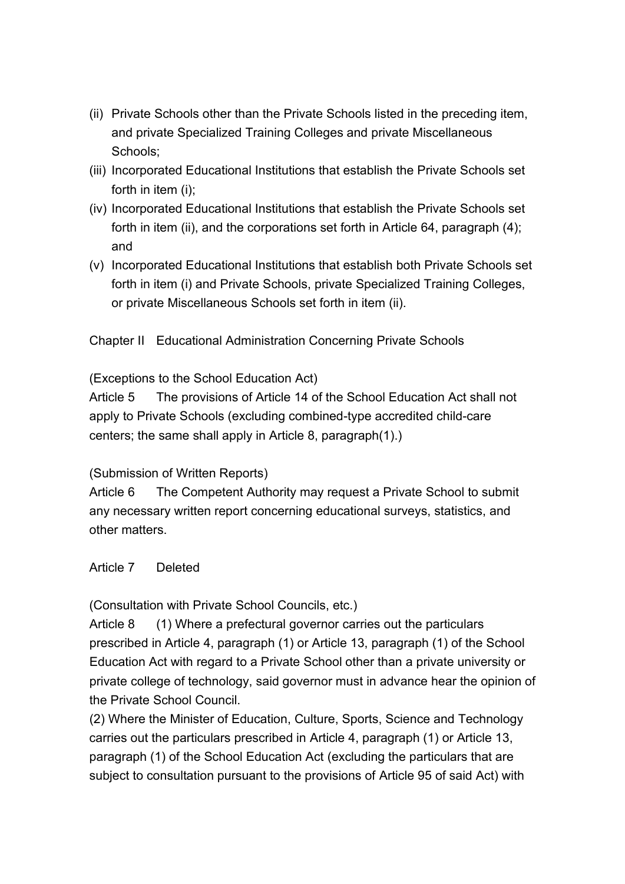(ii) Private Schools other than the Private Schools listed in the preceding item, and private Specialized Training Colleges and private Miscellaneous Schools;

(iii) Incorporated Educational Institutions that establish the Private Schools set forth in item (i);

(iv) Incorporated Educational Institutions that establish the Private Schools set forth in item (ii), and the corporations set forth in Article 64, paragraph (4); and

(v) Incorporated Educational Institutions that establish both Private Schools set forth in item (i) and Private Schools, private Specialized Training Colleges, or private Miscellaneous Schools set forth in item (ii).

## Chapter II Educational Administration Concerning Private Schools

(Exceptions to the School Education Act)

Article 5 The provisions of Article 14 of the School Education Act shall not apply to Private Schools (excluding combined-type accredited child-care centers; the same shall apply in Article 8, paragraph(1).)

(Submission of Written Reports)

Article 6 The Competent Authority may request a Private School to submit any necessary written report concerning educational surveys, statistics, and other matters.

Article 7 Deleted

(Consultation with Private School Councils, etc.)

Article 8 (1) Where a prefectural governor carries out the particulars prescribed in Article 4, paragraph (1) or Article 13, paragraph (1) of the School Education Act with regard to a Private School other than a private university or private college of technology, said governor must in advance hear the opinion of the Private School Council.

(2) Where the Minister of Education, Culture, Sports, Science and Technology carries out the particulars prescribed in Article 4, paragraph (1) or Article 13, paragraph (1) of the School Education Act (excluding the particulars that are subject to consultation pursuant to the provisions of Article 95 of said Act) with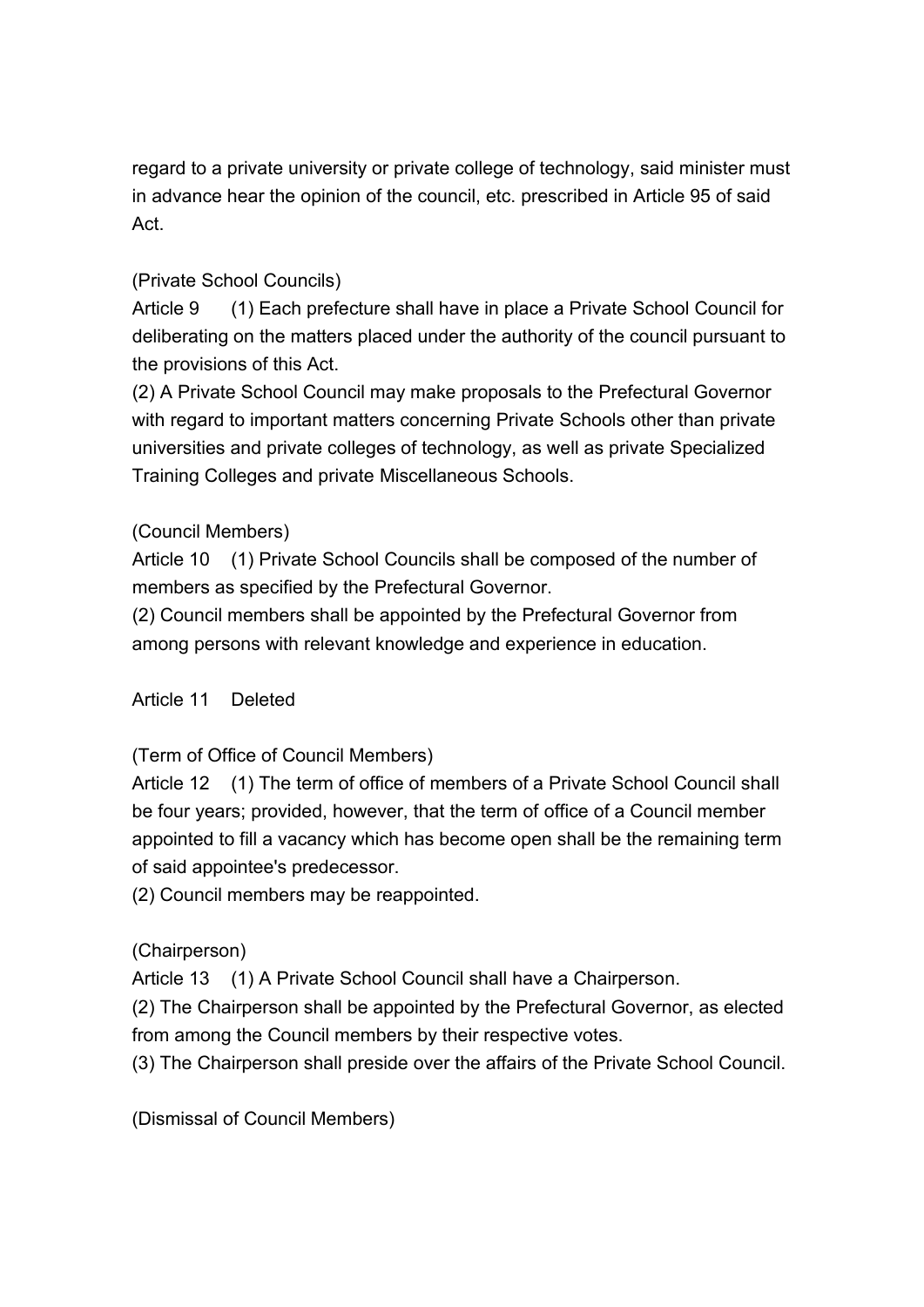regard to a private university or private college of technology, said minister must in advance hear the opinion of the council, etc. prescribed in Article 95 of said Act.

(Private School Councils)

Article 9 (1) Each prefecture shall have in place a Private School Council for deliberating on the matters placed under the authority of the council pursuant to the provisions of this Act.

(2) A Private School Council may make proposals to the Prefectural Governor with regard to important matters concerning Private Schools other than private universities and private colleges of technology, as well as private Specialized Training Colleges and private Miscellaneous Schools.

(Council Members)

Article 10 (1) Private School Councils shall be composed of the number of members as specified by the Prefectural Governor.

(2) Council members shall be appointed by the Prefectural Governor from among persons with relevant knowledge and experience in education.

Article 11 Deleted

(Term of Office of Council Members)

Article 12 (1) The term of office of members of a Private School Council shall be four years; provided, however, that the term of office of a Council member appointed to fill a vacancy which has become open shall be the remaining term of said appointee's predecessor.

(2) Council members may be reappointed.

(Chairperson)

Article 13 (1) A Private School Council shall have a Chairperson.

(2) The Chairperson shall be appointed by the Prefectural Governor, as elected from among the Council members by their respective votes.

(3) The Chairperson shall preside over the affairs of the Private School Council.

(Dismissal of Council Members)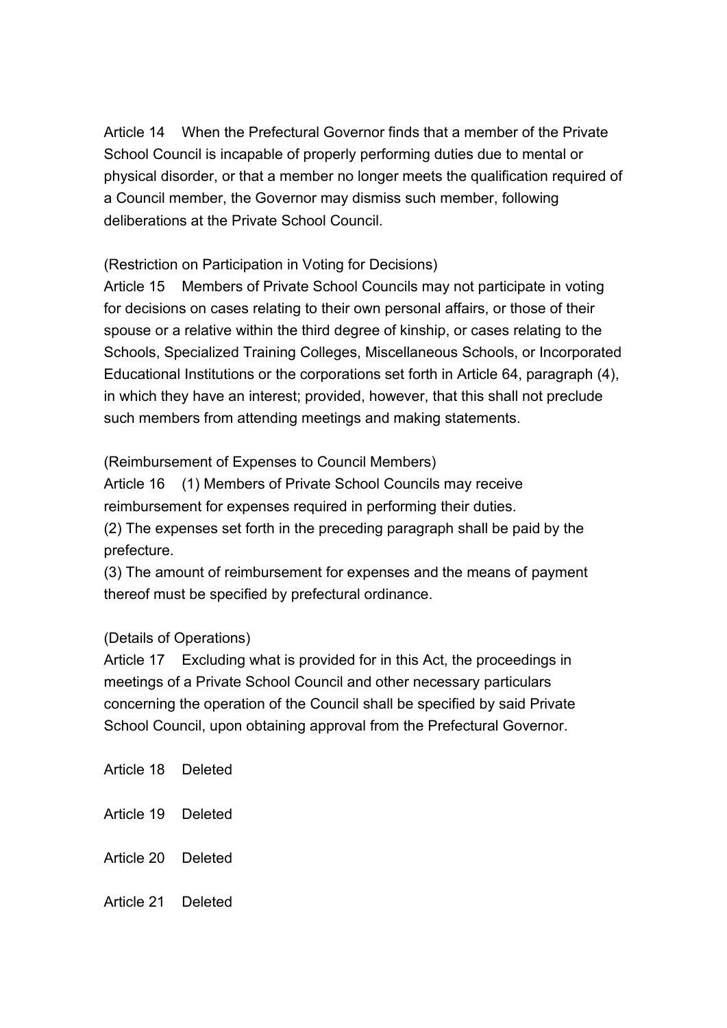Article 14 When the Prefectural Governor finds that a member of the Private School Council is incapable of properly performing duties due to mental or physical disorder, or that a member no longer meets the qualification required of a Council member, the Governor may dismiss such member, following deliberations at the Private School Council.

(Restriction on Participation in Voting for Decisions)

Article 15 Members of Private School Councils may not participate in voting for decisions on cases relating to their own personal affairs, or those of their spouse or a relative within the third degree of kinship, or cases relating to the Schools, Specialized Training Colleges, Miscellaneous Schools, or Incorporated Educational Institutions or the corporations set forth in Article 64, paragraph (4), in which they have an interest; provided, however, that this shall not preclude such members from attending meetings and making statements.

(Reimbursement of Expenses to Council Members)

Article 16 (1) Members of Private School Councils may receive reimbursement for expenses required in performing their duties.

(2) The expenses set forth in the preceding paragraph shall be paid by the prefecture.

(3) The amount of reimbursement for expenses and the means of payment thereof must be specified by prefectural ordinance.

(Details of Operations)

Article 17 Excluding what is provided for in this Act, the proceedings in meetings of a Private School Council and other necessary particulars concerning the operation of the Council shall be specified by said Private School Council, upon obtaining approval from the Prefectural Governor.

Article 18 Deleted

Article 19 Deleted

Article 20 Deleted

Article 21 Deleted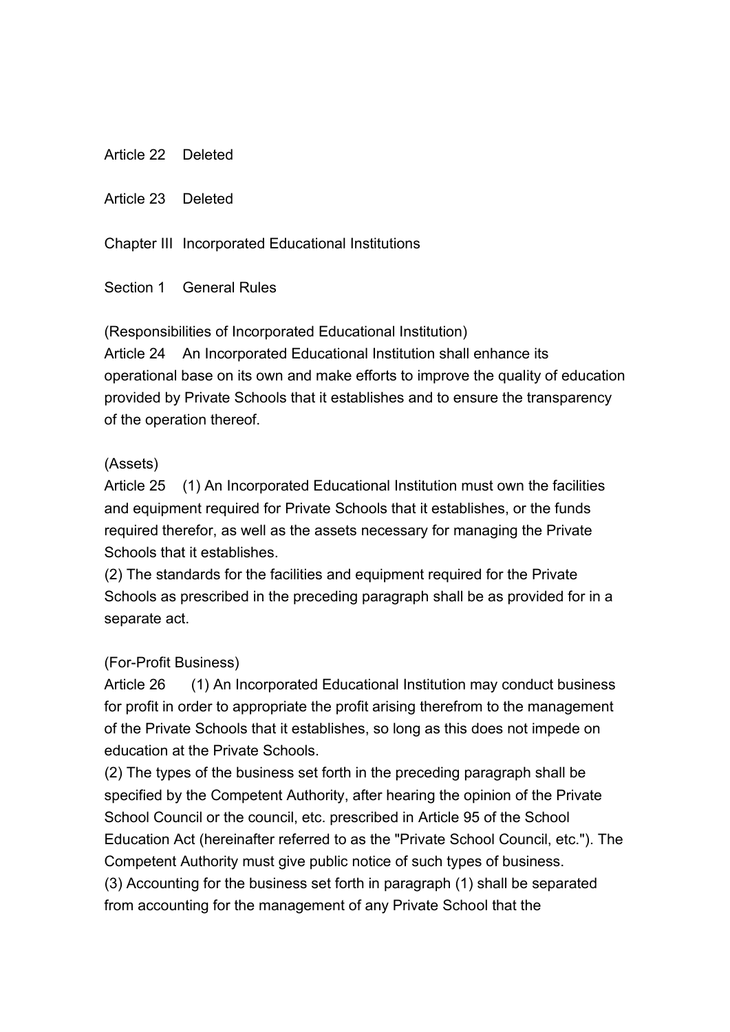Article 22 Deleted

Article 23 Deleted

## Chapter III Incorporated Educational Institutions

### Section 1 General Rules

(Responsibilities of Incorporated Educational Institution)

Article 24 An Incorporated Educational Institution shall enhance its operational base on its own and make efforts to improve the quality of education provided by Private Schools that it establishes and to ensure the transparency of the operation thereof.

(Assets)

Article 25 (1) An Incorporated Educational Institution must own the facilities and equipment required for Private Schools that it establishes, or the funds required therefor, as well as the assets necessary for managing the Private Schools that it establishes.

(2) The standards for the facilities and equipment required for the Private Schools as prescribed in the preceding paragraph shall be as provided for in a separate act.

(For-Profit Business)

Article 26 (1) An Incorporated Educational Institution may conduct business for profit in order to appropriate the profit arising therefrom to the management of the Private Schools that it establishes, so long as this does not impede on education at the Private Schools.

(2) The types of the business set forth in the preceding paragraph shall be specified by the Competent Authority, after hearing the opinion of the Private School Council or the council, etc. prescribed in Article 95 of the School Education Act (hereinafter referred to as the "Private School Council, etc."). The Competent Authority must give public notice of such types of business.

(3) Accounting for the business set forth in paragraph (1) shall be separated from accounting for the management of any Private School that the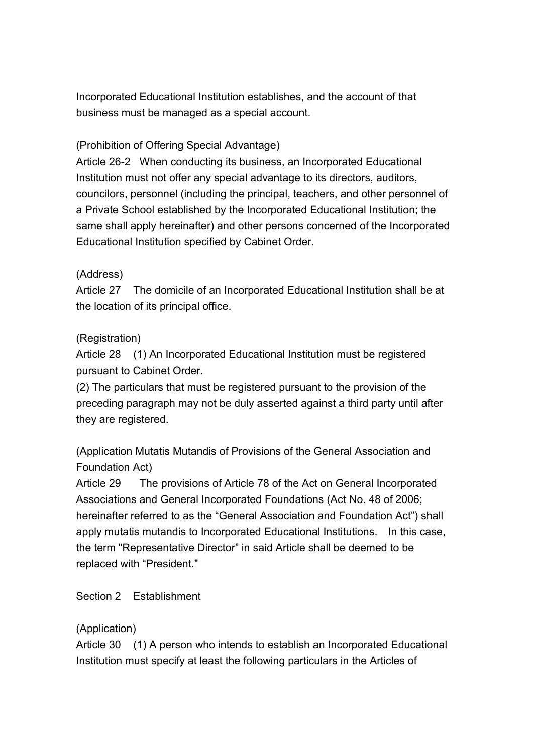Incorporated Educational Institution establishes, and the account of that business must be managed as a special account.

(Prohibition of Offering Special Advantage)

Article 26-2 When conducting its business, an Incorporated Educational Institution must not offer any special advantage to its directors, auditors, councilors, personnel (including the principal, teachers, and other personnel of a Private School established by the Incorporated Educational Institution; the same shall apply hereinafter) and other persons concerned of the Incorporated Educational Institution specified by Cabinet Order.

(Address)

Article 27 The domicile of an Incorporated Educational Institution shall be at the location of its principal office.

(Registration)

Article 28 (1) An Incorporated Educational Institution must be registered pursuant to Cabinet Order.

(2) The particulars that must be registered pursuant to the provision of the preceding paragraph may not be duly asserted against a third party until after they are registered.

(Application Mutatis Mutandis of Provisions of the General Association and Foundation Act)

Article 29 The provisions of Article 78 of the Act on General Incorporated Associations and General Incorporated Foundations (Act No. 48 of 2006; hereinafter referred to as the “General Association and Foundation Act”) shall apply mutatis mutandis to Incorporated Educational Institutions. In this case, the term "Representative Director” in said Article shall be deemed to be replaced with “President."

Section 2 Establishment

(Application)

Article 30 (1) A person who intends to establish an Incorporated Educational Institution must specify at least the following particulars in the Articles of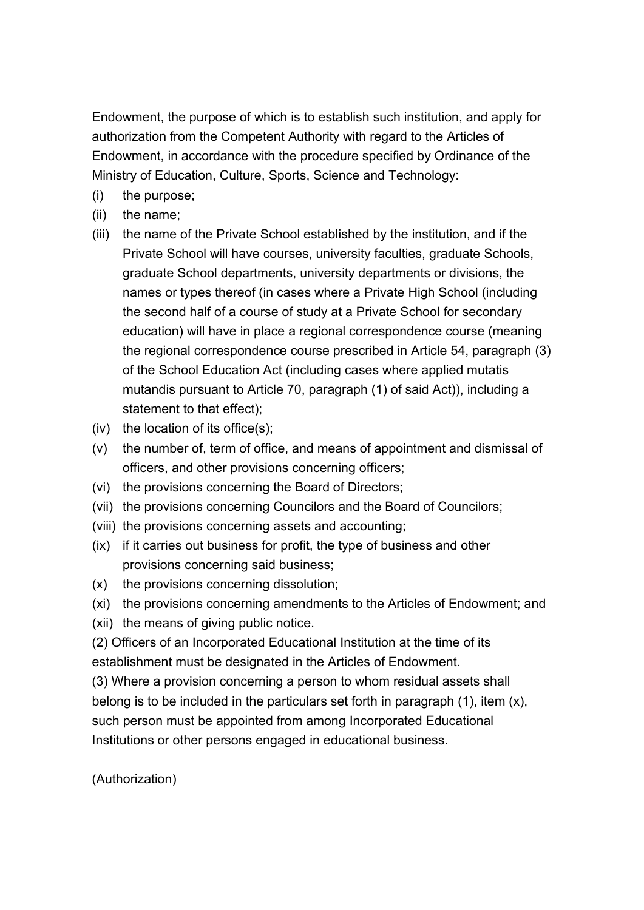Endowment, the purpose of which is to establish such institution, and apply for authorization from the Competent Authority with regard to the Articles of Endowment, in accordance with the procedure specified by Ordinance of the Ministry of Education, Culture, Sports, Science and Technology:

(i) the purpose;

(ii) the name;

(iii) the name of the Private School established by the institution, and if the Private School will have courses, university faculties, graduate Schools, graduate School departments, university departments or divisions, the names or types thereof (in cases where a Private High School (including the second half of a course of study at a Private School for secondary education) will have in place a regional correspondence course (meaning the regional correspondence course prescribed in Article 54, paragraph (3) of the School Education Act (including cases where applied mutatis mutandis pursuant to Article 70, paragraph (1) of said Act)), including a statement to that effect);

(iv) the location of its office(s);

(v) the number of, term of office, and means of appointment and dismissal of officers, and other provisions concerning officers;

(vi) the provisions concerning the Board of Directors;

(vii) the provisions concerning Councilors and the Board of Councilors;

(viii) the provisions concerning assets and accounting;

(ix) if it carries out business for profit, the type of business and other provisions concerning said business;

(x) the provisions concerning dissolution;

(xi) the provisions concerning amendments to the Articles of Endowment; and

(xii) the means of giving public notice.

(2) Officers of an Incorporated Educational Institution at the time of its establishment must be designated in the Articles of Endowment.

(3) Where a provision concerning a person to whom residual assets shall belong is to be included in the particulars set forth in paragraph (1), item (x), such person must be appointed from among Incorporated Educational Institutions or other persons engaged in educational business.

(Authorization)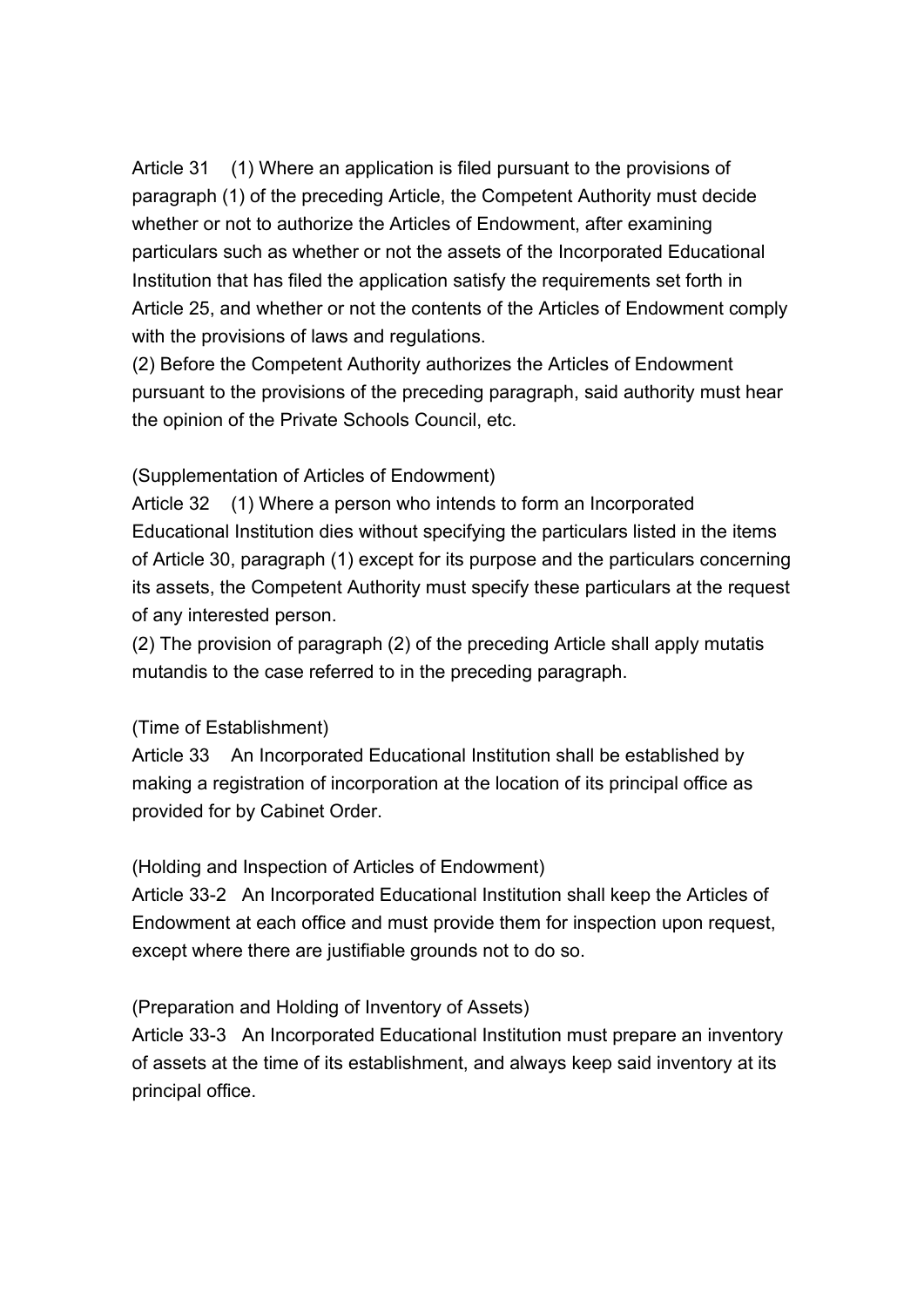Article 31 (1) Where an application is filed pursuant to the provisions of paragraph (1) of the preceding Article, the Competent Authority must decide whether or not to authorize the Articles of Endowment, after examining particulars such as whether or not the assets of the Incorporated Educational Institution that has filed the application satisfy the requirements set forth in Article 25, and whether or not the contents of the Articles of Endowment comply with the provisions of laws and regulations.

(2) Before the Competent Authority authorizes the Articles of Endowment pursuant to the provisions of the preceding paragraph, said authority must hear the opinion of the Private Schools Council, etc.

(Supplementation of Articles of Endowment)

Article 32 (1) Where a person who intends to form an Incorporated Educational Institution dies without specifying the particulars listed in the items of Article 30, paragraph (1) except for its purpose and the particulars concerning its assets, the Competent Authority must specify these particulars at the request of any interested person.

(2) The provision of paragraph (2) of the preceding Article shall apply mutatis mutandis to the case referred to in the preceding paragraph.

(Time of Establishment)

Article 33 An Incorporated Educational Institution shall be established by making a registration of incorporation at the location of its principal office as provided for by Cabinet Order.

(Holding and Inspection of Articles of Endowment)

Article 33-2 An Incorporated Educational Institution shall keep the Articles of Endowment at each office and must provide them for inspection upon request, except where there are justifiable grounds not to do so.

(Preparation and Holding of Inventory of Assets)

Article 33-3 An Incorporated Educational Institution must prepare an inventory of assets at the time of its establishment, and always keep said inventory at its principal office.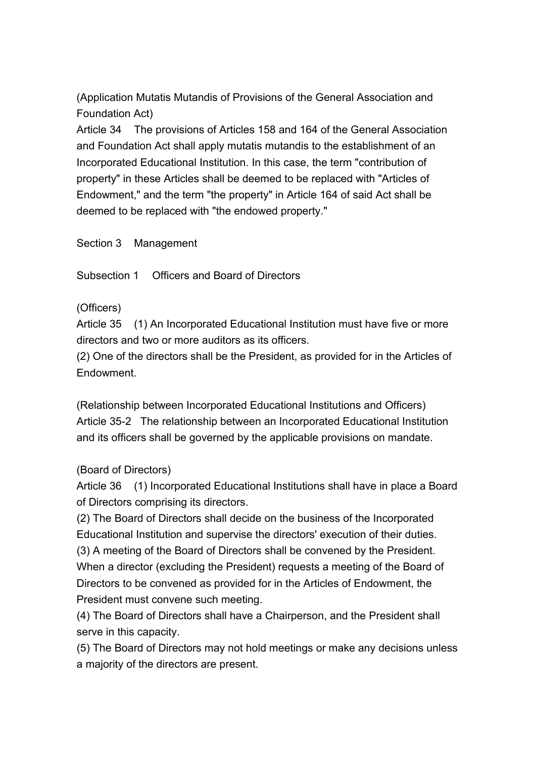(Application Mutatis Mutandis of Provisions of the General Association and Foundation Act)

Article 34 The provisions of Articles 158 and 164 of the General Association and Foundation Act shall apply mutatis mutandis to the establishment of an Incorporated Educational Institution. In this case, the term "contribution of property" in these Articles shall be deemed to be replaced with "Articles of Endowment," and the term "the property" in Article 164 of said Act shall be deemed to be replaced with "the endowed property."

## Section 3 Management

### Subsection 1 Officers and Board of Directors

(Officers)

Article 35 (1) An Incorporated Educational Institution must have five or more directors and two or more auditors as its officers.

(2) One of the directors shall be the President, as provided for in the Articles of Endowment.

(Relationship between Incorporated Educational Institutions and Officers)

Article 35-2 The relationship between an Incorporated Educational Institution and its officers shall be governed by the applicable provisions on mandate.

(Board of Directors)

Article 36 (1) Incorporated Educational Institutions shall have in place a Board of Directors comprising its directors.

(2) The Board of Directors shall decide on the business of the Incorporated Educational Institution and supervise the directors' execution of their duties.

(3) A meeting of the Board of Directors shall be convened by the President. When a director (excluding the President) requests a meeting of the Board of Directors to be convened as provided for in the Articles of Endowment, the President must convene such meeting.

(4) The Board of Directors shall have a Chairperson, and the President shall serve in this capacity.

(5) The Board of Directors may not hold meetings or make any decisions unless a majority of the directors are present.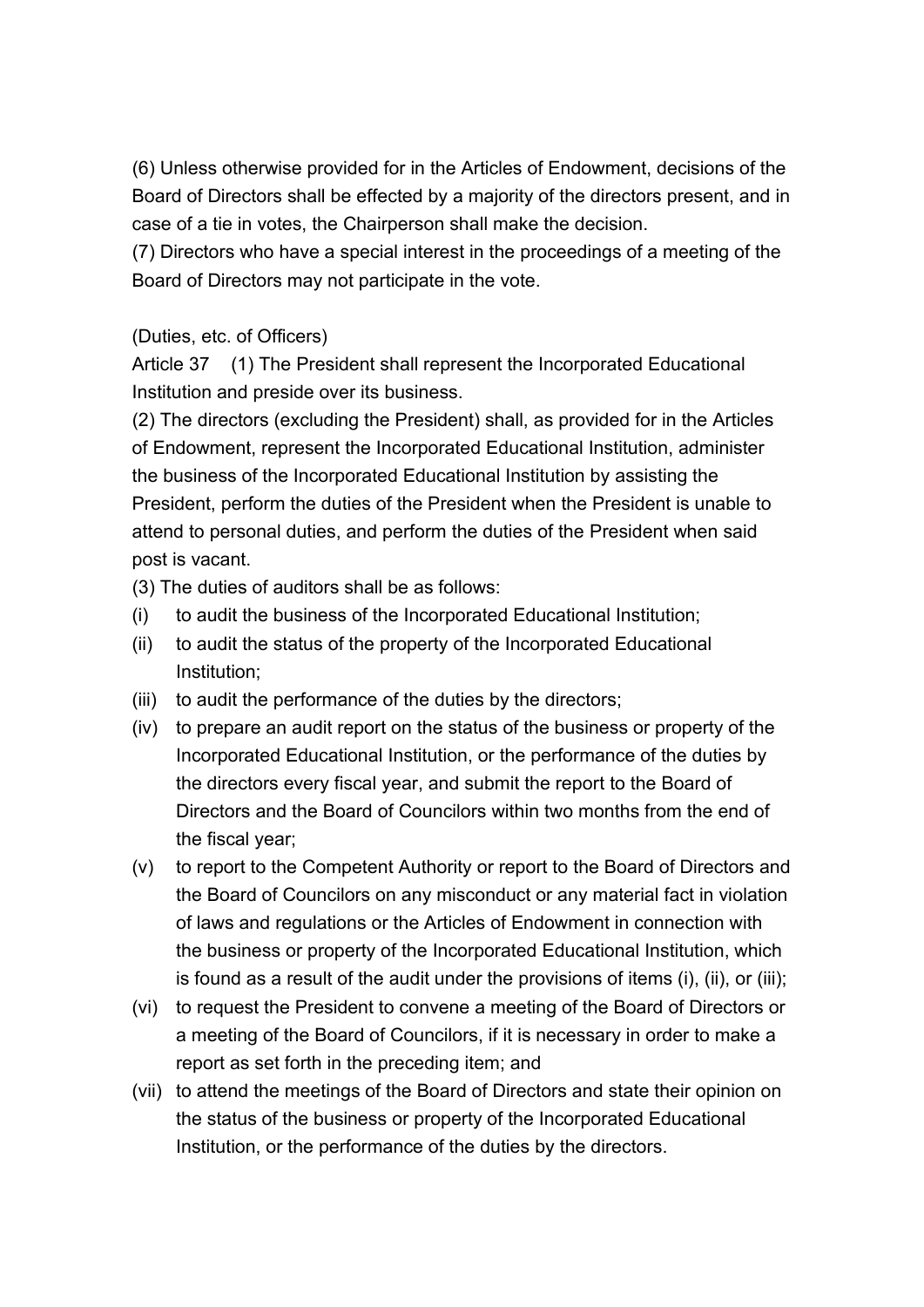(6) Unless otherwise provided for in the Articles of Endowment, decisions of the Board of Directors shall be effected by a majority of the directors present, and in case of a tie in votes, the Chairperson shall make the decision.

(7) Directors who have a special interest in the proceedings of a meeting of the Board of Directors may not participate in the vote.

(Duties, etc. of Officers)

Article 37 (1) The President shall represent the Incorporated Educational Institution and preside over its business.

(2) The directors (excluding the President) shall, as provided for in the Articles of Endowment, represent the Incorporated Educational Institution, administer the business of the Incorporated Educational Institution by assisting the President, perform the duties of the President when the President is unable to attend to personal duties, and perform the duties of the President when said post is vacant.

(3) The duties of auditors shall be as follows:

(i) to audit the business of the Incorporated Educational Institution;

(ii) to audit the status of the property of the Incorporated Educational Institution;

(iii) to audit the performance of the duties by the directors;

(iv) to prepare an audit report on the status of the business or property of the Incorporated Educational Institution, or the performance of the duties by the directors every fiscal year, and submit the report to the Board of Directors and the Board of Councilors within two months from the end of the fiscal year;

(v) to report to the Competent Authority or report to the Board of Directors and the Board of Councilors on any misconduct or any material fact in violation of laws and regulations or the Articles of Endowment in connection with the business or property of the Incorporated Educational Institution, which is found as a result of the audit under the provisions of items (i), (ii), or (iii);

(vi) to request the President to convene a meeting of the Board of Directors or a meeting of the Board of Councilors, if it is necessary in order to make a report as set forth in the preceding item; and

(vii) to attend the meetings of the Board of Directors and state their opinion on the status of the business or property of the Incorporated Educational Institution, or the performance of the duties by the directors.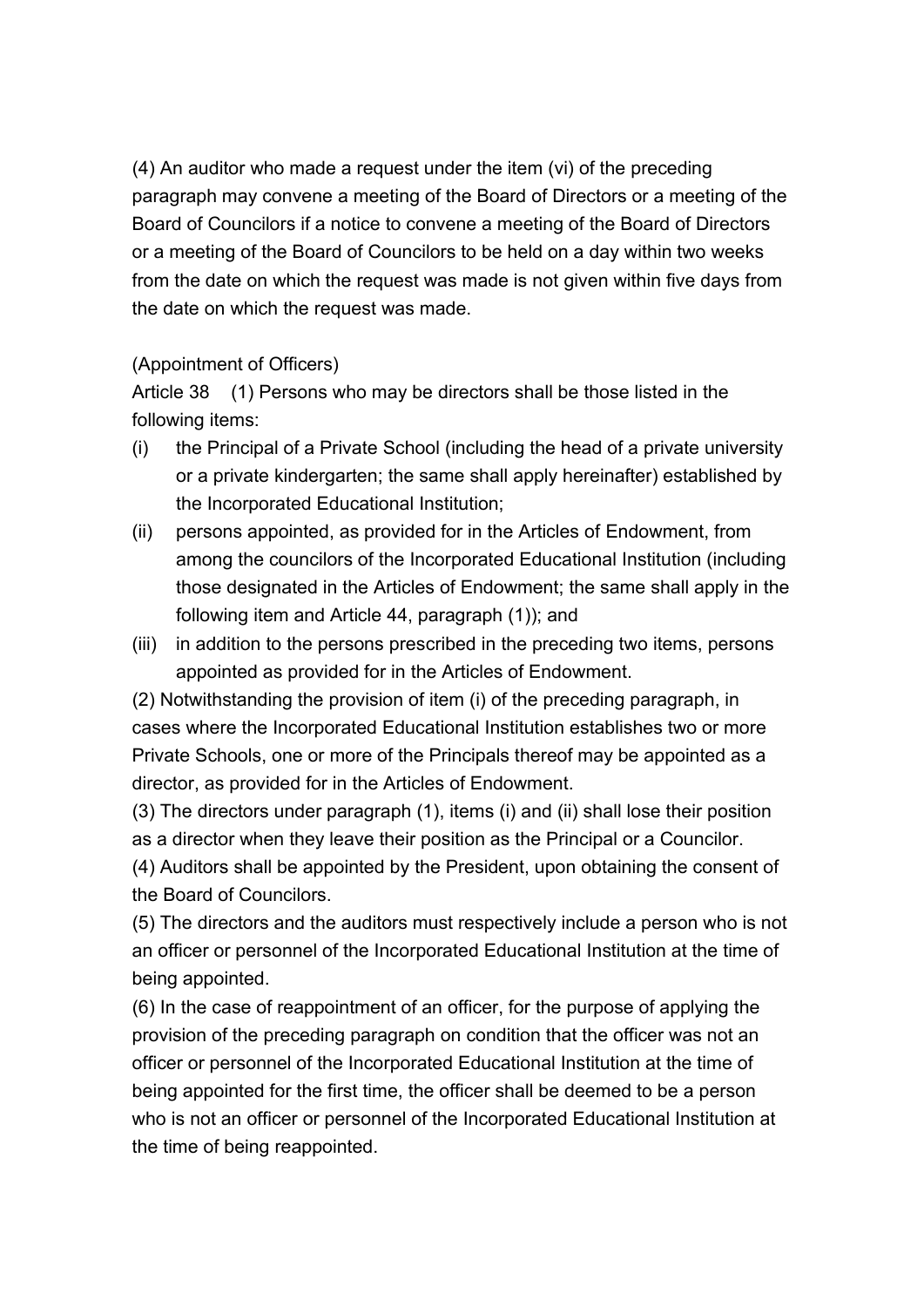(4) An auditor who made a request under the item (vi) of the preceding paragraph may convene a meeting of the Board of Directors or a meeting of the Board of Councilors if a notice to convene a meeting of the Board of Directors or a meeting of the Board of Councilors to be held on a day within two weeks from the date on which the request was made is not given within five days from the date on which the request was made.

(Appointment of Officers)

Article 38 (1) Persons who may be directors shall be those listed in the following items:

(i) the Principal of a Private School (including the head of a private university or a private kindergarten; the same shall apply hereinafter) established by the Incorporated Educational Institution;

(ii) persons appointed, as provided for in the Articles of Endowment, from among the councilors of the Incorporated Educational Institution (including those designated in the Articles of Endowment; the same shall apply in the following item and Article 44, paragraph (1)); and

(iii) in addition to the persons prescribed in the preceding two items, persons appointed as provided for in the Articles of Endowment.

(2) Notwithstanding the provision of item (i) of the preceding paragraph, in cases where the Incorporated Educational Institution establishes two or more Private Schools, one or more of the Principals thereof may be appointed as a director, as provided for in the Articles of Endowment.

(3) The directors under paragraph (1), items (i) and (ii) shall lose their position as a director when they leave their position as the Principal or a Councilor.

(4) Auditors shall be appointed by the President, upon obtaining the consent of the Board of Councilors.

(5) The directors and the auditors must respectively include a person who is not an officer or personnel of the Incorporated Educational Institution at the time of being appointed.

(6) In the case of reappointment of an officer, for the purpose of applying the provision of the preceding paragraph on condition that the officer was not an officer or personnel of the Incorporated Educational Institution at the time of being appointed for the first time, the officer shall be deemed to be a person who is not an officer or personnel of the Incorporated Educational Institution at the time of being reappointed.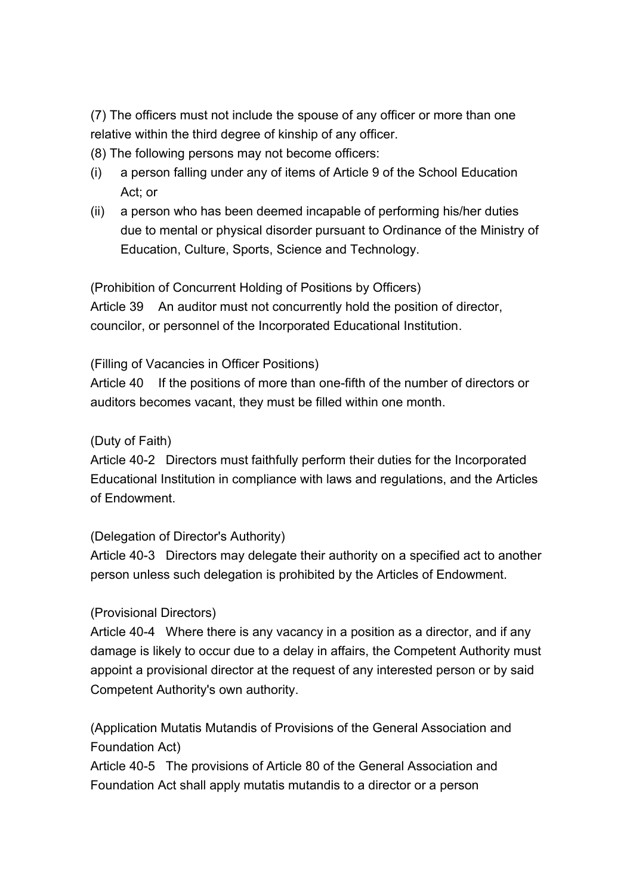(7) The officers must not include the spouse of any officer or more than one relative within the third degree of kinship of any officer.

(8) The following persons may not become officers:

(i) a person falling under any of items of Article 9 of the School Education Act; or

(ii) a person who has been deemed incapable of performing his/her duties due to mental or physical disorder pursuant to Ordinance of the Ministry of Education, Culture, Sports, Science and Technology.

(Prohibition of Concurrent Holding of Positions by Officers)

Article 39 An auditor must not concurrently hold the position of director, councilor, or personnel of the Incorporated Educational Institution.

(Filling of Vacancies in Officer Positions)

Article 40 If the positions of more than one-fifth of the number of directors or auditors becomes vacant, they must be filled within one month.

(Duty of Faith)

Article 40-2 Directors must faithfully perform their duties for the Incorporated Educational Institution in compliance with laws and regulations, and the Articles of Endowment.

(Delegation of Director's Authority)

Article 40-3 Directors may delegate their authority on a specified act to another person unless such delegation is prohibited by the Articles of Endowment.

(Provisional Directors)

Article 40-4 Where there is any vacancy in a position as a director, and if any damage is likely to occur due to a delay in affairs, the Competent Authority must appoint a provisional director at the request of any interested person or by said Competent Authority's own authority.

(Application Mutatis Mutandis of Provisions of the General Association and Foundation Act)

Article 40-5 The provisions of Article 80 of the General Association and Foundation Act shall apply mutatis mutandis to a director or a person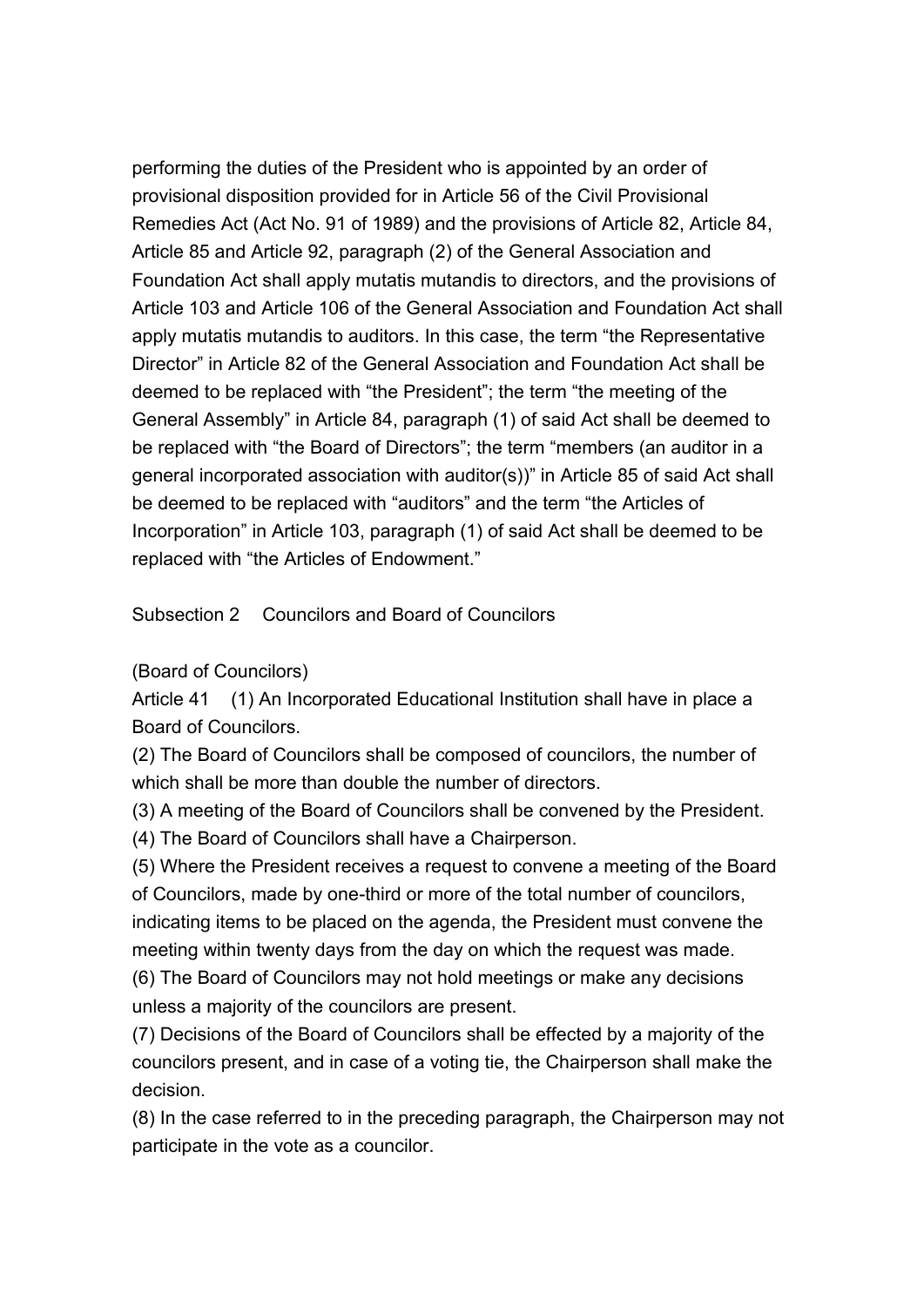performing the duties of the President who is appointed by an order of provisional disposition provided for in Article 56 of the Civil Provisional Remedies Act (Act No. 91 of 1989) and the provisions of Article 82, Article 84, Article 85 and Article 92, paragraph (2) of the General Association and Foundation Act shall apply mutatis mutandis to directors, and the provisions of Article 103 and Article 106 of the General Association and Foundation Act shall apply mutatis mutandis to auditors. In this case, the term "the Representative Director" in Article 82 of the General Association and Foundation Act shall be deemed to be replaced with "the President"; the term "the meeting of the General Assembly" in Article 84, paragraph (1) of said Act shall be deemed to be replaced with "the Board of Directors"; the term "members (an auditor in a general incorporated association with auditor(s))" in Article 85 of said Act shall be deemed to be replaced with "auditors" and the term "the Articles of Incorporation" in Article 103, paragraph (1) of said Act shall be deemed to be replaced with "the Articles of Endowment."

### Subsection 2 Councilors and Board of Councilors

(Board of Councilors)

Article 41 (1) An Incorporated Educational Institution shall have in place a Board of Councilors.

(2) The Board of Councilors shall be composed of councilors, the number of which shall be more than double the number of directors.

(3) A meeting of the Board of Councilors shall be convened by the President.

(4) The Board of Councilors shall have a Chairperson.

(5) Where the President receives a request to convene a meeting of the Board of Councilors, made by one-third or more of the total number of councilors, indicating items to be placed on the agenda, the President must convene the meeting within twenty days from the day on which the request was made.

(6) The Board of Councilors may not hold meetings or make any decisions unless a majority of the councilors are present.

(7) Decisions of the Board of Councilors shall be effected by a majority of the councilors present, and in case of a voting tie, the Chairperson shall make the decision.

(8) In the case referred to in the preceding paragraph, the Chairperson may not participate in the vote as a councilor.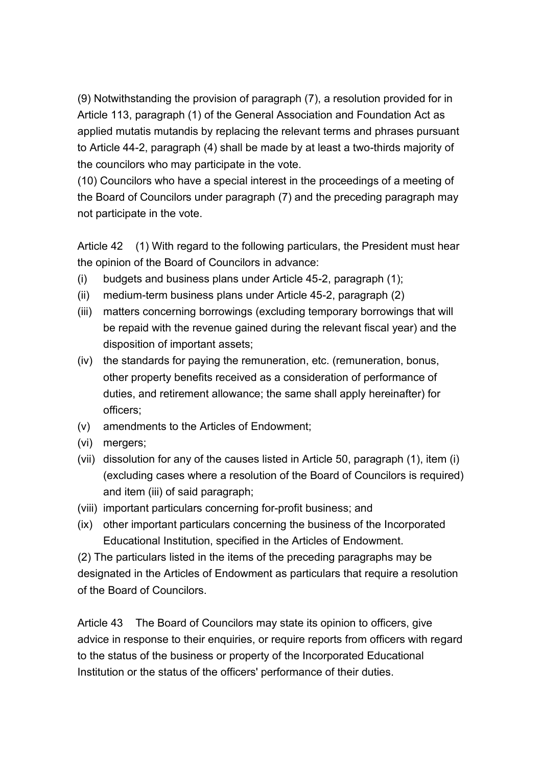(9) Notwithstanding the provision of paragraph (7), a resolution provided for in Article 113, paragraph (1) of the General Association and Foundation Act as applied mutatis mutandis by replacing the relevant terms and phrases pursuant to Article 44-2, paragraph (4) shall be made by at least a two-thirds majority of the councilors who may participate in the vote.

(10) Councilors who have a special interest in the proceedings of a meeting of the Board of Councilors under paragraph (7) and the preceding paragraph may not participate in the vote.

Article 42 (1) With regard to the following particulars, the President must hear the opinion of the Board of Councilors in advance:

(i) budgets and business plans under Article 45-2, paragraph (1);

(ii) medium-term business plans under Article 45-2, paragraph (2)

(iii) matters concerning borrowings (excluding temporary borrowings that will be repaid with the revenue gained during the relevant fiscal year) and the disposition of important assets;

(iv) the standards for paying the remuneration, etc. (remuneration, bonus, other property benefits received as a consideration of performance of duties, and retirement allowance; the same shall apply hereinafter) for officers;

(v) amendments to the Articles of Endowment;

(vi) mergers;

(vii) dissolution for any of the causes listed in Article 50, paragraph (1), item (i) (excluding cases where a resolution of the Board of Councilors is required) and item (iii) of said paragraph;

(viii) important particulars concerning for-profit business; and

(ix) other important particulars concerning the business of the Incorporated Educational Institution, specified in the Articles of Endowment.

(2) The particulars listed in the items of the preceding paragraphs may be designated in the Articles of Endowment as particulars that require a resolution of the Board of Councilors.

Article 43 The Board of Councilors may state its opinion to officers, give advice in response to their enquiries, or require reports from officers with regard to the status of the business or property of the Incorporated Educational Institution or the status of the officers' performance of their duties.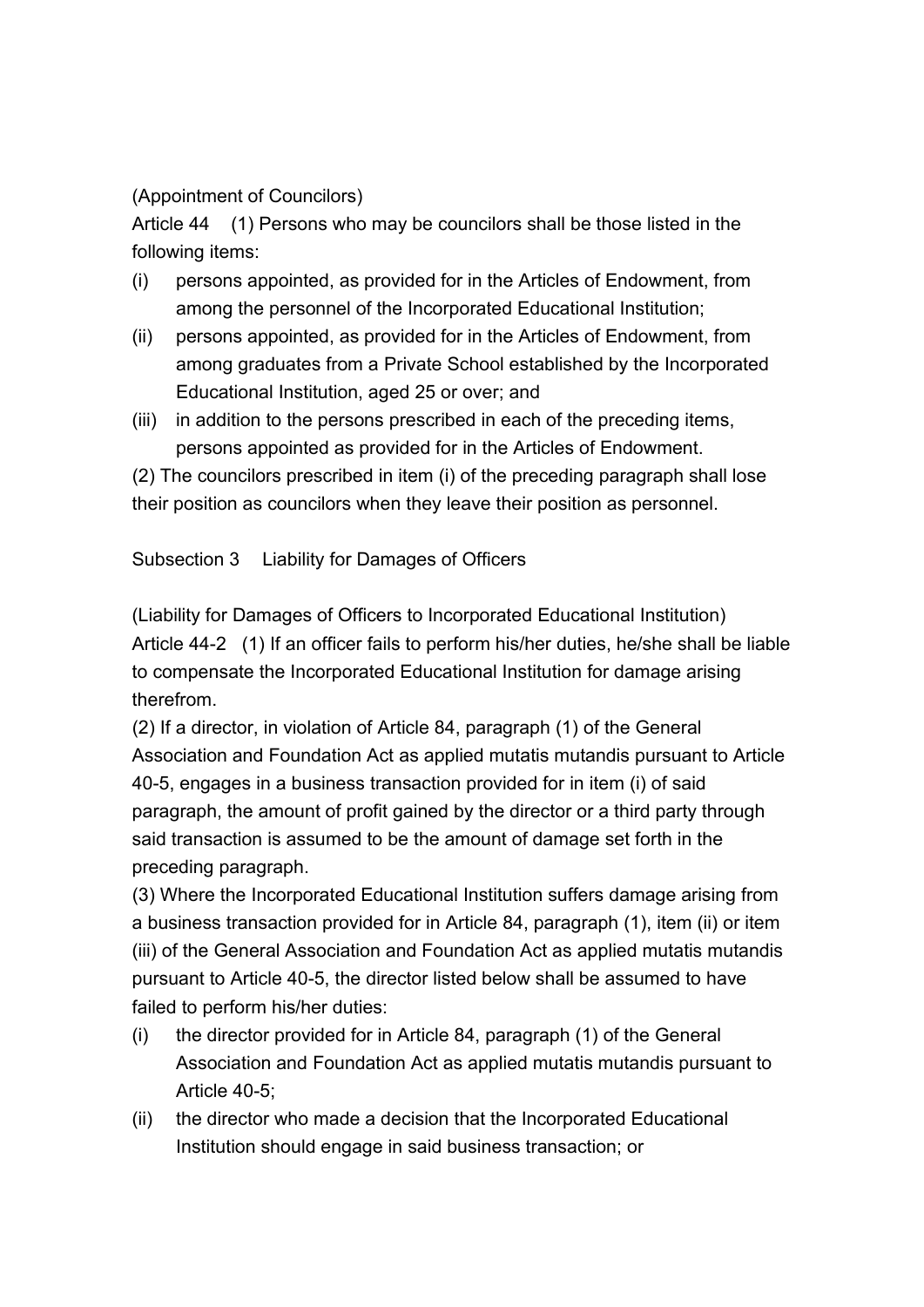(Appointment of Councilors)

Article 44 (1) Persons who may be councilors shall be those listed in the following items:

(i) persons appointed, as provided for in the Articles of Endowment, from among the personnel of the Incorporated Educational Institution;

(ii) persons appointed, as provided for in the Articles of Endowment, from among graduates from a Private School established by the Incorporated Educational Institution, aged 25 or over; and

(iii) in addition to the persons prescribed in each of the preceding items, persons appointed as provided for in the Articles of Endowment.

(2) The councilors prescribed in item (i) of the preceding paragraph shall lose their position as councilors when they leave their position as personnel.

Subsection 3 Liability for Damages of Officers

(Liability for Damages of Officers to Incorporated Educational Institution)

Article 44-2 (1) If an officer fails to perform his/her duties, he/she shall be liable to compensate the Incorporated Educational Institution for damage arising therefrom.

(2) If a director, in violation of Article 84, paragraph (1) of the General Association and Foundation Act as applied mutatis mutandis pursuant to Article 40-5, engages in a business transaction provided for in item (i) of said paragraph, the amount of profit gained by the director or a third party through said transaction is assumed to be the amount of damage set forth in the preceding paragraph.

(3) Where the Incorporated Educational Institution suffers damage arising from a business transaction provided for in Article 84, paragraph (1), item (ii) or item (iii) of the General Association and Foundation Act as applied mutatis mutandis pursuant to Article 40-5, the director listed below shall be assumed to have failed to perform his/her duties:

(i) the director provided for in Article 84, paragraph (1) of the General Association and Foundation Act as applied mutatis mutandis pursuant to Article 40-5;

(ii) the director who made a decision that the Incorporated Educational Institution should engage in said business transaction; or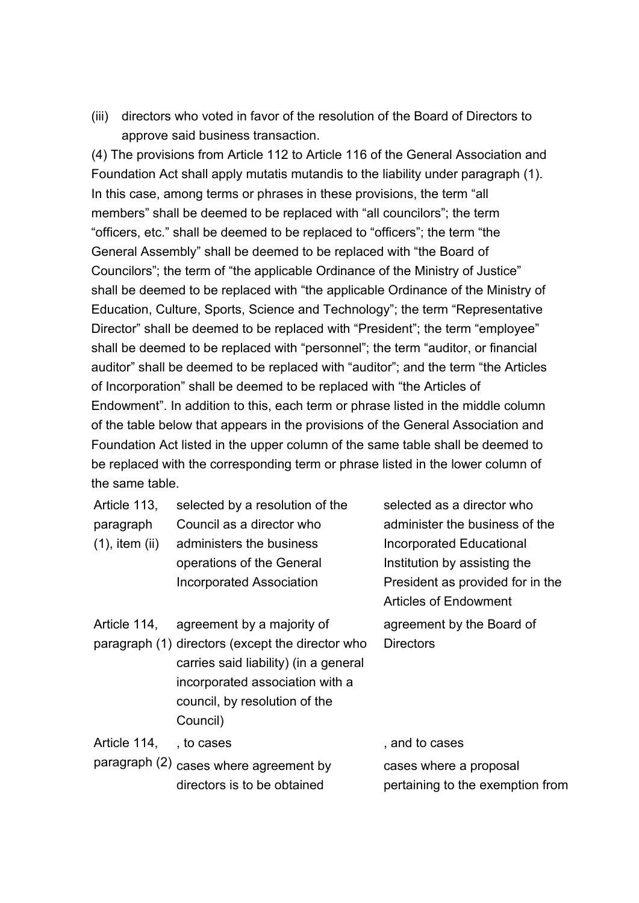(iii) directors who voted in favor of the resolution of the Board of Directors to approve said business transaction.

(4) The provisions from Article 112 to Article 116 of the General Association and Foundation Act shall apply mutatis mutandis to the liability under paragraph (1). In this case, among terms or phrases in these provisions, the term "all members" shall be deemed to be replaced with "all councilors"; the term "officers, etc." shall be deemed to be replaced to "officers"; the term "the General Assembly" shall be deemed to be replaced with "the Board of Councilors"; the term of "the applicable Ordinance of the Ministry of Justice" shall be deemed to be replaced with "the applicable Ordinance of the Ministry of Education, Culture, Sports, Science and Technology"; the term "Representative Director" shall be deemed to be replaced with "President"; the term "employee" shall be deemed to be replaced with "personnel"; the term "auditor, or financial auditor" shall be deemed to be replaced with "auditor"; and the term "the Articles of Incorporation" shall be deemed to be replaced with "the Articles of Endowment". In addition to this, each term or phrase listed in the middle column of the table below that appears in the provisions of the General Association and Foundation Act listed in the upper column of the same table shall be deemed to be replaced with the corresponding term or phrase listed in the lower column of the same table.

| | | |
|---|---|---|
| Article 113, paragraph (1), item (ii) | selected by a resolution of the Council as a director who administers the business operations of the General Incorporated Association | selected as a director who administer the business of the Incorporated Educational Institution by assisting the President as provided for in the Articles of Endowment |
| Article 114, paragraph (1) | agreement by a majority of directors (except the director who carries said liability) (in a general incorporated association with a council, by resolution of the Council) | agreement by the Board of Directors |
| Article 114, paragraph (2) | , to cases | , and to cases |
| | cases where agreement by directors is to be obtained | cases where a proposal pertaining to the exemption from |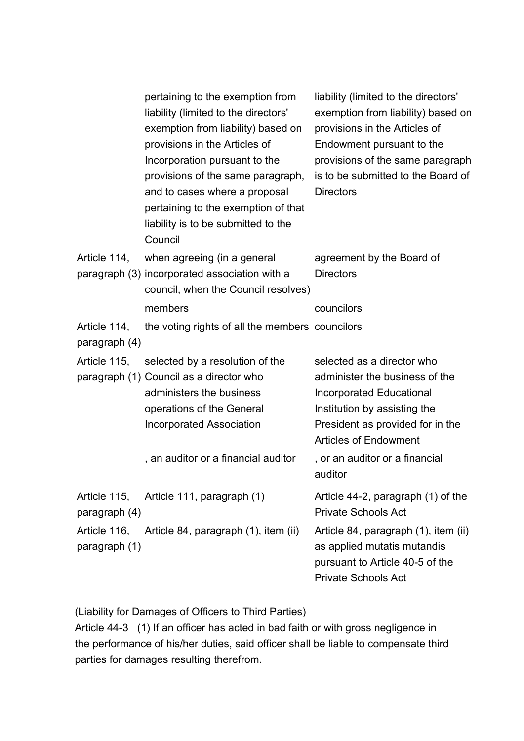| | | |
|---|---|---|
| | pertaining to the exemption from liability (limited to the directors' exemption from liability) based on provisions in the Articles of Incorporation pursuant to the provisions of the same paragraph, and to cases where a proposal pertaining to the exemption of that liability is to be submitted to the Council | liability (limited to the directors' exemption from liability) based on provisions in the Articles of Endowment pursuant to the provisions of the same paragraph is to be submitted to the Board of Directors |
| Article 114, paragraph (3) | when agreeing (in a general incorporated association with a council, when the Council resolves) | agreement by the Board of Directors |
| | members | councilors |
| Article 114, paragraph (4) | the voting rights of all the members | councilors |
| Article 115, paragraph (1) | selected by a resolution of the Council as a director who administers the business operations of the General Incorporated Association | selected as a director who administer the business of the Incorporated Educational Institution by assisting the President as provided for in the Articles of Endowment |
| | , an auditor or a financial auditor | , or an auditor or a financial auditor |
| Article 115, paragraph (4) | Article 111, paragraph (1) | Article 44-2, paragraph (1) of the Private Schools Act |
| Article 116, paragraph (1) | Article 84, paragraph (1), item (ii) | Article 84, paragraph (1), item (ii) as applied mutatis mutandis pursuant to Article 40-5 of the Private Schools Act |

(Liability for Damages of Officers to Third Parties)

Article 44-3 (1) If an officer has acted in bad faith or with gross negligence in the performance of his/her duties, said officer shall be liable to compensate third parties for damages resulting therefrom.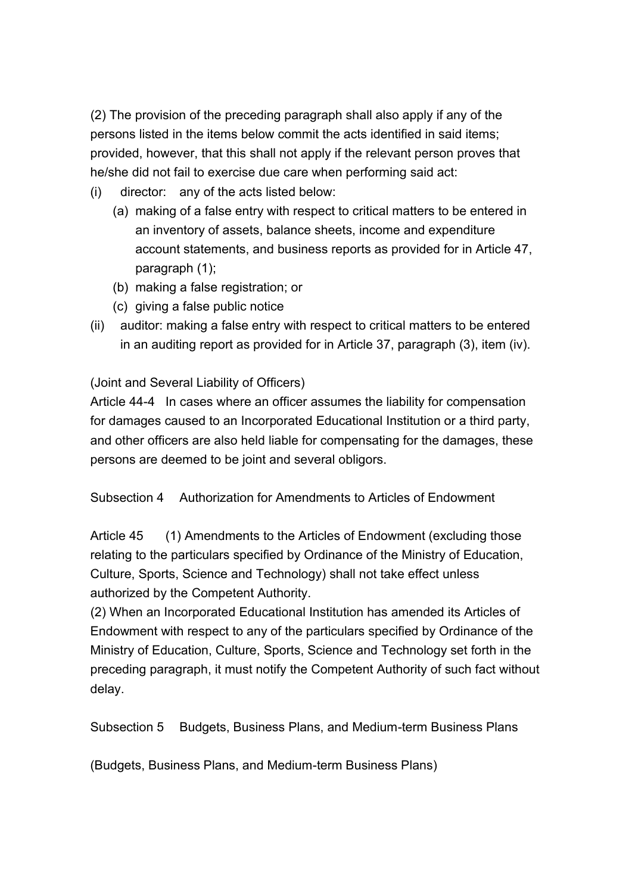(2) The provision of the preceding paragraph shall also apply if any of the persons listed in the items below commit the acts identified in said items; provided, however, that this shall not apply if the relevant person proves that he/she did not fail to exercise due care when performing said act:

(i) director: any of the acts listed below:
  (a) making of a false entry with respect to critical matters to be entered in an inventory of assets, balance sheets, income and expenditure account statements, and business reports as provided for in Article 47, paragraph (1);
  (b) making a false registration; or
  (c) giving a false public notice

(ii) auditor: making a false entry with respect to critical matters to be entered in an auditing report as provided for in Article 37, paragraph (3), item (iv).

(Joint and Several Liability of Officers)

Article 44-4 In cases where an officer assumes the liability for compensation for damages caused to an Incorporated Educational Institution or a third party, and other officers are also held liable for compensating for the damages, these persons are deemed to be joint and several obligors.

Subsection 4 Authorization for Amendments to Articles of Endowment

Article 45 (1) Amendments to the Articles of Endowment (excluding those relating to the particulars specified by Ordinance of the Ministry of Education, Culture, Sports, Science and Technology) shall not take effect unless authorized by the Competent Authority.

(2) When an Incorporated Educational Institution has amended its Articles of Endowment with respect to any of the particulars specified by Ordinance of the Ministry of Education, Culture, Sports, Science and Technology set forth in the preceding paragraph, it must notify the Competent Authority of such fact without delay.

Subsection 5 Budgets, Business Plans, and Medium-term Business Plans

(Budgets, Business Plans, and Medium-term Business Plans)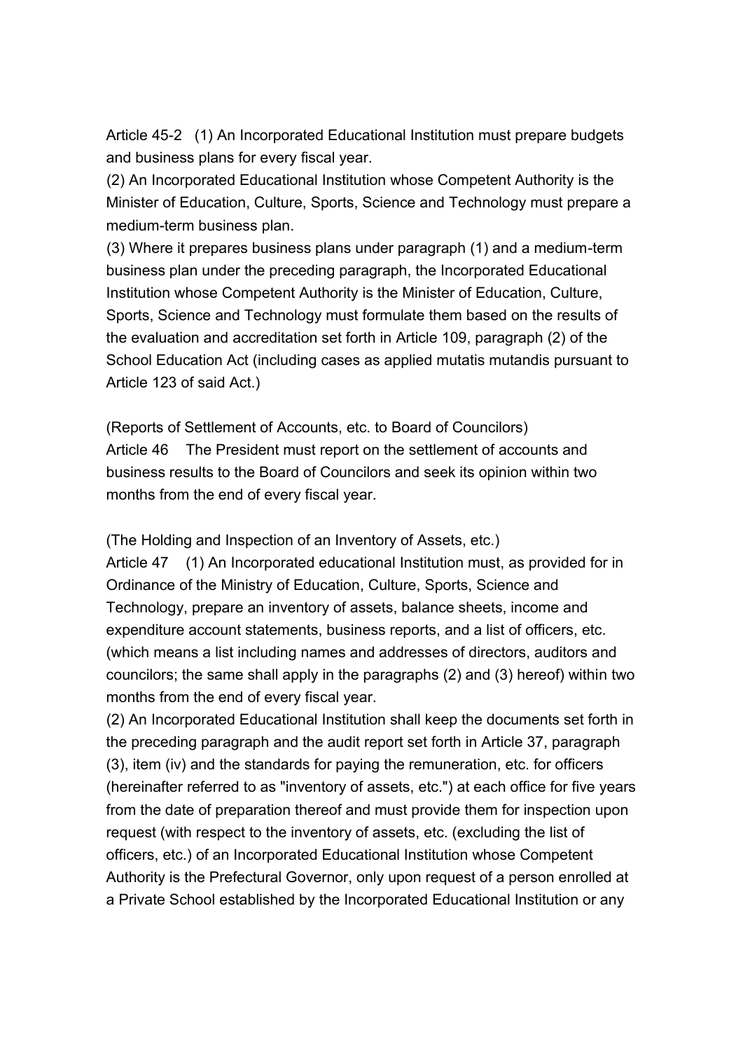Article 45-2 (1) An Incorporated Educational Institution must prepare budgets and business plans for every fiscal year.

(2) An Incorporated Educational Institution whose Competent Authority is the Minister of Education, Culture, Sports, Science and Technology must prepare a medium-term business plan.

(3) Where it prepares business plans under paragraph (1) and a medium-term business plan under the preceding paragraph, the Incorporated Educational Institution whose Competent Authority is the Minister of Education, Culture, Sports, Science and Technology must formulate them based on the results of the evaluation and accreditation set forth in Article 109, paragraph (2) of the School Education Act (including cases as applied mutatis mutandis pursuant to Article 123 of said Act.)

(Reports of Settlement of Accounts, etc. to Board of Councilors)

Article 46 The President must report on the settlement of accounts and business results to the Board of Councilors and seek its opinion within two months from the end of every fiscal year.

(The Holding and Inspection of an Inventory of Assets, etc.)

Article 47 (1) An Incorporated educational Institution must, as provided for in Ordinance of the Ministry of Education, Culture, Sports, Science and Technology, prepare an inventory of assets, balance sheets, income and expenditure account statements, business reports, and a list of officers, etc. (which means a list including names and addresses of directors, auditors and councilors; the same shall apply in the paragraphs (2) and (3) hereof) within two months from the end of every fiscal year.

(2) An Incorporated Educational Institution shall keep the documents set forth in the preceding paragraph and the audit report set forth in Article 37, paragraph (3), item (iv) and the standards for paying the remuneration, etc. for officers (hereinafter referred to as "inventory of assets, etc.") at each office for five years from the date of preparation thereof and must provide them for inspection upon request (with respect to the inventory of assets, etc. (excluding the list of officers, etc.) of an Incorporated Educational Institution whose Competent Authority is the Prefectural Governor, only upon request of a person enrolled at a Private School established by the Incorporated Educational Institution or any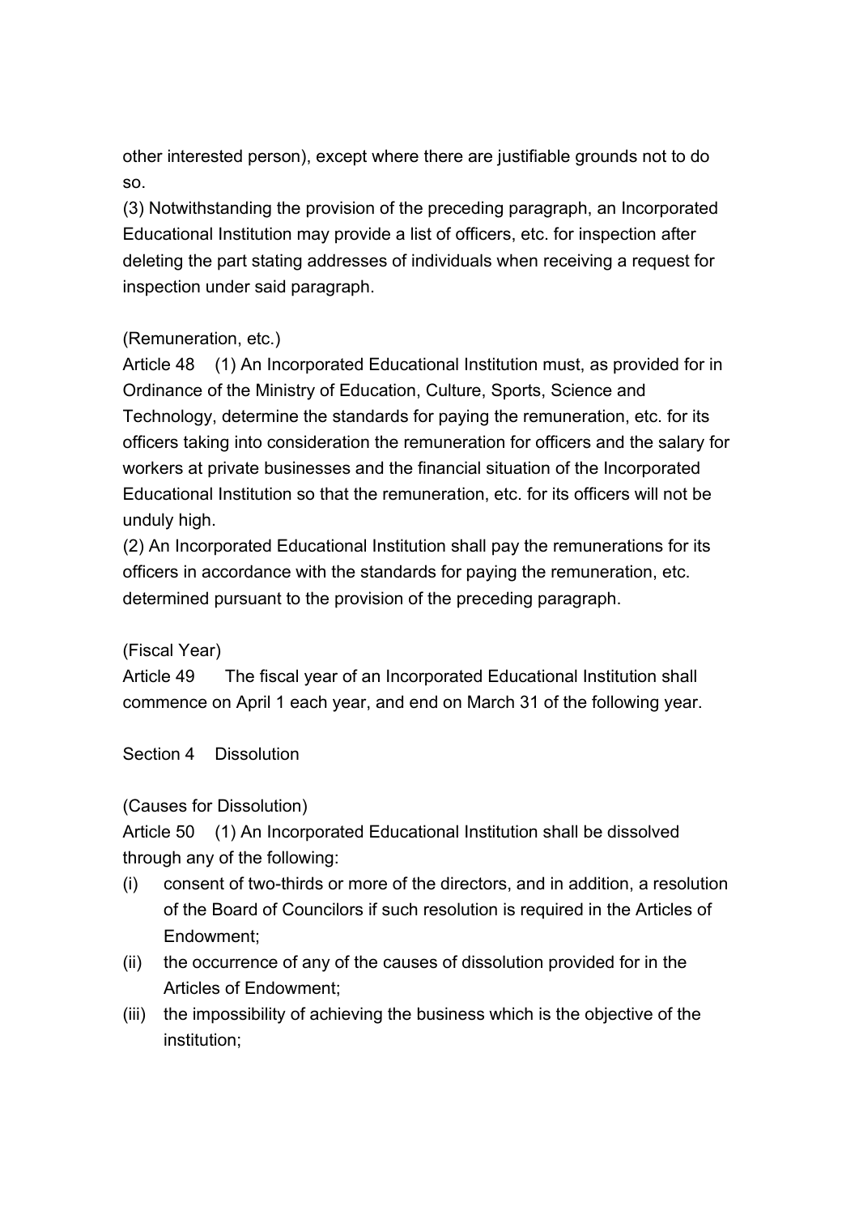other interested person), except where there are justifiable grounds not to do so.

(3) Notwithstanding the provision of the preceding paragraph, an Incorporated Educational Institution may provide a list of officers, etc. for inspection after deleting the part stating addresses of individuals when receiving a request for inspection under said paragraph.

(Remuneration, etc.)

Article 48 (1) An Incorporated Educational Institution must, as provided for in Ordinance of the Ministry of Education, Culture, Sports, Science and Technology, determine the standards for paying the remuneration, etc. for its officers taking into consideration the remuneration for officers and the salary for workers at private businesses and the financial situation of the Incorporated Educational Institution so that the remuneration, etc. for its officers will not be unduly high.

(2) An Incorporated Educational Institution shall pay the remunerations for its officers in accordance with the standards for paying the remuneration, etc. determined pursuant to the provision of the preceding paragraph.

(Fiscal Year)

Article 49 The fiscal year of an Incorporated Educational Institution shall commence on April 1 each year, and end on March 31 of the following year.

## Section 4 Dissolution

(Causes for Dissolution)

Article 50 (1) An Incorporated Educational Institution shall be dissolved through any of the following:

(i) consent of two-thirds or more of the directors, and in addition, a resolution of the Board of Councilors if such resolution is required in the Articles of Endowment;

(ii) the occurrence of any of the causes of dissolution provided for in the Articles of Endowment;

(iii) the impossibility of achieving the business which is the objective of the institution;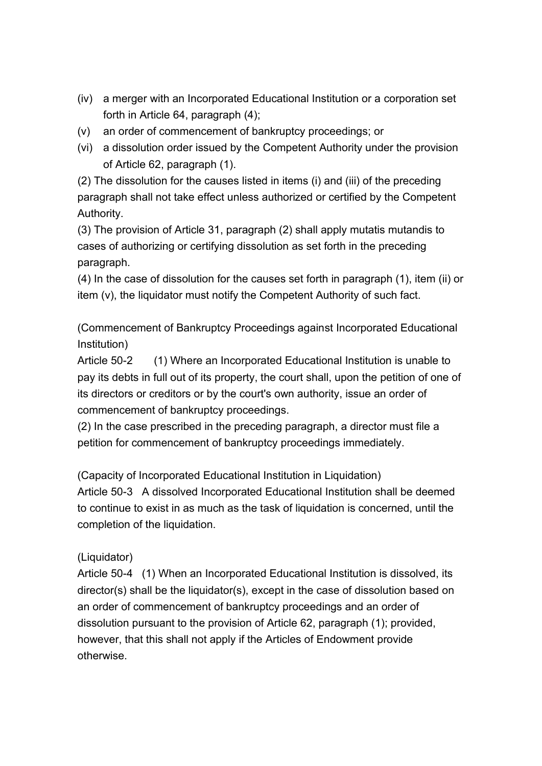(iv) a merger with an Incorporated Educational Institution or a corporation set forth in Article 64, paragraph (4);

(v) an order of commencement of bankruptcy proceedings; or

(vi) a dissolution order issued by the Competent Authority under the provision of Article 62, paragraph (1).

(2) The dissolution for the causes listed in items (i) and (iii) of the preceding paragraph shall not take effect unless authorized or certified by the Competent Authority.

(3) The provision of Article 31, paragraph (2) shall apply mutatis mutandis to cases of authorizing or certifying dissolution as set forth in the preceding paragraph.

(4) In the case of dissolution for the causes set forth in paragraph (1), item (ii) or item (v), the liquidator must notify the Competent Authority of such fact.

(Commencement of Bankruptcy Proceedings against Incorporated Educational Institution)

Article 50-2 (1) Where an Incorporated Educational Institution is unable to pay its debts in full out of its property, the court shall, upon the petition of one of its directors or creditors or by the court's own authority, issue an order of commencement of bankruptcy proceedings.

(2) In the case prescribed in the preceding paragraph, a director must file a petition for commencement of bankruptcy proceedings immediately.

(Capacity of Incorporated Educational Institution in Liquidation)

Article 50-3 A dissolved Incorporated Educational Institution shall be deemed to continue to exist in as much as the task of liquidation is concerned, until the completion of the liquidation.

(Liquidator)

Article 50-4 (1) When an Incorporated Educational Institution is dissolved, its director(s) shall be the liquidator(s), except in the case of dissolution based on an order of commencement of bankruptcy proceedings and an order of dissolution pursuant to the provision of Article 62, paragraph (1); provided, however, that this shall not apply if the Articles of Endowment provide otherwise.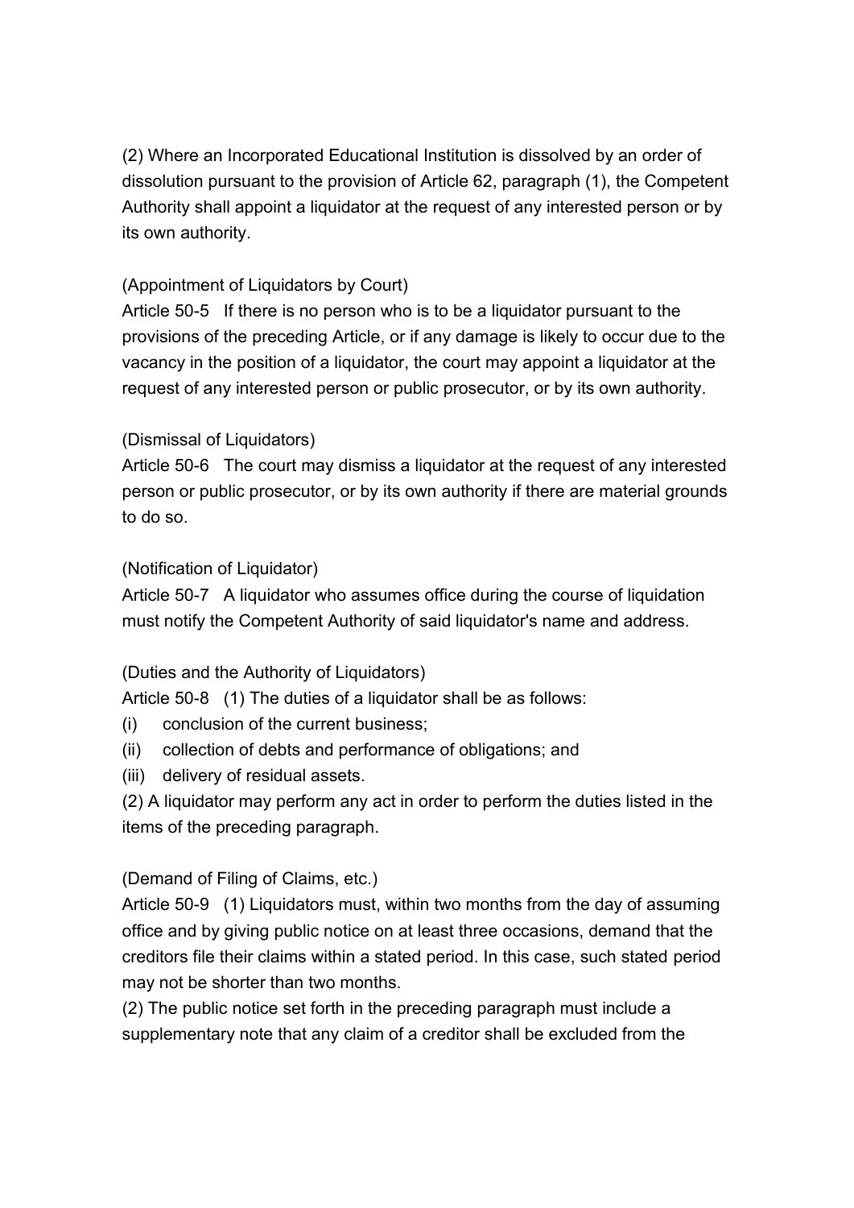(2) Where an Incorporated Educational Institution is dissolved by an order of dissolution pursuant to the provision of Article 62, paragraph (1), the Competent Authority shall appoint a liquidator at the request of any interested person or by its own authority.

(Appointment of Liquidators by Court)

Article 50-5 If there is no person who is to be a liquidator pursuant to the provisions of the preceding Article, or if any damage is likely to occur due to the vacancy in the position of a liquidator, the court may appoint a liquidator at the request of any interested person or public prosecutor, or by its own authority.

(Dismissal of Liquidators)

Article 50-6 The court may dismiss a liquidator at the request of any interested person or public prosecutor, or by its own authority if there are material grounds to do so.

(Notification of Liquidator)

Article 50-7 A liquidator who assumes office during the course of liquidation must notify the Competent Authority of said liquidator's name and address.

(Duties and the Authority of Liquidators)

Article 50-8 (1) The duties of a liquidator shall be as follows:

(i) conclusion of the current business;

(ii) collection of debts and performance of obligations; and

(iii) delivery of residual assets.

(2) A liquidator may perform any act in order to perform the duties listed in the items of the preceding paragraph.

(Demand of Filing of Claims, etc.)

Article 50-9 (1) Liquidators must, within two months from the day of assuming office and by giving public notice on at least three occasions, demand that the creditors file their claims within a stated period. In this case, such stated period may not be shorter than two months.

(2) The public notice set forth in the preceding paragraph must include a supplementary note that any claim of a creditor shall be excluded from the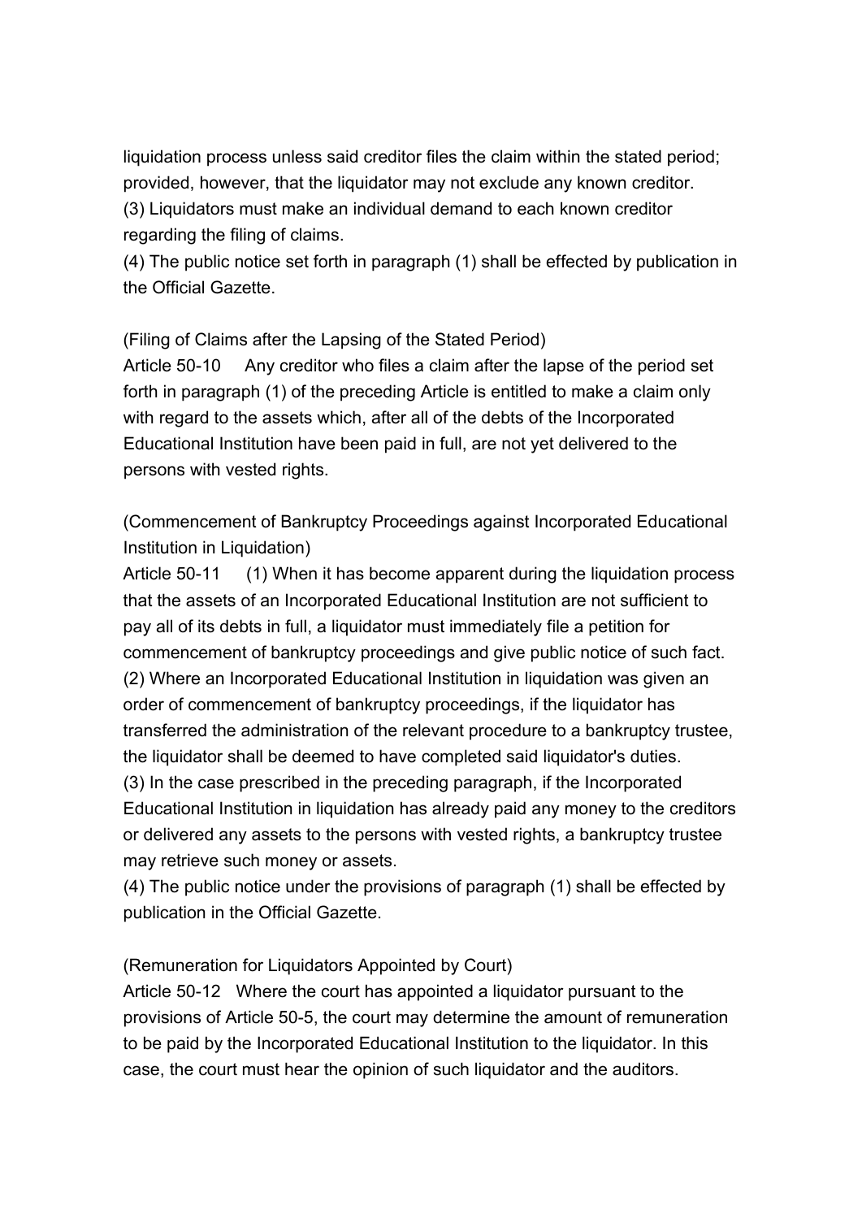liquidation process unless said creditor files the claim within the stated period; provided, however, that the liquidator may not exclude any known creditor.
(3) Liquidators must make an individual demand to each known creditor regarding the filing of claims.
(4) The public notice set forth in paragraph (1) shall be effected by publication in the Official Gazette.

(Filing of Claims after the Lapsing of the Stated Period)
Article 50-10 Any creditor who files a claim after the lapse of the period set forth in paragraph (1) of the preceding Article is entitled to make a claim only with regard to the assets which, after all of the debts of the Incorporated Educational Institution have been paid in full, are not yet delivered to the persons with vested rights.

(Commencement of Bankruptcy Proceedings against Incorporated Educational Institution in Liquidation)
Article 50-11 (1) When it has become apparent during the liquidation process that the assets of an Incorporated Educational Institution are not sufficient to pay all of its debts in full, a liquidator must immediately file a petition for commencement of bankruptcy proceedings and give public notice of such fact.
(2) Where an Incorporated Educational Institution in liquidation was given an order of commencement of bankruptcy proceedings, if the liquidator has transferred the administration of the relevant procedure to a bankruptcy trustee, the liquidator shall be deemed to have completed said liquidator's duties.
(3) In the case prescribed in the preceding paragraph, if the Incorporated Educational Institution in liquidation has already paid any money to the creditors or delivered any assets to the persons with vested rights, a bankruptcy trustee may retrieve such money or assets.
(4) The public notice under the provisions of paragraph (1) shall be effected by publication in the Official Gazette.

(Remuneration for Liquidators Appointed by Court)
Article 50-12 Where the court has appointed a liquidator pursuant to the provisions of Article 50-5, the court may determine the amount of remuneration to be paid by the Incorporated Educational Institution to the liquidator. In this case, the court must hear the opinion of such liquidator and the auditors.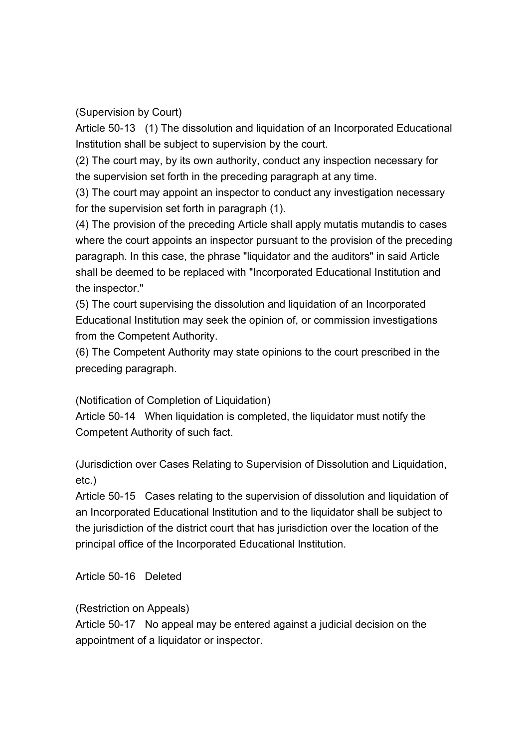(Supervision by Court)

Article 50-13 (1) The dissolution and liquidation of an Incorporated Educational Institution shall be subject to supervision by the court.

(2) The court may, by its own authority, conduct any inspection necessary for the supervision set forth in the preceding paragraph at any time.

(3) The court may appoint an inspector to conduct any investigation necessary for the supervision set forth in paragraph (1).

(4) The provision of the preceding Article shall apply mutatis mutandis to cases where the court appoints an inspector pursuant to the provision of the preceding paragraph. In this case, the phrase "liquidator and the auditors" in said Article shall be deemed to be replaced with "Incorporated Educational Institution and the inspector."

(5) The court supervising the dissolution and liquidation of an Incorporated Educational Institution may seek the opinion of, or commission investigations from the Competent Authority.

(6) The Competent Authority may state opinions to the court prescribed in the preceding paragraph.

(Notification of Completion of Liquidation)

Article 50-14 When liquidation is completed, the liquidator must notify the Competent Authority of such fact.

(Jurisdiction over Cases Relating to Supervision of Dissolution and Liquidation, etc.)

Article 50-15 Cases relating to the supervision of dissolution and liquidation of an Incorporated Educational Institution and to the liquidator shall be subject to the jurisdiction of the district court that has jurisdiction over the location of the principal office of the Incorporated Educational Institution.

Article 50-16 Deleted

(Restriction on Appeals)

Article 50-17 No appeal may be entered against a judicial decision on the appointment of a liquidator or inspector.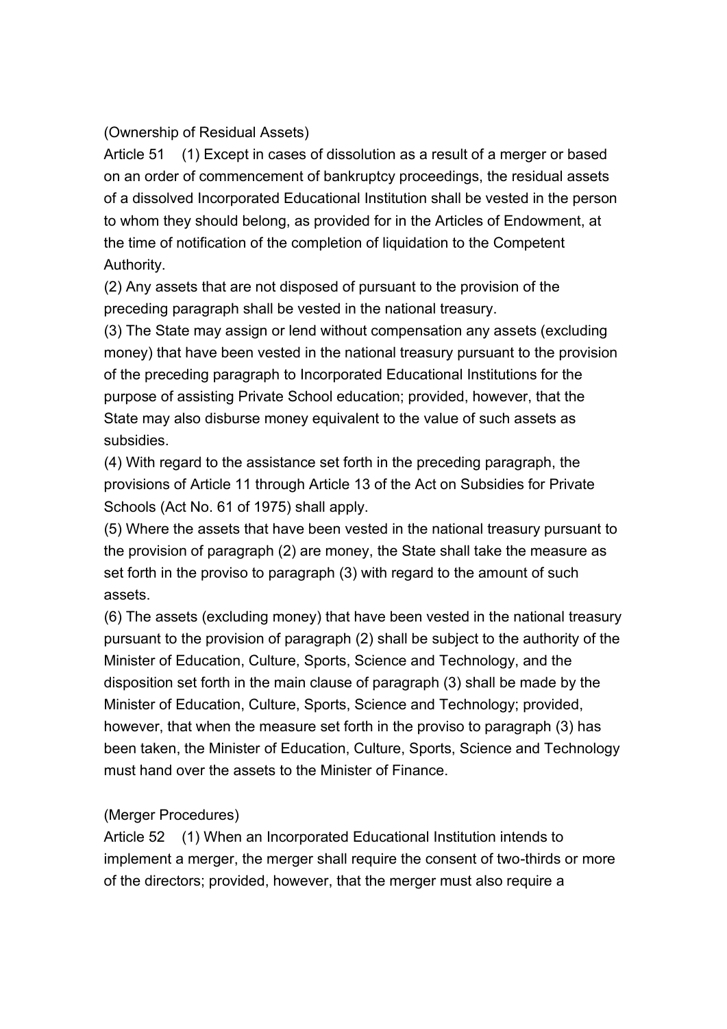(Ownership of Residual Assets)

Article 51 (1) Except in cases of dissolution as a result of a merger or based on an order of commencement of bankruptcy proceedings, the residual assets of a dissolved Incorporated Educational Institution shall be vested in the person to whom they should belong, as provided for in the Articles of Endowment, at the time of notification of the completion of liquidation to the Competent Authority.

(2) Any assets that are not disposed of pursuant to the provision of the preceding paragraph shall be vested in the national treasury.

(3) The State may assign or lend without compensation any assets (excluding money) that have been vested in the national treasury pursuant to the provision of the preceding paragraph to Incorporated Educational Institutions for the purpose of assisting Private School education; provided, however, that the State may also disburse money equivalent to the value of such assets as subsidies.

(4) With regard to the assistance set forth in the preceding paragraph, the provisions of Article 11 through Article 13 of the Act on Subsidies for Private Schools (Act No. 61 of 1975) shall apply.

(5) Where the assets that have been vested in the national treasury pursuant to the provision of paragraph (2) are money, the State shall take the measure as set forth in the proviso to paragraph (3) with regard to the amount of such assets.

(6) The assets (excluding money) that have been vested in the national treasury pursuant to the provision of paragraph (2) shall be subject to the authority of the Minister of Education, Culture, Sports, Science and Technology, and the disposition set forth in the main clause of paragraph (3) shall be made by the Minister of Education, Culture, Sports, Science and Technology; provided, however, that when the measure set forth in the proviso to paragraph (3) has been taken, the Minister of Education, Culture, Sports, Science and Technology must hand over the assets to the Minister of Finance.

(Merger Procedures)

Article 52 (1) When an Incorporated Educational Institution intends to implement a merger, the merger shall require the consent of two-thirds or more of the directors; provided, however, that the merger must also require a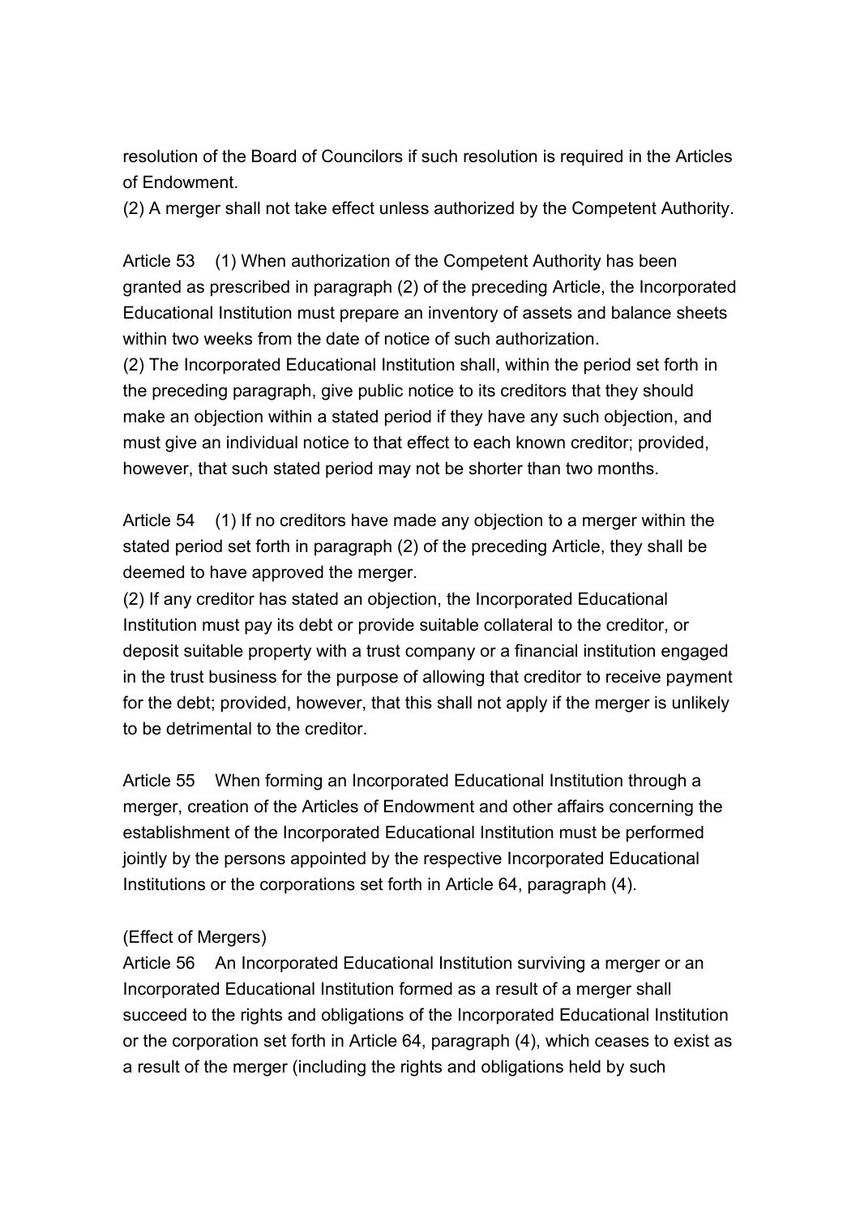resolution of the Board of Councilors if such resolution is required in the Articles of Endowment.

(2) A merger shall not take effect unless authorized by the Competent Authority.

Article 53 (1) When authorization of the Competent Authority has been granted as prescribed in paragraph (2) of the preceding Article, the Incorporated Educational Institution must prepare an inventory of assets and balance sheets within two weeks from the date of notice of such authorization.

(2) The Incorporated Educational Institution shall, within the period set forth in the preceding paragraph, give public notice to its creditors that they should make an objection within a stated period if they have any such objection, and must give an individual notice to that effect to each known creditor; provided, however, that such stated period may not be shorter than two months.

Article 54 (1) If no creditors have made any objection to a merger within the stated period set forth in paragraph (2) of the preceding Article, they shall be deemed to have approved the merger.

(2) If any creditor has stated an objection, the Incorporated Educational Institution must pay its debt or provide suitable collateral to the creditor, or deposit suitable property with a trust company or a financial institution engaged in the trust business for the purpose of allowing that creditor to receive payment for the debt; provided, however, that this shall not apply if the merger is unlikely to be detrimental to the creditor.

Article 55 When forming an Incorporated Educational Institution through a merger, creation of the Articles of Endowment and other affairs concerning the establishment of the Incorporated Educational Institution must be performed jointly by the persons appointed by the respective Incorporated Educational Institutions or the corporations set forth in Article 64, paragraph (4).

(Effect of Mergers)

Article 56 An Incorporated Educational Institution surviving a merger or an Incorporated Educational Institution formed as a result of a merger shall succeed to the rights and obligations of the Incorporated Educational Institution or the corporation set forth in Article 64, paragraph (4), which ceases to exist as a result of the merger (including the rights and obligations held by such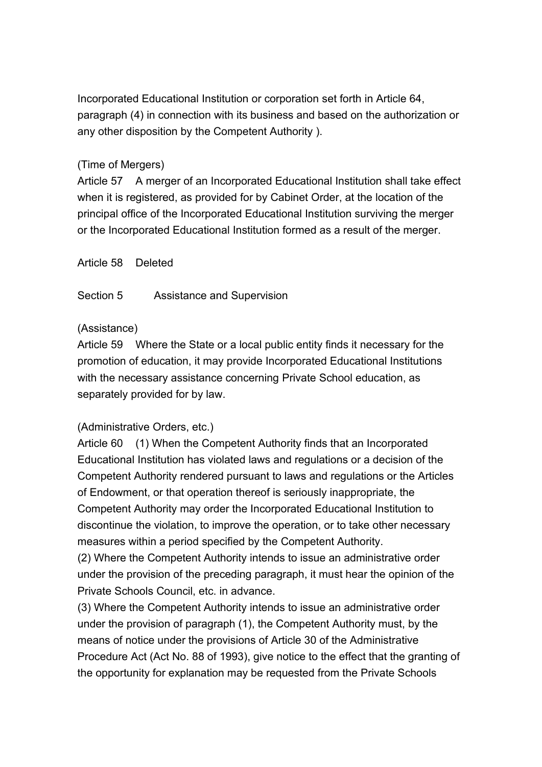Incorporated Educational Institution or corporation set forth in Article 64, paragraph (4) in connection with its business and based on the authorization or any other disposition by the Competent Authority ).

(Time of Mergers)
Article 57 A merger of an Incorporated Educational Institution shall take effect when it is registered, as provided for by Cabinet Order, at the location of the principal office of the Incorporated Educational Institution surviving the merger or the Incorporated Educational Institution formed as a result of the merger.

Article 58 Deleted

## Section 5 Assistance and Supervision

(Assistance)
Article 59 Where the State or a local public entity finds it necessary for the promotion of education, it may provide Incorporated Educational Institutions with the necessary assistance concerning Private School education, as separately provided for by law.

(Administrative Orders, etc.)
Article 60 (1) When the Competent Authority finds that an Incorporated Educational Institution has violated laws and regulations or a decision of the Competent Authority rendered pursuant to laws and regulations or the Articles of Endowment, or that operation thereof is seriously inappropriate, the Competent Authority may order the Incorporated Educational Institution to discontinue the violation, to improve the operation, or to take other necessary measures within a period specified by the Competent Authority.
(2) Where the Competent Authority intends to issue an administrative order under the provision of the preceding paragraph, it must hear the opinion of the Private Schools Council, etc. in advance.
(3) Where the Competent Authority intends to issue an administrative order under the provision of paragraph (1), the Competent Authority must, by the means of notice under the provisions of Article 30 of the Administrative Procedure Act (Act No. 88 of 1993), give notice to the effect that the granting of the opportunity for explanation may be requested from the Private Schools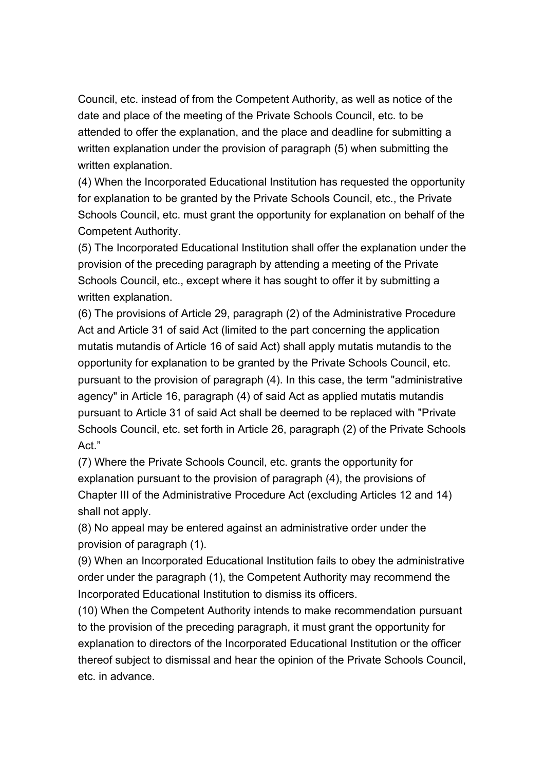Council, etc. instead of from the Competent Authority, as well as notice of the date and place of the meeting of the Private Schools Council, etc. to be attended to offer the explanation, and the place and deadline for submitting a written explanation under the provision of paragraph (5) when submitting the written explanation.

(4) When the Incorporated Educational Institution has requested the opportunity for explanation to be granted by the Private Schools Council, etc., the Private Schools Council, etc. must grant the opportunity for explanation on behalf of the Competent Authority.

(5) The Incorporated Educational Institution shall offer the explanation under the provision of the preceding paragraph by attending a meeting of the Private Schools Council, etc., except where it has sought to offer it by submitting a written explanation.

(6) The provisions of Article 29, paragraph (2) of the Administrative Procedure Act and Article 31 of said Act (limited to the part concerning the application mutatis mutandis of Article 16 of said Act) shall apply mutatis mutandis to the opportunity for explanation to be granted by the Private Schools Council, etc. pursuant to the provision of paragraph (4). In this case, the term "administrative agency" in Article 16, paragraph (4) of said Act as applied mutatis mutandis pursuant to Article 31 of said Act shall be deemed to be replaced with "Private Schools Council, etc. set forth in Article 26, paragraph (2) of the Private Schools Act."

(7) Where the Private Schools Council, etc. grants the opportunity for explanation pursuant to the provision of paragraph (4), the provisions of Chapter III of the Administrative Procedure Act (excluding Articles 12 and 14) shall not apply.

(8) No appeal may be entered against an administrative order under the provision of paragraph (1).

(9) When an Incorporated Educational Institution fails to obey the administrative order under the paragraph (1), the Competent Authority may recommend the Incorporated Educational Institution to dismiss its officers.

(10) When the Competent Authority intends to make recommendation pursuant to the provision of the preceding paragraph, it must grant the opportunity for explanation to directors of the Incorporated Educational Institution or the officer thereof subject to dismissal and hear the opinion of the Private Schools Council, etc. in advance.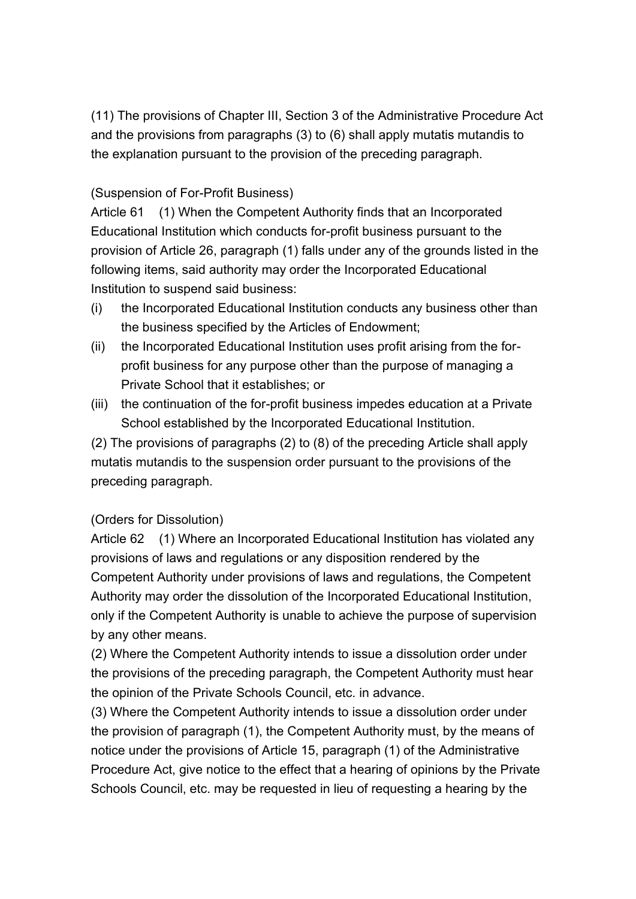(11) The provisions of Chapter III, Section 3 of the Administrative Procedure Act and the provisions from paragraphs (3) to (6) shall apply mutatis mutandis to the explanation pursuant to the provision of the preceding paragraph.

(Suspension of For-Profit Business)

Article 61 (1) When the Competent Authority finds that an Incorporated Educational Institution which conducts for-profit business pursuant to the provision of Article 26, paragraph (1) falls under any of the grounds listed in the following items, said authority may order the Incorporated Educational Institution to suspend said business:

(i) the Incorporated Educational Institution conducts any business other than the business specified by the Articles of Endowment;

(ii) the Incorporated Educational Institution uses profit arising from the for-profit business for any purpose other than the purpose of managing a Private School that it establishes; or

(iii) the continuation of the for-profit business impedes education at a Private School established by the Incorporated Educational Institution.

(2) The provisions of paragraphs (2) to (8) of the preceding Article shall apply mutatis mutandis to the suspension order pursuant to the provisions of the preceding paragraph.

(Orders for Dissolution)

Article 62 (1) Where an Incorporated Educational Institution has violated any provisions of laws and regulations or any disposition rendered by the Competent Authority under provisions of laws and regulations, the Competent Authority may order the dissolution of the Incorporated Educational Institution, only if the Competent Authority is unable to achieve the purpose of supervision by any other means.

(2) Where the Competent Authority intends to issue a dissolution order under the provisions of the preceding paragraph, the Competent Authority must hear the opinion of the Private Schools Council, etc. in advance.

(3) Where the Competent Authority intends to issue a dissolution order under the provision of paragraph (1), the Competent Authority must, by the means of notice under the provisions of Article 15, paragraph (1) of the Administrative Procedure Act, give notice to the effect that a hearing of opinions by the Private Schools Council, etc. may be requested in lieu of requesting a hearing by the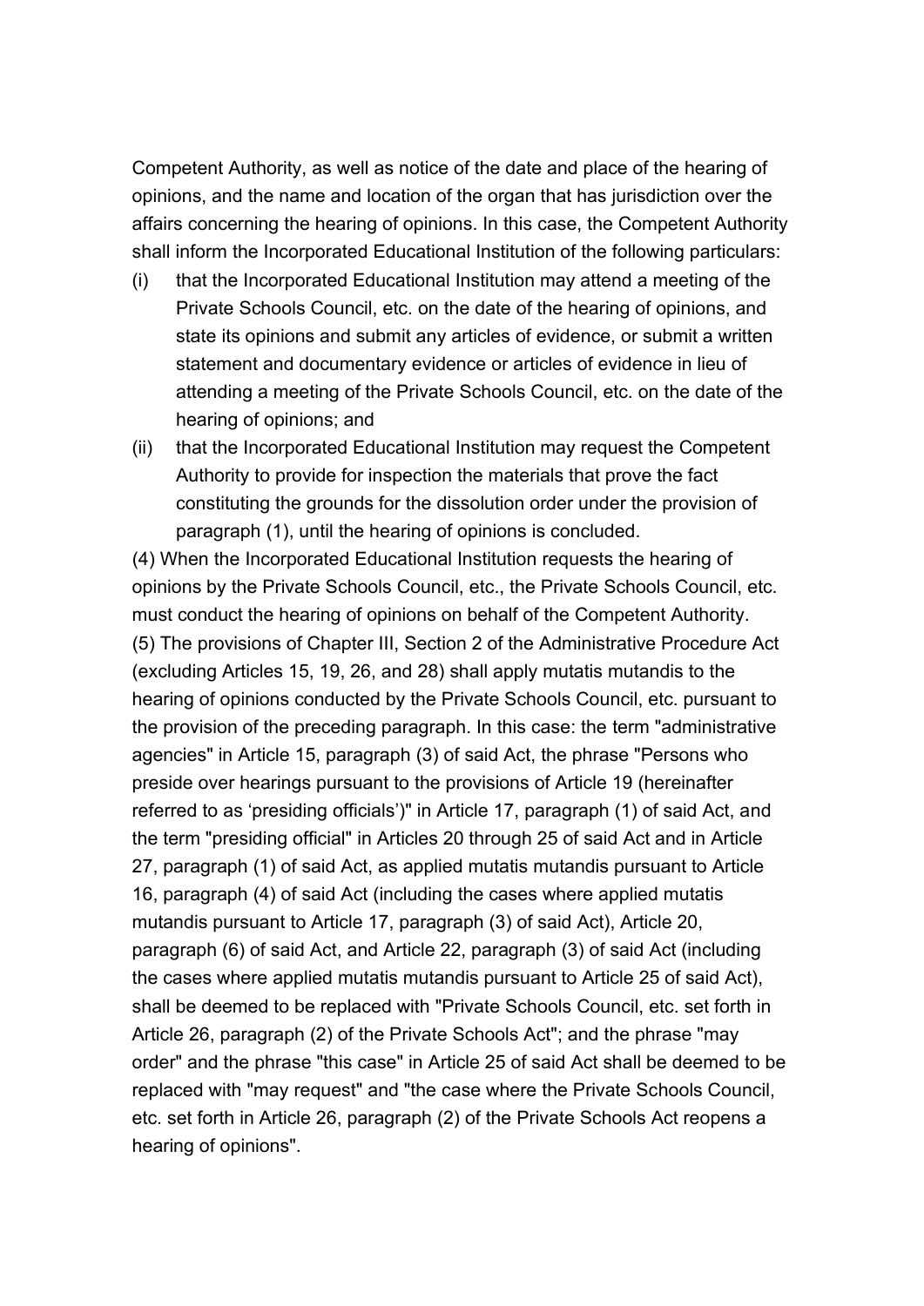Competent Authority, as well as notice of the date and place of the hearing of opinions, and the name and location of the organ that has jurisdiction over the affairs concerning the hearing of opinions. In this case, the Competent Authority shall inform the Incorporated Educational Institution of the following particulars:

(i) that the Incorporated Educational Institution may attend a meeting of the Private Schools Council, etc. on the date of the hearing of opinions, and state its opinions and submit any articles of evidence, or submit a written statement and documentary evidence or articles of evidence in lieu of attending a meeting of the Private Schools Council, etc. on the date of the hearing of opinions; and

(ii) that the Incorporated Educational Institution may request the Competent Authority to provide for inspection the materials that prove the fact constituting the grounds for the dissolution order under the provision of paragraph (1), until the hearing of opinions is concluded.

(4) When the Incorporated Educational Institution requests the hearing of opinions by the Private Schools Council, etc., the Private Schools Council, etc. must conduct the hearing of opinions on behalf of the Competent Authority.

(5) The provisions of Chapter III, Section 2 of the Administrative Procedure Act (excluding Articles 15, 19, 26, and 28) shall apply mutatis mutandis to the hearing of opinions conducted by the Private Schools Council, etc. pursuant to the provision of the preceding paragraph. In this case: the term "administrative agencies" in Article 15, paragraph (3) of said Act, the phrase "Persons who preside over hearings pursuant to the provisions of Article 19 (hereinafter referred to as 'presiding officials')" in Article 17, paragraph (1) of said Act, and the term "presiding official" in Articles 20 through 25 of said Act and in Article 27, paragraph (1) of said Act, as applied mutatis mutandis pursuant to Article 16, paragraph (4) of said Act (including the cases where applied mutatis mutandis pursuant to Article 17, paragraph (3) of said Act), Article 20, paragraph (6) of said Act, and Article 22, paragraph (3) of said Act (including the cases where applied mutatis mutandis pursuant to Article 25 of said Act), shall be deemed to be replaced with "Private Schools Council, etc. set forth in Article 26, paragraph (2) of the Private Schools Act"; and the phrase "may order" and the phrase "this case" in Article 25 of said Act shall be deemed to be replaced with "may request" and "the case where the Private Schools Council, etc. set forth in Article 26, paragraph (2) of the Private Schools Act reopens a hearing of opinions".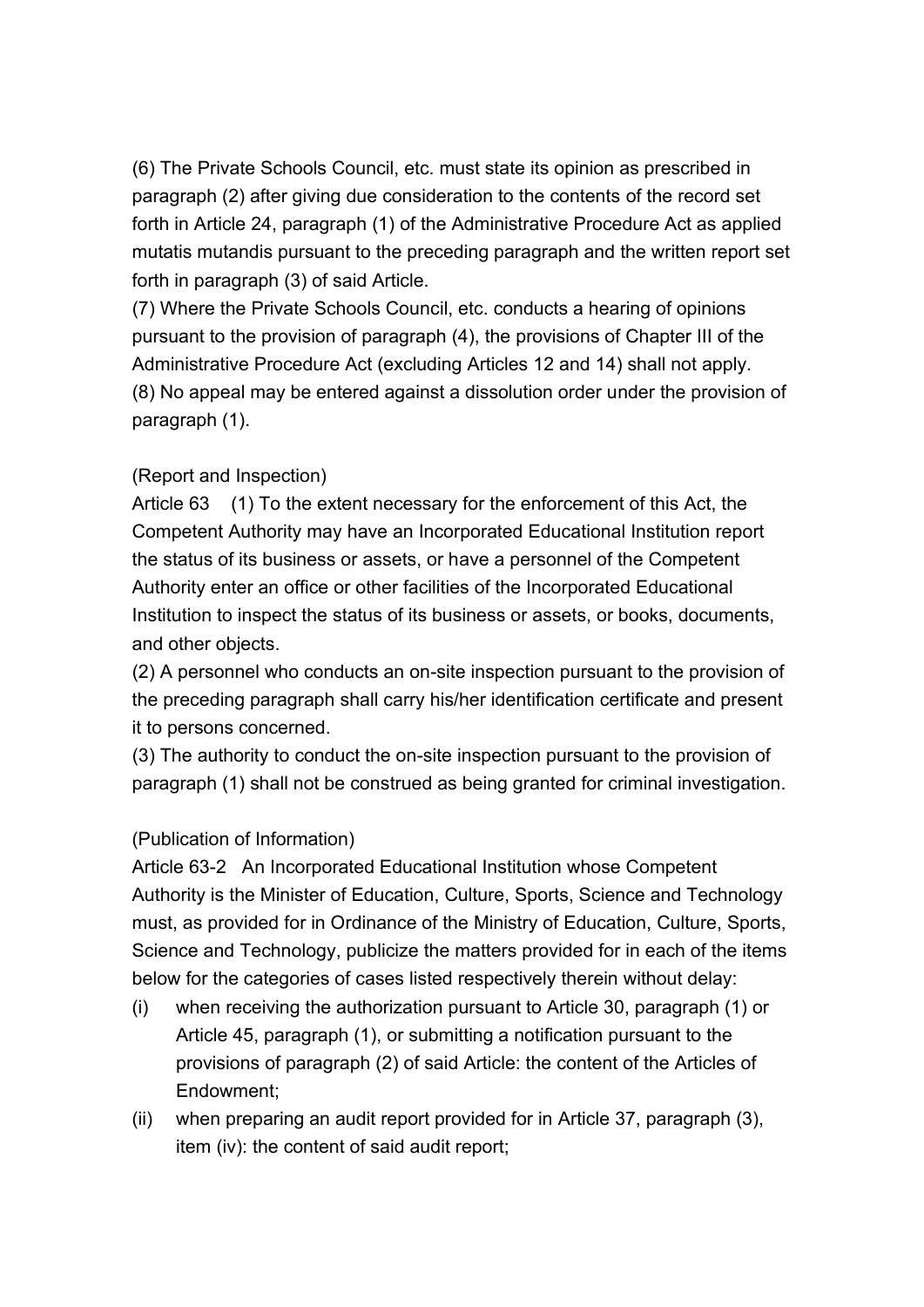(6) The Private Schools Council, etc. must state its opinion as prescribed in paragraph (2) after giving due consideration to the contents of the record set forth in Article 24, paragraph (1) of the Administrative Procedure Act as applied mutatis mutandis pursuant to the preceding paragraph and the written report set forth in paragraph (3) of said Article.

(7) Where the Private Schools Council, etc. conducts a hearing of opinions pursuant to the provision of paragraph (4), the provisions of Chapter III of the Administrative Procedure Act (excluding Articles 12 and 14) shall not apply.

(8) No appeal may be entered against a dissolution order under the provision of paragraph (1).

(Report and Inspection)

Article 63 (1) To the extent necessary for the enforcement of this Act, the Competent Authority may have an Incorporated Educational Institution report the status of its business or assets, or have a personnel of the Competent Authority enter an office or other facilities of the Incorporated Educational Institution to inspect the status of its business or assets, or books, documents, and other objects.

(2) A personnel who conducts an on-site inspection pursuant to the provision of the preceding paragraph shall carry his/her identification certificate and present it to persons concerned.

(3) The authority to conduct the on-site inspection pursuant to the provision of paragraph (1) shall not be construed as being granted for criminal investigation.

(Publication of Information)

Article 63-2 An Incorporated Educational Institution whose Competent Authority is the Minister of Education, Culture, Sports, Science and Technology must, as provided for in Ordinance of the Ministry of Education, Culture, Sports, Science and Technology, publicize the matters provided for in each of the items below for the categories of cases listed respectively therein without delay:

- (i) when receiving the authorization pursuant to Article 30, paragraph (1) or Article 45, paragraph (1), or submitting a notification pursuant to the provisions of paragraph (2) of said Article: the content of the Articles of Endowment;
- (ii) when preparing an audit report provided for in Article 37, paragraph (3), item (iv): the content of said audit report;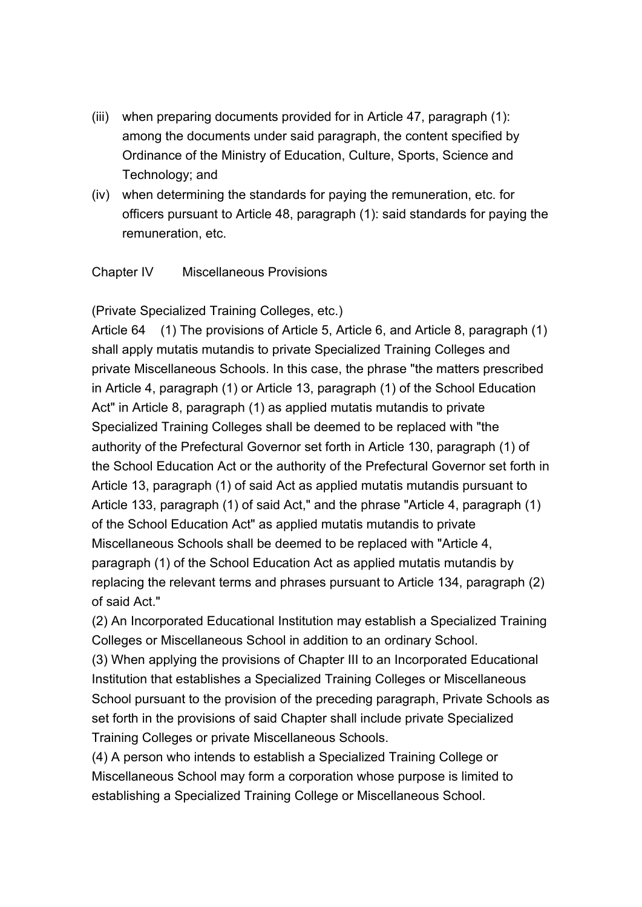(iii) when preparing documents provided for in Article 47, paragraph (1): among the documents under said paragraph, the content specified by Ordinance of the Ministry of Education, Culture, Sports, Science and Technology; and

(iv) when determining the standards for paying the remuneration, etc. for officers pursuant to Article 48, paragraph (1): said standards for paying the remuneration, etc.

## Chapter IV Miscellaneous Provisions

(Private Specialized Training Colleges, etc.)

Article 64 (1) The provisions of Article 5, Article 6, and Article 8, paragraph (1) shall apply mutatis mutandis to private Specialized Training Colleges and private Miscellaneous Schools. In this case, the phrase "the matters prescribed in Article 4, paragraph (1) or Article 13, paragraph (1) of the School Education Act" in Article 8, paragraph (1) as applied mutatis mutandis to private Specialized Training Colleges shall be deemed to be replaced with "the authority of the Prefectural Governor set forth in Article 130, paragraph (1) of the School Education Act or the authority of the Prefectural Governor set forth in Article 13, paragraph (1) of said Act as applied mutatis mutandis pursuant to Article 133, paragraph (1) of said Act," and the phrase "Article 4, paragraph (1) of the School Education Act" as applied mutatis mutandis to private Miscellaneous Schools shall be deemed to be replaced with "Article 4, paragraph (1) of the School Education Act as applied mutatis mutandis by replacing the relevant terms and phrases pursuant to Article 134, paragraph (2) of said Act."

(2) An Incorporated Educational Institution may establish a Specialized Training Colleges or Miscellaneous School in addition to an ordinary School.

(3) When applying the provisions of Chapter III to an Incorporated Educational Institution that establishes a Specialized Training Colleges or Miscellaneous School pursuant to the provision of the preceding paragraph, Private Schools as set forth in the provisions of said Chapter shall include private Specialized Training Colleges or private Miscellaneous Schools.

(4) A person who intends to establish a Specialized Training College or Miscellaneous School may form a corporation whose purpose is limited to establishing a Specialized Training College or Miscellaneous School.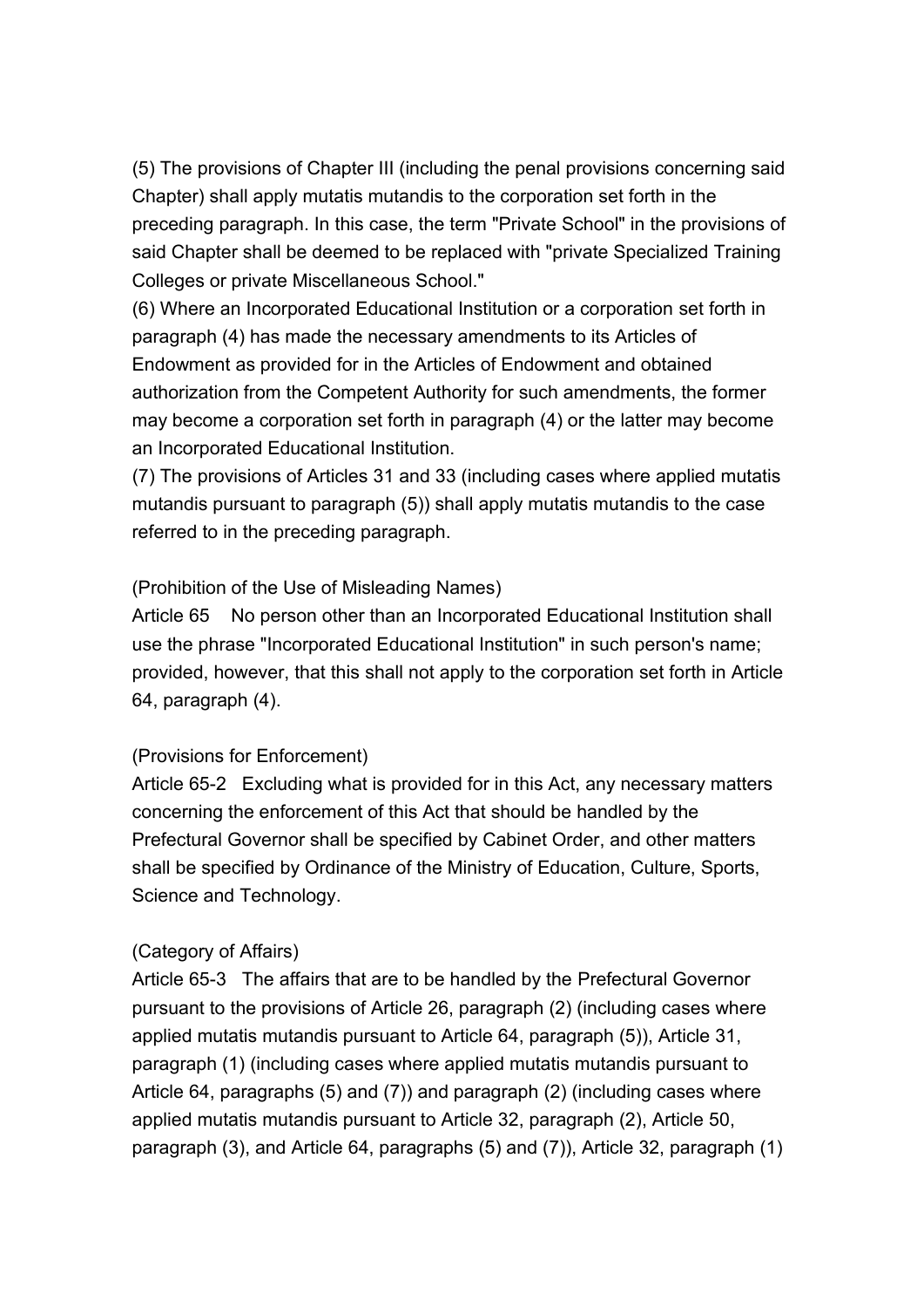(5) The provisions of Chapter III (including the penal provisions concerning said Chapter) shall apply mutatis mutandis to the corporation set forth in the preceding paragraph. In this case, the term "Private School" in the provisions of said Chapter shall be deemed to be replaced with "private Specialized Training Colleges or private Miscellaneous School."

(6) Where an Incorporated Educational Institution or a corporation set forth in paragraph (4) has made the necessary amendments to its Articles of Endowment as provided for in the Articles of Endowment and obtained authorization from the Competent Authority for such amendments, the former may become a corporation set forth in paragraph (4) or the latter may become an Incorporated Educational Institution.

(7) The provisions of Articles 31 and 33 (including cases where applied mutatis mutandis pursuant to paragraph (5)) shall apply mutatis mutandis to the case referred to in the preceding paragraph.

(Prohibition of the Use of Misleading Names)

Article 65 No person other than an Incorporated Educational Institution shall use the phrase "Incorporated Educational Institution" in such person's name; provided, however, that this shall not apply to the corporation set forth in Article 64, paragraph (4).

(Provisions for Enforcement)

Article 65-2 Excluding what is provided for in this Act, any necessary matters concerning the enforcement of this Act that should be handled by the Prefectural Governor shall be specified by Cabinet Order, and other matters shall be specified by Ordinance of the Ministry of Education, Culture, Sports, Science and Technology.

(Category of Affairs)

Article 65-3 The affairs that are to be handled by the Prefectural Governor pursuant to the provisions of Article 26, paragraph (2) (including cases where applied mutatis mutandis pursuant to Article 64, paragraph (5)), Article 31, paragraph (1) (including cases where applied mutatis mutandis pursuant to Article 64, paragraphs (5) and (7)) and paragraph (2) (including cases where applied mutatis mutandis pursuant to Article 32, paragraph (2), Article 50, paragraph (3), and Article 64, paragraphs (5) and (7)), Article 32, paragraph (1)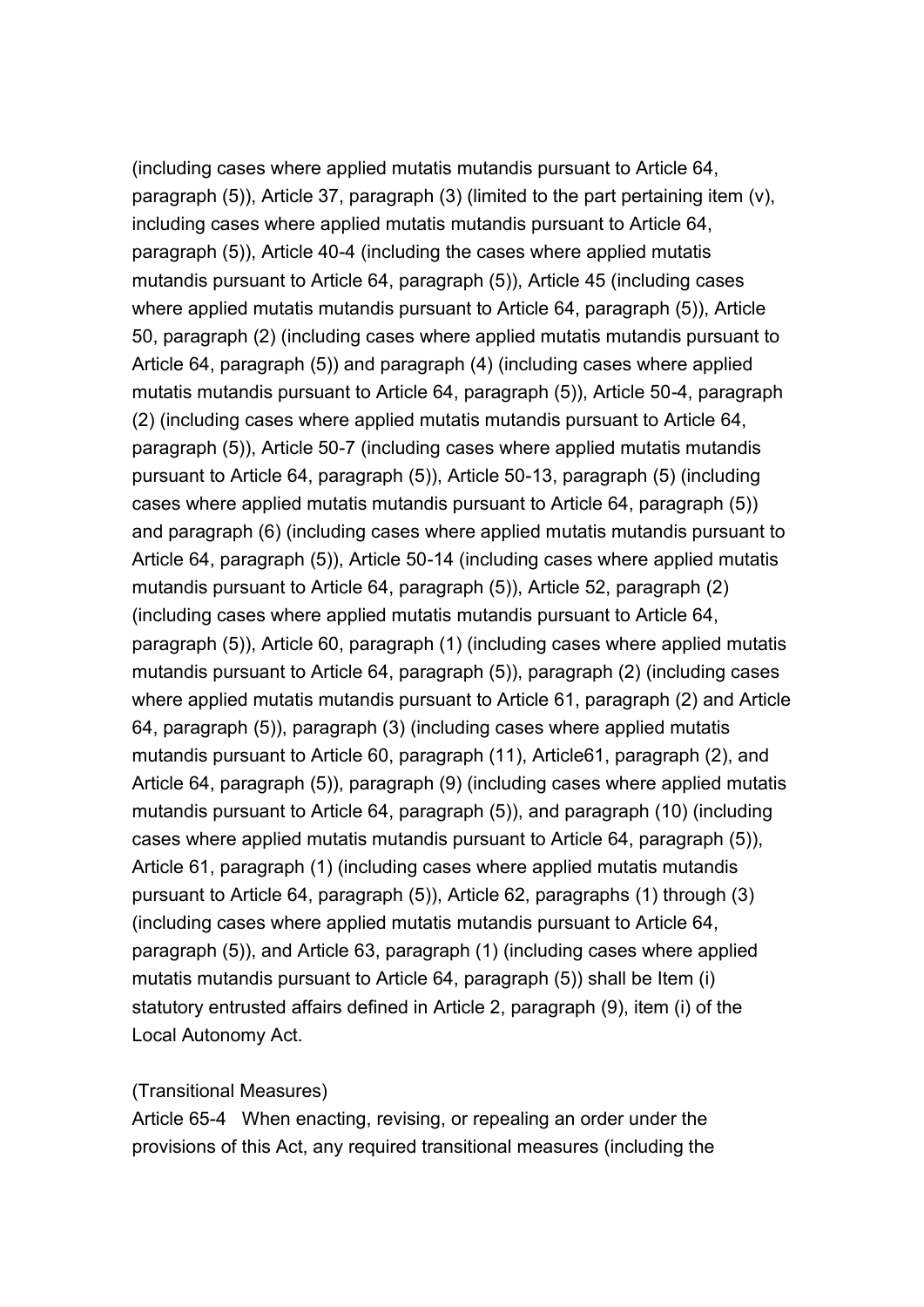(including cases where applied mutatis mutandis pursuant to Article 64, paragraph (5)), Article 37, paragraph (3) (limited to the part pertaining item (v), including cases where applied mutatis mutandis pursuant to Article 64, paragraph (5)), Article 40-4 (including the cases where applied mutatis mutandis pursuant to Article 64, paragraph (5)), Article 45 (including cases where applied mutatis mutandis pursuant to Article 64, paragraph (5)), Article 50, paragraph (2) (including cases where applied mutatis mutandis pursuant to Article 64, paragraph (5)) and paragraph (4) (including cases where applied mutatis mutandis pursuant to Article 64, paragraph (5)), Article 50-4, paragraph (2) (including cases where applied mutatis mutandis pursuant to Article 64, paragraph (5)), Article 50-7 (including cases where applied mutatis mutandis pursuant to Article 64, paragraph (5)), Article 50-13, paragraph (5) (including cases where applied mutatis mutandis pursuant to Article 64, paragraph (5)) and paragraph (6) (including cases where applied mutatis mutandis pursuant to Article 64, paragraph (5)), Article 50-14 (including cases where applied mutatis mutandis pursuant to Article 64, paragraph (5)), Article 52, paragraph (2) (including cases where applied mutatis mutandis pursuant to Article 64, paragraph (5)), Article 60, paragraph (1) (including cases where applied mutatis mutandis pursuant to Article 64, paragraph (5)), paragraph (2) (including cases where applied mutatis mutandis pursuant to Article 61, paragraph (2) and Article 64, paragraph (5)), paragraph (3) (including cases where applied mutatis mutandis pursuant to Article 60, paragraph (11), Article61, paragraph (2), and Article 64, paragraph (5)), paragraph (9) (including cases where applied mutatis mutandis pursuant to Article 64, paragraph (5)), and paragraph (10) (including cases where applied mutatis mutandis pursuant to Article 64, paragraph (5)), Article 61, paragraph (1) (including cases where applied mutatis mutandis pursuant to Article 64, paragraph (5)), Article 62, paragraphs (1) through (3) (including cases where applied mutatis mutandis pursuant to Article 64, paragraph (5)), and Article 63, paragraph (1) (including cases where applied mutatis mutandis pursuant to Article 64, paragraph (5)) shall be Item (i) statutory entrusted affairs defined in Article 2, paragraph (9), item (i) of the Local Autonomy Act.

(Transitional Measures)

Article 65-4 When enacting, revising, or repealing an order under the provisions of this Act, any required transitional measures (including the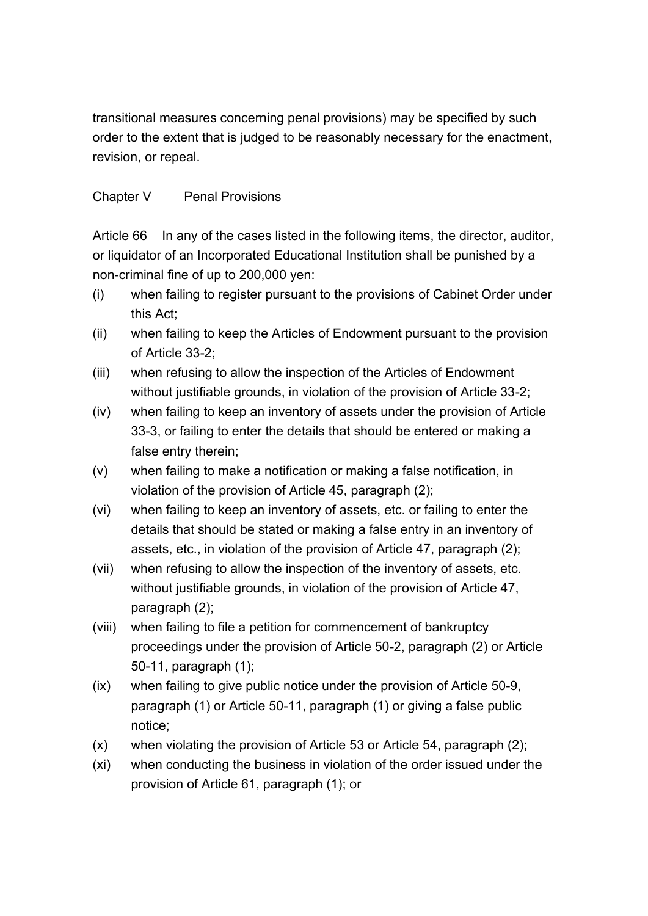transitional measures concerning penal provisions) may be specified by such order to the extent that is judged to be reasonably necessary for the enactment, revision, or repeal.

## Chapter V Penal Provisions

Article 66 In any of the cases listed in the following items, the director, auditor, or liquidator of an Incorporated Educational Institution shall be punished by a non-criminal fine of up to 200,000 yen:

(i) when failing to register pursuant to the provisions of Cabinet Order under this Act;

(ii) when failing to keep the Articles of Endowment pursuant to the provision of Article 33-2;

(iii) when refusing to allow the inspection of the Articles of Endowment without justifiable grounds, in violation of the provision of Article 33-2;

(iv) when failing to keep an inventory of assets under the provision of Article 33-3, or failing to enter the details that should be entered or making a false entry therein;

(v) when failing to make a notification or making a false notification, in violation of the provision of Article 45, paragraph (2);

(vi) when failing to keep an inventory of assets, etc. or failing to enter the details that should be stated or making a false entry in an inventory of assets, etc., in violation of the provision of Article 47, paragraph (2);

(vii) when refusing to allow the inspection of the inventory of assets, etc. without justifiable grounds, in violation of the provision of Article 47, paragraph (2);

(viii) when failing to file a petition for commencement of bankruptcy proceedings under the provision of Article 50-2, paragraph (2) or Article 50-11, paragraph (1);

(ix) when failing to give public notice under the provision of Article 50-9, paragraph (1) or Article 50-11, paragraph (1) or giving a false public notice;

(x) when violating the provision of Article 53 or Article 54, paragraph (2);

(xi) when conducting the business in violation of the order issued under the provision of Article 61, paragraph (1); or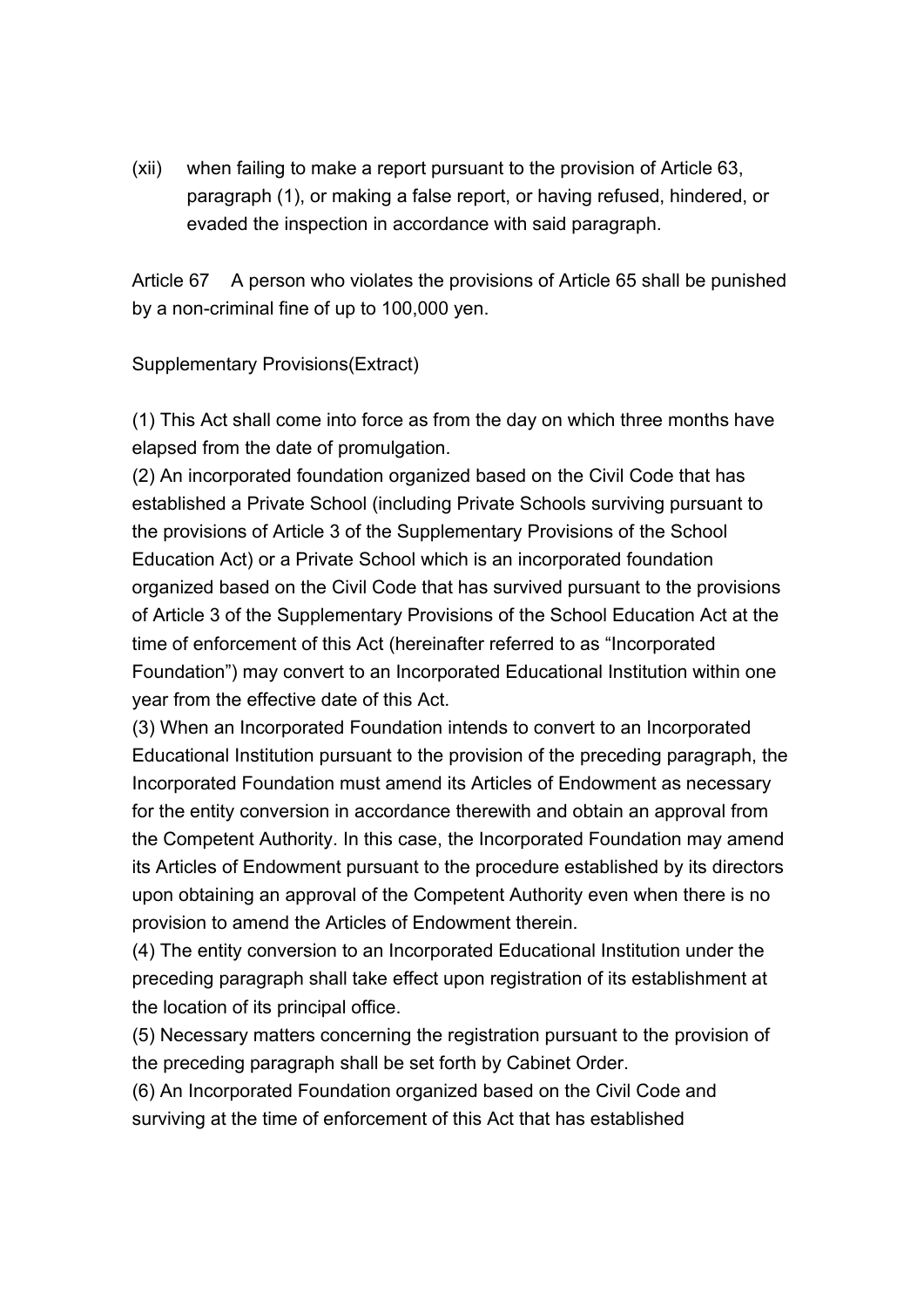(xii) when failing to make a report pursuant to the provision of Article 63, paragraph (1), or making a false report, or having refused, hindered, or evaded the inspection in accordance with said paragraph.

Article 67 A person who violates the provisions of Article 65 shall be punished by a non-criminal fine of up to 100,000 yen.

Supplementary Provisions(Extract)

(1) This Act shall come into force as from the day on which three months have elapsed from the date of promulgation.

(2) An incorporated foundation organized based on the Civil Code that has established a Private School (including Private Schools surviving pursuant to the provisions of Article 3 of the Supplementary Provisions of the School Education Act) or a Private School which is an incorporated foundation organized based on the Civil Code that has survived pursuant to the provisions of Article 3 of the Supplementary Provisions of the School Education Act at the time of enforcement of this Act (hereinafter referred to as "Incorporated Foundation") may convert to an Incorporated Educational Institution within one year from the effective date of this Act.

(3) When an Incorporated Foundation intends to convert to an Incorporated Educational Institution pursuant to the provision of the preceding paragraph, the Incorporated Foundation must amend its Articles of Endowment as necessary for the entity conversion in accordance therewith and obtain an approval from the Competent Authority. In this case, the Incorporated Foundation may amend its Articles of Endowment pursuant to the procedure established by its directors upon obtaining an approval of the Competent Authority even when there is no provision to amend the Articles of Endowment therein.

(4) The entity conversion to an Incorporated Educational Institution under the preceding paragraph shall take effect upon registration of its establishment at the location of its principal office.

(5) Necessary matters concerning the registration pursuant to the provision of the preceding paragraph shall be set forth by Cabinet Order.

(6) An Incorporated Foundation organized based on the Civil Code and surviving at the time of enforcement of this Act that has established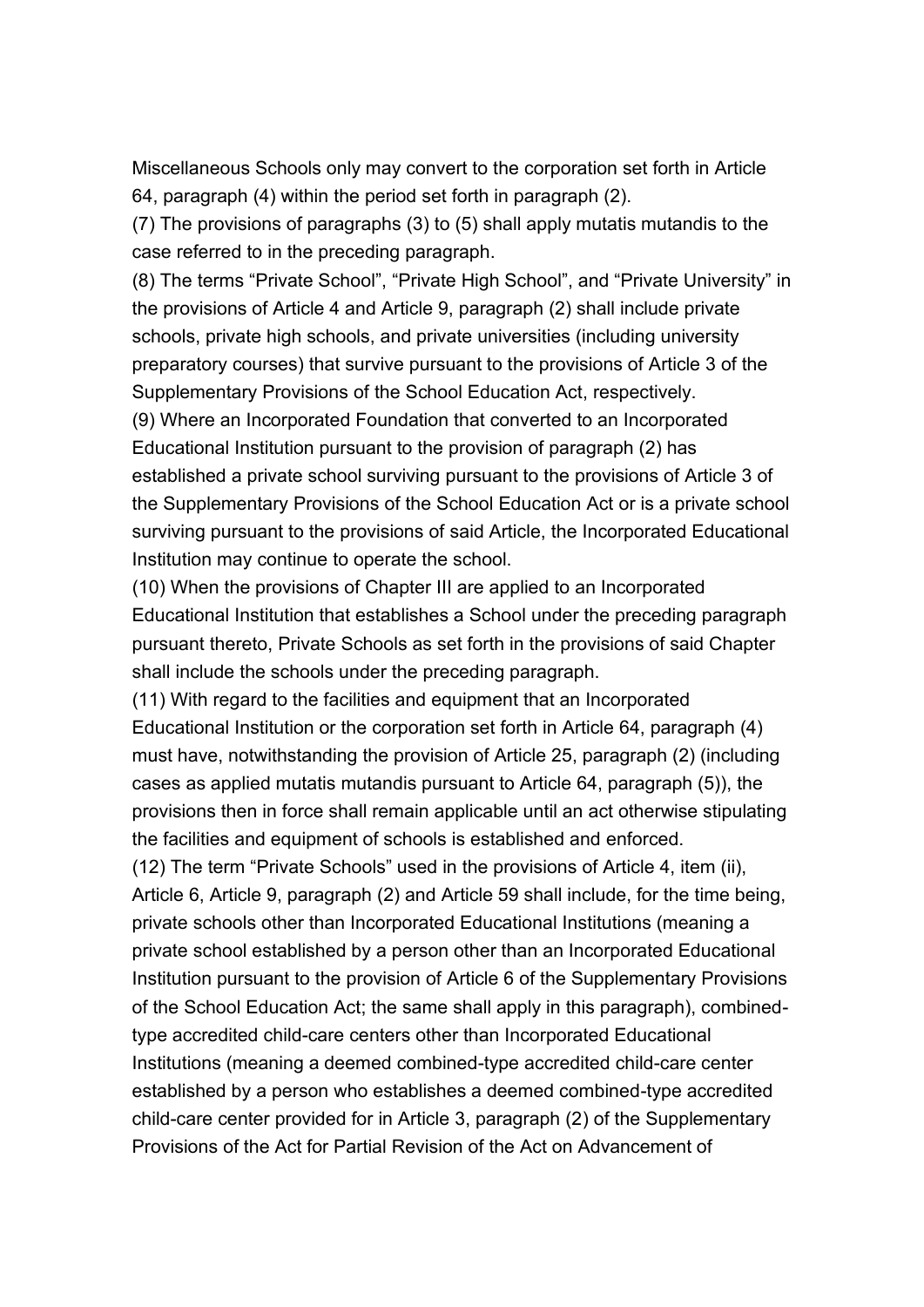Miscellaneous Schools only may convert to the corporation set forth in Article 64, paragraph (4) within the period set forth in paragraph (2).

(7) The provisions of paragraphs (3) to (5) shall apply mutatis mutandis to the case referred to in the preceding paragraph.

(8) The terms "Private School", "Private High School", and "Private University" in the provisions of Article 4 and Article 9, paragraph (2) shall include private schools, private high schools, and private universities (including university preparatory courses) that survive pursuant to the provisions of Article 3 of the Supplementary Provisions of the School Education Act, respectively.

(9) Where an Incorporated Foundation that converted to an Incorporated Educational Institution pursuant to the provision of paragraph (2) has established a private school surviving pursuant to the provisions of Article 3 of the Supplementary Provisions of the School Education Act or is a private school surviving pursuant to the provisions of said Article, the Incorporated Educational Institution may continue to operate the school.

(10) When the provisions of Chapter III are applied to an Incorporated Educational Institution that establishes a School under the preceding paragraph pursuant thereto, Private Schools as set forth in the provisions of said Chapter shall include the schools under the preceding paragraph.

(11) With regard to the facilities and equipment that an Incorporated Educational Institution or the corporation set forth in Article 64, paragraph (4) must have, notwithstanding the provision of Article 25, paragraph (2) (including cases as applied mutatis mutandis pursuant to Article 64, paragraph (5)), the provisions then in force shall remain applicable until an act otherwise stipulating the facilities and equipment of schools is established and enforced.

(12) The term "Private Schools" used in the provisions of Article 4, item (ii), Article 6, Article 9, paragraph (2) and Article 59 shall include, for the time being, private schools other than Incorporated Educational Institutions (meaning a private school established by a person other than an Incorporated Educational Institution pursuant to the provision of Article 6 of the Supplementary Provisions of the School Education Act; the same shall apply in this paragraph), combined-type accredited child-care centers other than Incorporated Educational Institutions (meaning a deemed combined-type accredited child-care center established by a person who establishes a deemed combined-type accredited child-care center provided for in Article 3, paragraph (2) of the Supplementary Provisions of the Act for Partial Revision of the Act on Advancement of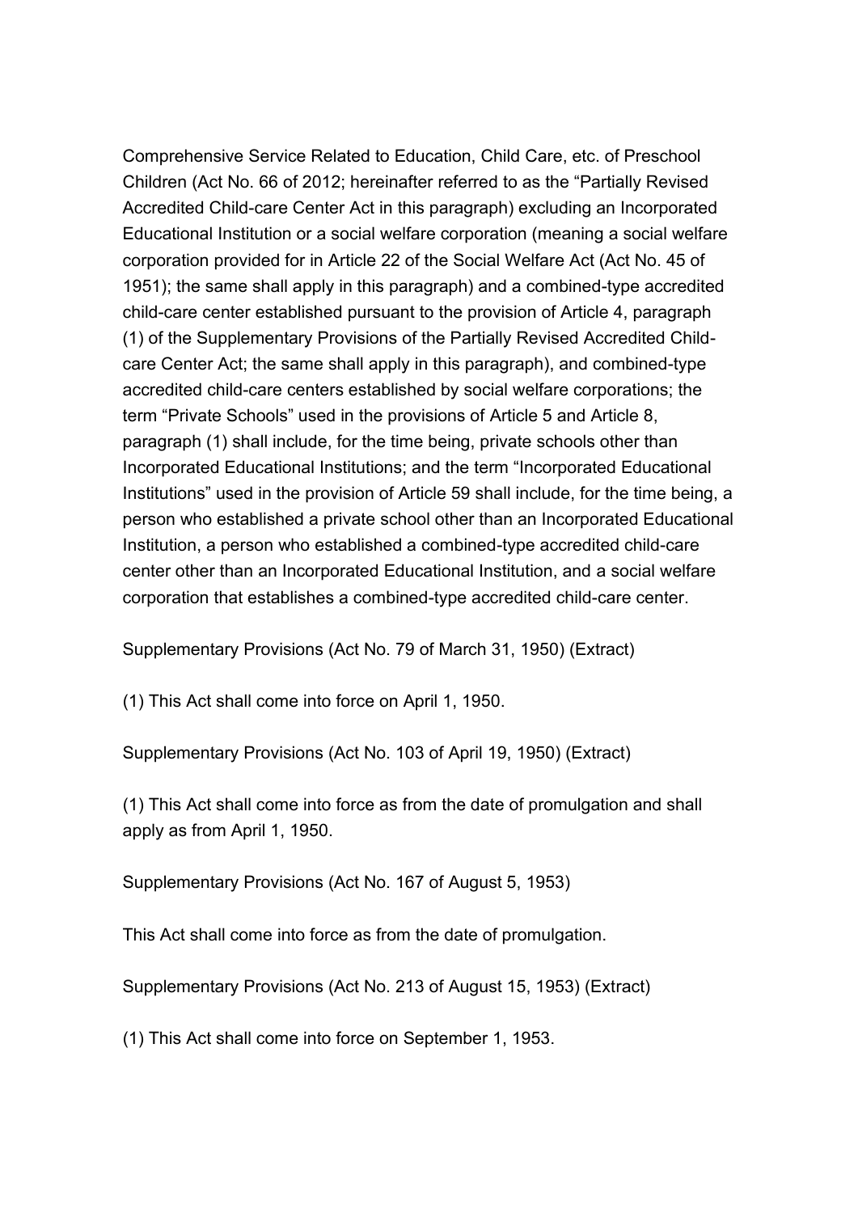Comprehensive Service Related to Education, Child Care, etc. of Preschool Children (Act No. 66 of 2012; hereinafter referred to as the “Partially Revised Accredited Child-care Center Act in this paragraph) excluding an Incorporated Educational Institution or a social welfare corporation (meaning a social welfare corporation provided for in Article 22 of the Social Welfare Act (Act No. 45 of 1951); the same shall apply in this paragraph) and a combined-type accredited child-care center established pursuant to the provision of Article 4, paragraph (1) of the Supplementary Provisions of the Partially Revised Accredited Child-care Center Act; the same shall apply in this paragraph), and combined-type accredited child-care centers established by social welfare corporations; the term “Private Schools” used in the provisions of Article 5 and Article 8, paragraph (1) shall include, for the time being, private schools other than Incorporated Educational Institutions; and the term “Incorporated Educational Institutions” used in the provision of Article 59 shall include, for the time being, a person who established a private school other than an Incorporated Educational Institution, a person who established a combined-type accredited child-care center other than an Incorporated Educational Institution, and a social welfare corporation that establishes a combined-type accredited child-care center.

Supplementary Provisions (Act No. 79 of March 31, 1950) (Extract)

(1) This Act shall come into force on April 1, 1950.

Supplementary Provisions (Act No. 103 of April 19, 1950) (Extract)

(1) This Act shall come into force as from the date of promulgation and shall apply as from April 1, 1950.

Supplementary Provisions (Act No. 167 of August 5, 1953)

This Act shall come into force as from the date of promulgation.

Supplementary Provisions (Act No. 213 of August 15, 1953) (Extract)

(1) This Act shall come into force on September 1, 1953.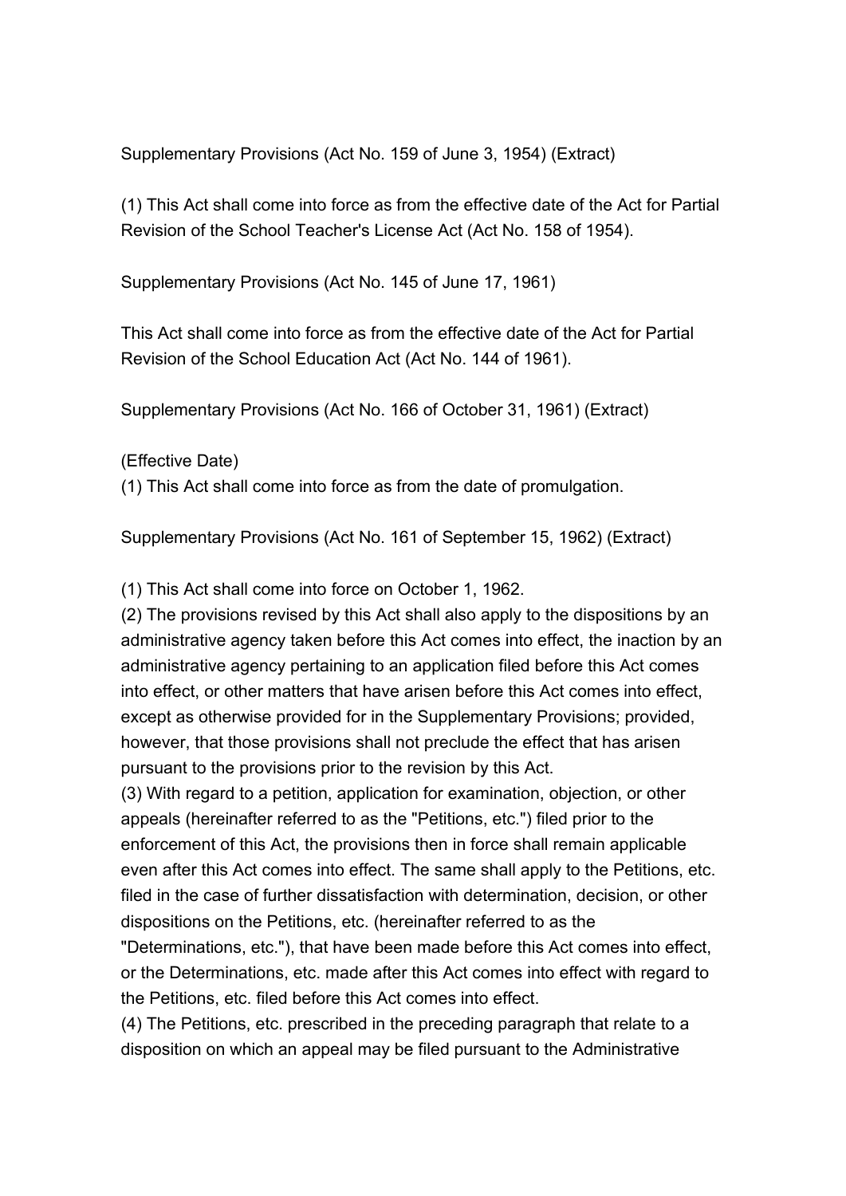Supplementary Provisions (Act No. 159 of June 3, 1954) (Extract)

(1) This Act shall come into force as from the effective date of the Act for Partial Revision of the School Teacher's License Act (Act No. 158 of 1954).

Supplementary Provisions (Act No. 145 of June 17, 1961)

This Act shall come into force as from the effective date of the Act for Partial Revision of the School Education Act (Act No. 144 of 1961).

Supplementary Provisions (Act No. 166 of October 31, 1961) (Extract)

(Effective Date)
(1) This Act shall come into force as from the date of promulgation.

Supplementary Provisions (Act No. 161 of September 15, 1962) (Extract)

(1) This Act shall come into force on October 1, 1962.
(2) The provisions revised by this Act shall also apply to the dispositions by an administrative agency taken before this Act comes into effect, the inaction by an administrative agency pertaining to an application filed before this Act comes into effect, or other matters that have arisen before this Act comes into effect, except as otherwise provided for in the Supplementary Provisions; provided, however, that those provisions shall not preclude the effect that has arisen pursuant to the provisions prior to the revision by this Act.
(3) With regard to a petition, application for examination, objection, or other appeals (hereinafter referred to as the "Petitions, etc.") filed prior to the enforcement of this Act, the provisions then in force shall remain applicable even after this Act comes into effect. The same shall apply to the Petitions, etc. filed in the case of further dissatisfaction with determination, decision, or other dispositions on the Petitions, etc. (hereinafter referred to as the "Determinations, etc."), that have been made before this Act comes into effect, or the Determinations, etc. made after this Act comes into effect with regard to the Petitions, etc. filed before this Act comes into effect.
(4) The Petitions, etc. prescribed in the preceding paragraph that relate to a disposition on which an appeal may be filed pursuant to the Administrative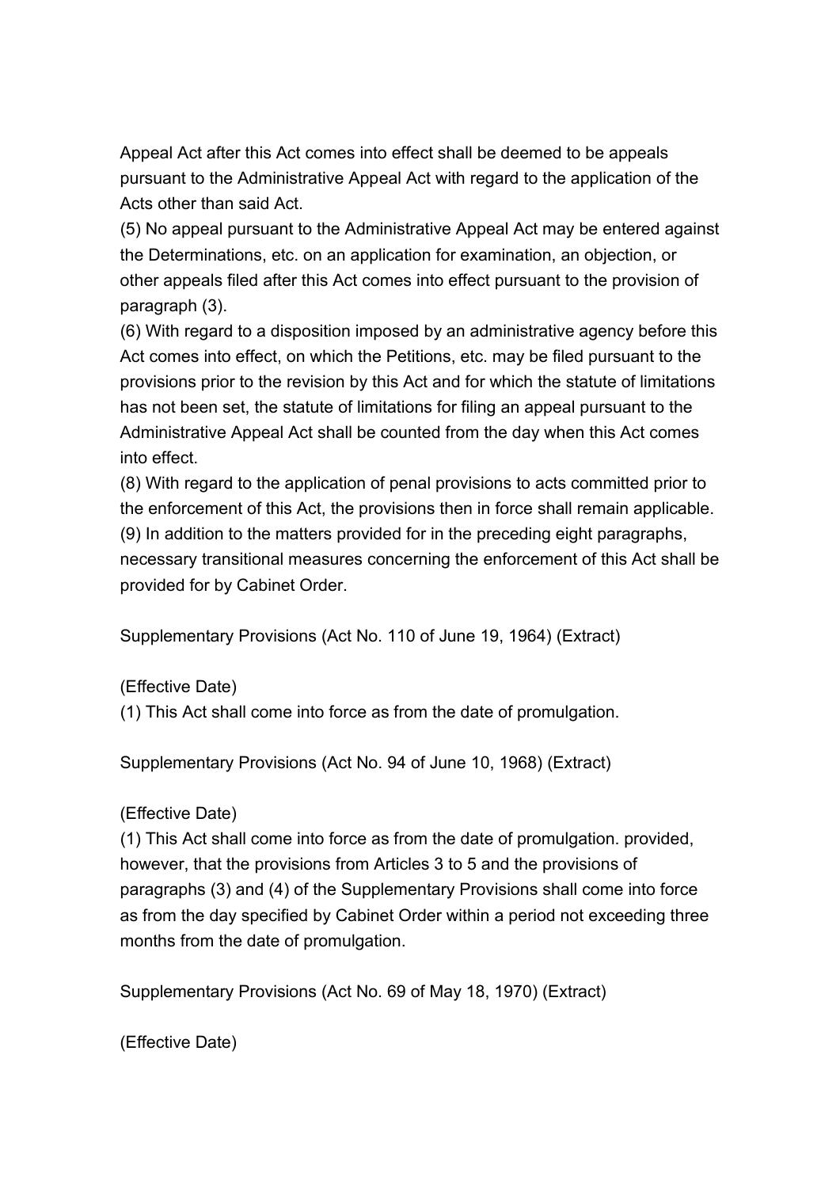Appeal Act after this Act comes into effect shall be deemed to be appeals pursuant to the Administrative Appeal Act with regard to the application of the Acts other than said Act.

(5) No appeal pursuant to the Administrative Appeal Act may be entered against the Determinations, etc. on an application for examination, an objection, or other appeals filed after this Act comes into effect pursuant to the provision of paragraph (3).

(6) With regard to a disposition imposed by an administrative agency before this Act comes into effect, on which the Petitions, etc. may be filed pursuant to the provisions prior to the revision by this Act and for which the statute of limitations has not been set, the statute of limitations for filing an appeal pursuant to the Administrative Appeal Act shall be counted from the day when this Act comes into effect.

(8) With regard to the application of penal provisions to acts committed prior to the enforcement of this Act, the provisions then in force shall remain applicable.

(9) In addition to the matters provided for in the preceding eight paragraphs, necessary transitional measures concerning the enforcement of this Act shall be provided for by Cabinet Order.

Supplementary Provisions (Act No. 110 of June 19, 1964) (Extract)

(Effective Date)

(1) This Act shall come into force as from the date of promulgation.

Supplementary Provisions (Act No. 94 of June 10, 1968) (Extract)

(Effective Date)

(1) This Act shall come into force as from the date of promulgation. provided, however, that the provisions from Articles 3 to 5 and the provisions of paragraphs (3) and (4) of the Supplementary Provisions shall come into force as from the day specified by Cabinet Order within a period not exceeding three months from the date of promulgation.

Supplementary Provisions (Act No. 69 of May 18, 1970) (Extract)

(Effective Date)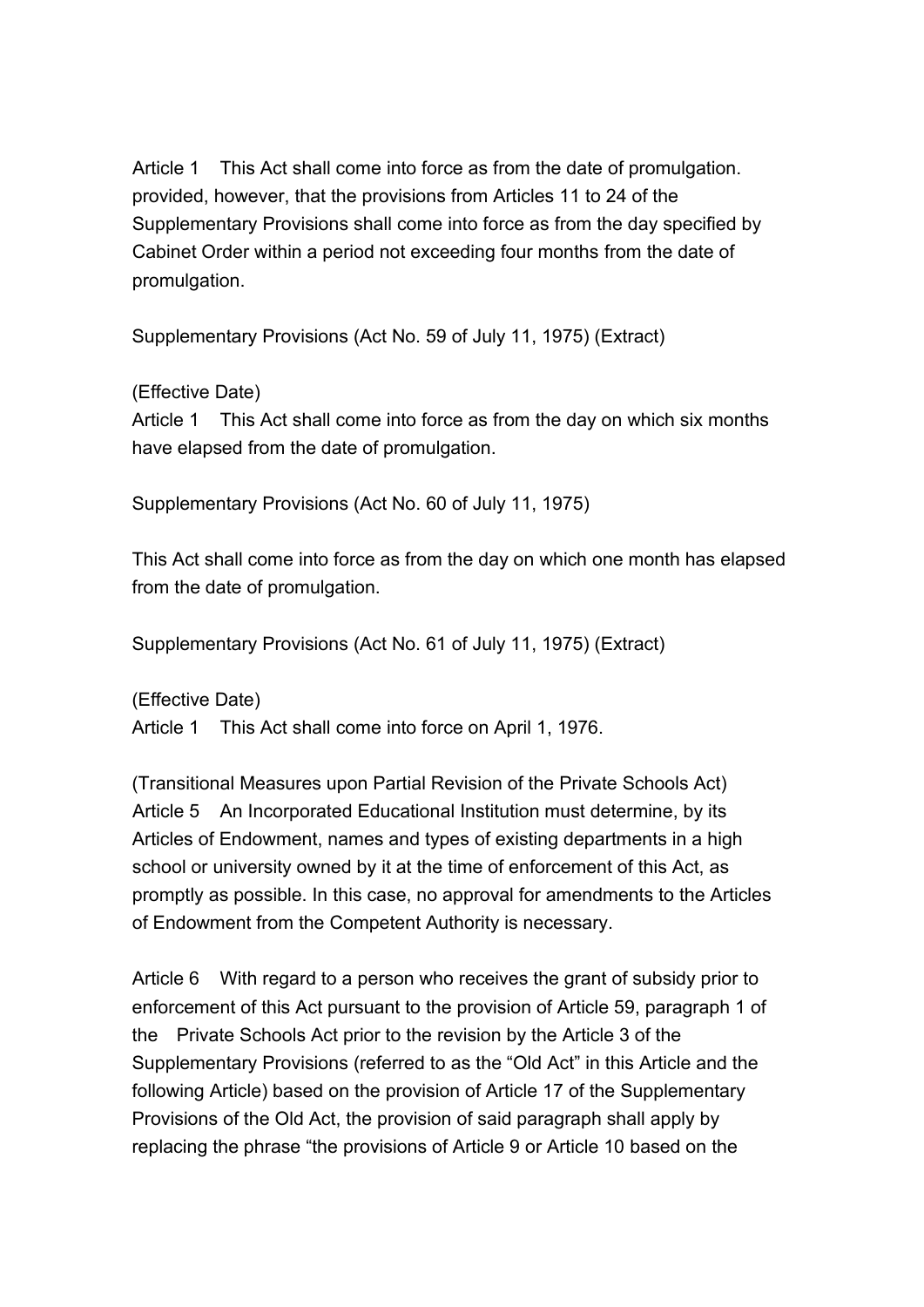Article 1 This Act shall come into force as from the date of promulgation. provided, however, that the provisions from Articles 11 to 24 of the Supplementary Provisions shall come into force as from the day specified by Cabinet Order within a period not exceeding four months from the date of promulgation.

Supplementary Provisions (Act No. 59 of July 11, 1975) (Extract)

(Effective Date)
Article 1 This Act shall come into force as from the day on which six months have elapsed from the date of promulgation.

Supplementary Provisions (Act No. 60 of July 11, 1975)

This Act shall come into force as from the day on which one month has elapsed from the date of promulgation.

Supplementary Provisions (Act No. 61 of July 11, 1975) (Extract)

(Effective Date)
Article 1 This Act shall come into force on April 1, 1976.

(Transitional Measures upon Partial Revision of the Private Schools Act)
Article 5 An Incorporated Educational Institution must determine, by its Articles of Endowment, names and types of existing departments in a high school or university owned by it at the time of enforcement of this Act, as promptly as possible. In this case, no approval for amendments to the Articles of Endowment from the Competent Authority is necessary.

Article 6 With regard to a person who receives the grant of subsidy prior to enforcement of this Act pursuant to the provision of Article 59, paragraph 1 of the Private Schools Act prior to the revision by the Article 3 of the Supplementary Provisions (referred to as the “Old Act” in this Article and the following Article) based on the provision of Article 17 of the Supplementary Provisions of the Old Act, the provision of said paragraph shall apply by replacing the phrase “the provisions of Article 9 or Article 10 based on the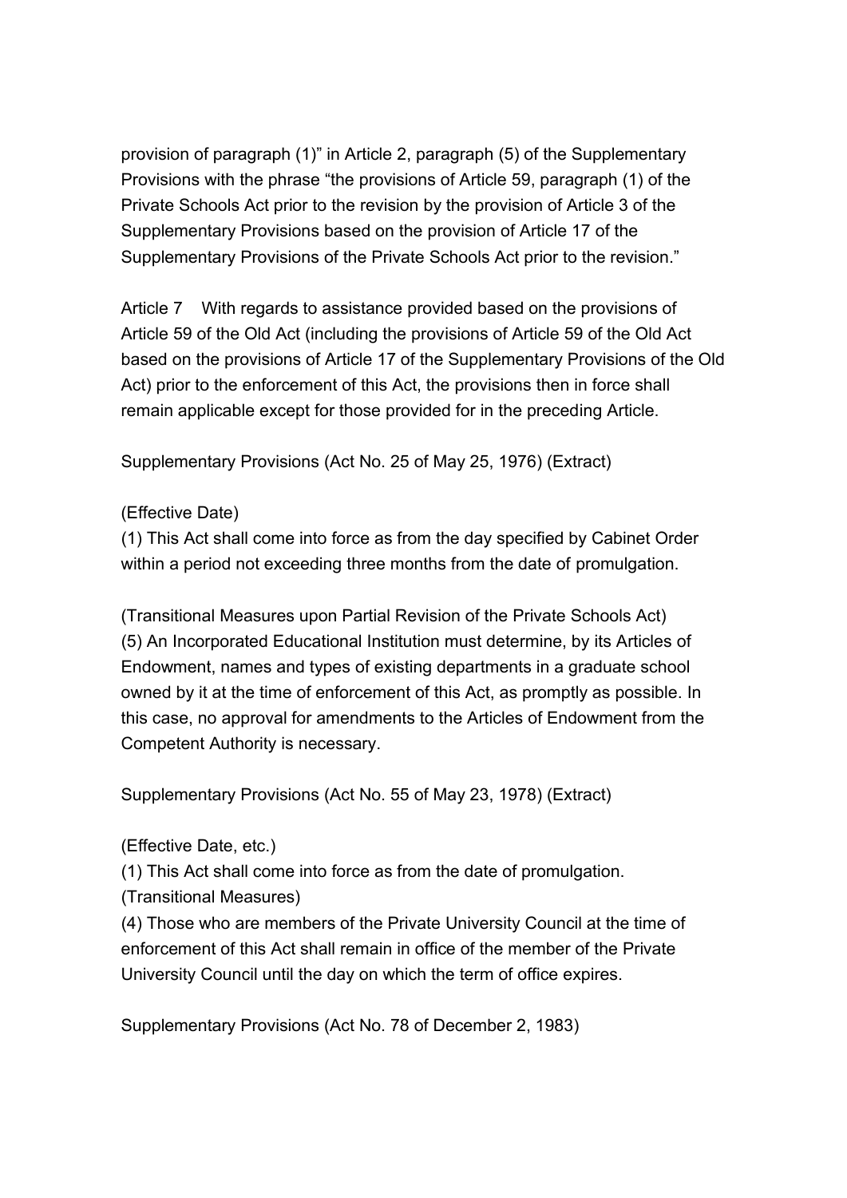provision of paragraph (1)" in Article 2, paragraph (5) of the Supplementary Provisions with the phrase "the provisions of Article 59, paragraph (1) of the Private Schools Act prior to the revision by the provision of Article 3 of the Supplementary Provisions based on the provision of Article 17 of the Supplementary Provisions of the Private Schools Act prior to the revision."

Article 7 With regards to assistance provided based on the provisions of Article 59 of the Old Act (including the provisions of Article 59 of the Old Act based on the provisions of Article 17 of the Supplementary Provisions of the Old Act) prior to the enforcement of this Act, the provisions then in force shall remain applicable except for those provided for in the preceding Article.

Supplementary Provisions (Act No. 25 of May 25, 1976) (Extract)

(Effective Date)
(1) This Act shall come into force as from the day specified by Cabinet Order within a period not exceeding three months from the date of promulgation.

(Transitional Measures upon Partial Revision of the Private Schools Act)
(5) An Incorporated Educational Institution must determine, by its Articles of Endowment, names and types of existing departments in a graduate school owned by it at the time of enforcement of this Act, as promptly as possible. In this case, no approval for amendments to the Articles of Endowment from the Competent Authority is necessary.

Supplementary Provisions (Act No. 55 of May 23, 1978) (Extract)

(Effective Date, etc.)
(1) This Act shall come into force as from the date of promulgation.
(Transitional Measures)
(4) Those who are members of the Private University Council at the time of enforcement of this Act shall remain in office of the member of the Private University Council until the day on which the term of office expires.

Supplementary Provisions (Act No. 78 of December 2, 1983)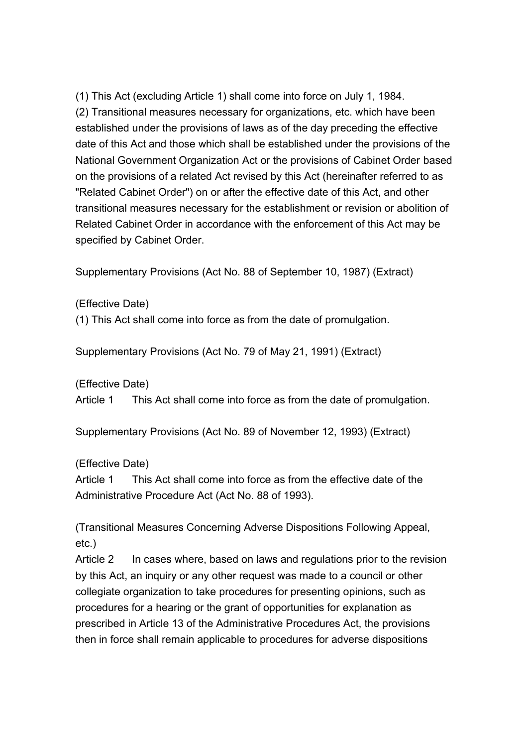(1) This Act (excluding Article 1) shall come into force on July 1, 1984.

(2) Transitional measures necessary for organizations, etc. which have been established under the provisions of laws as of the day preceding the effective date of this Act and those which shall be established under the provisions of the National Government Organization Act or the provisions of Cabinet Order based on the provisions of a related Act revised by this Act (hereinafter referred to as "Related Cabinet Order") on or after the effective date of this Act, and other transitional measures necessary for the establishment or revision or abolition of Related Cabinet Order in accordance with the enforcement of this Act may be specified by Cabinet Order.

Supplementary Provisions (Act No. 88 of September 10, 1987) (Extract)

(Effective Date)

(1) This Act shall come into force as from the date of promulgation.

Supplementary Provisions (Act No. 79 of May 21, 1991) (Extract)

(Effective Date)

Article 1 This Act shall come into force as from the date of promulgation.

Supplementary Provisions (Act No. 89 of November 12, 1993) (Extract)

(Effective Date)

Article 1 This Act shall come into force as from the effective date of the Administrative Procedure Act (Act No. 88 of 1993).

(Transitional Measures Concerning Adverse Dispositions Following Appeal, etc.)

Article 2 In cases where, based on laws and regulations prior to the revision by this Act, an inquiry or any other request was made to a council or other collegiate organization to take procedures for presenting opinions, such as procedures for a hearing or the grant of opportunities for explanation as prescribed in Article 13 of the Administrative Procedures Act, the provisions then in force shall remain applicable to procedures for adverse dispositions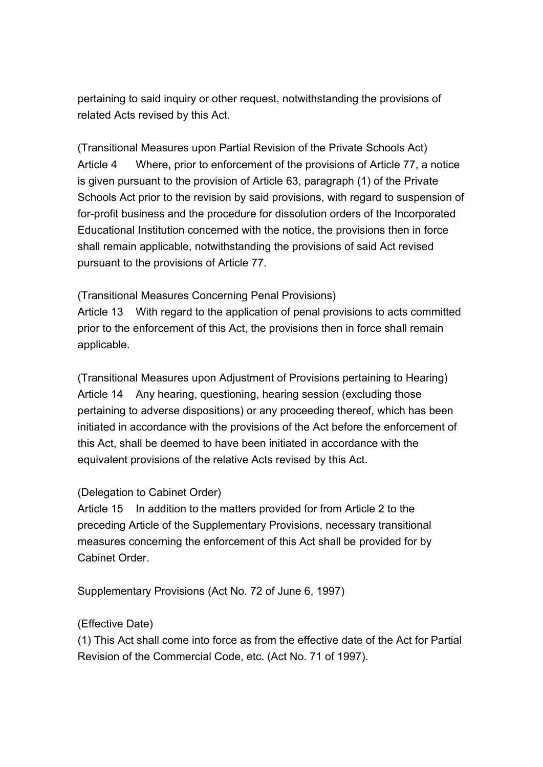pertaining to said inquiry or other request, notwithstanding the provisions of related Acts revised by this Act.

(Transitional Measures upon Partial Revision of the Private Schools Act)
Article 4 Where, prior to enforcement of the provisions of Article 77, a notice is given pursuant to the provision of Article 63, paragraph (1) of the Private Schools Act prior to the revision by said provisions, with regard to suspension of for-profit business and the procedure for dissolution orders of the Incorporated Educational Institution concerned with the notice, the provisions then in force shall remain applicable, notwithstanding the provisions of said Act revised pursuant to the provisions of Article 77.

(Transitional Measures Concerning Penal Provisions)
Article 13 With regard to the application of penal provisions to acts committed prior to the enforcement of this Act, the provisions then in force shall remain applicable.

(Transitional Measures upon Adjustment of Provisions pertaining to Hearing)
Article 14 Any hearing, questioning, hearing session (excluding those pertaining to adverse dispositions) or any proceeding thereof, which has been initiated in accordance with the provisions of the Act before the enforcement of this Act, shall be deemed to have been initiated in accordance with the equivalent provisions of the relative Acts revised by this Act.

(Delegation to Cabinet Order)
Article 15 In addition to the matters provided for from Article 2 to the preceding Article of the Supplementary Provisions, necessary transitional measures concerning the enforcement of this Act shall be provided for by Cabinet Order.

Supplementary Provisions (Act No. 72 of June 6, 1997)

(Effective Date)
(1) This Act shall come into force as from the effective date of the Act for Partial Revision of the Commercial Code, etc. (Act No. 71 of 1997).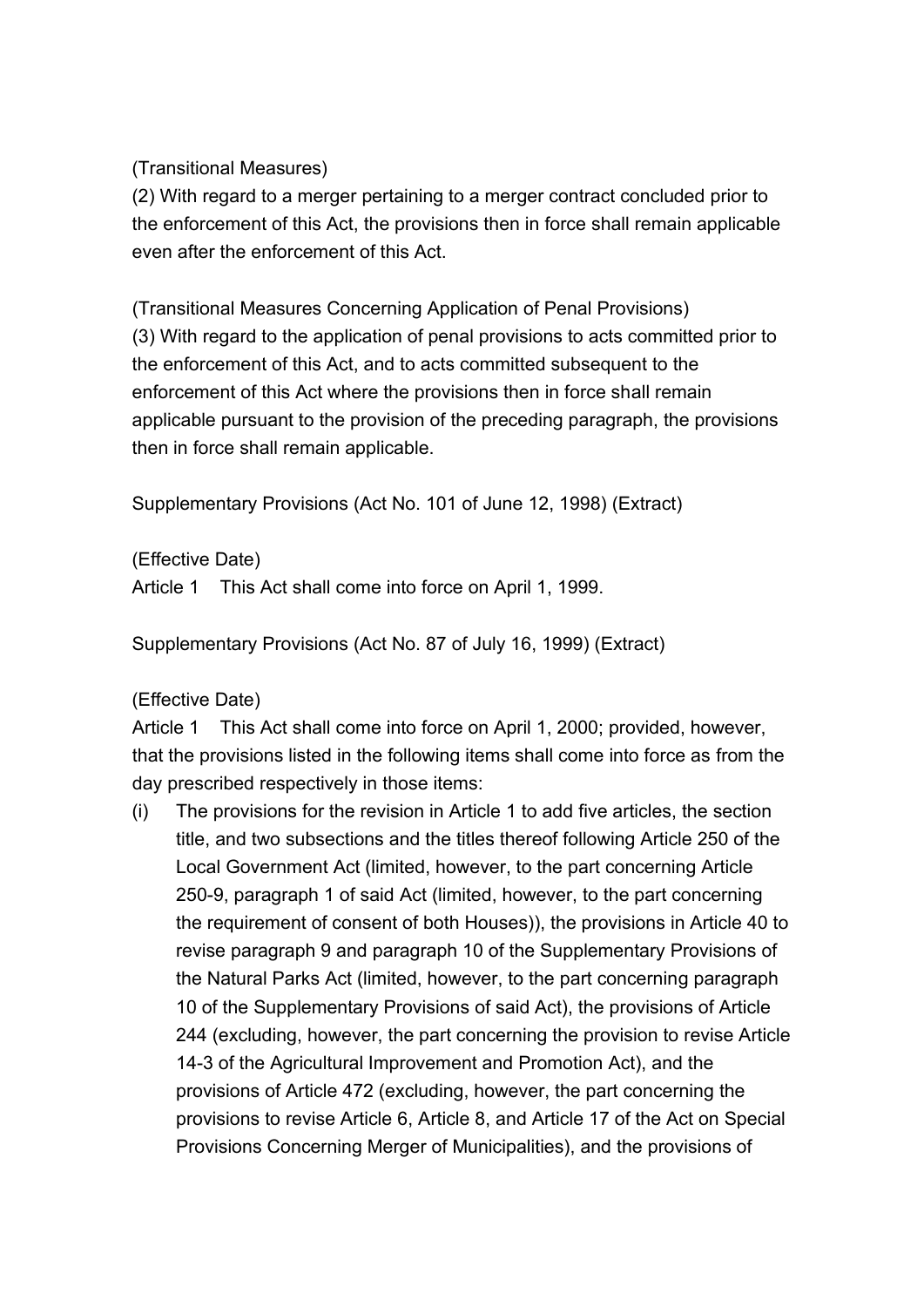(Transitional Measures)

(2) With regard to a merger pertaining to a merger contract concluded prior to the enforcement of this Act, the provisions then in force shall remain applicable even after the enforcement of this Act.

(Transitional Measures Concerning Application of Penal Provisions)

(3) With regard to the application of penal provisions to acts committed prior to the enforcement of this Act, and to acts committed subsequent to the enforcement of this Act where the provisions then in force shall remain applicable pursuant to the provision of the preceding paragraph, the provisions then in force shall remain applicable.

Supplementary Provisions (Act No. 101 of June 12, 1998) (Extract)

(Effective Date)

Article 1 This Act shall come into force on April 1, 1999.

Supplementary Provisions (Act No. 87 of July 16, 1999) (Extract)

(Effective Date)

Article 1 This Act shall come into force on April 1, 2000; provided, however, that the provisions listed in the following items shall come into force as from the day prescribed respectively in those items:

(i) The provisions for the revision in Article 1 to add five articles, the section title, and two subsections and the titles thereof following Article 250 of the Local Government Act (limited, however, to the part concerning Article 250-9, paragraph 1 of said Act (limited, however, to the part concerning the requirement of consent of both Houses)), the provisions in Article 40 to revise paragraph 9 and paragraph 10 of the Supplementary Provisions of the Natural Parks Act (limited, however, to the part concerning paragraph 10 of the Supplementary Provisions of said Act), the provisions of Article 244 (excluding, however, the part concerning the provision to revise Article 14-3 of the Agricultural Improvement and Promotion Act), and the provisions of Article 472 (excluding, however, the part concerning the provisions to revise Article 6, Article 8, and Article 17 of the Act on Special Provisions Concerning Merger of Municipalities), and the provisions of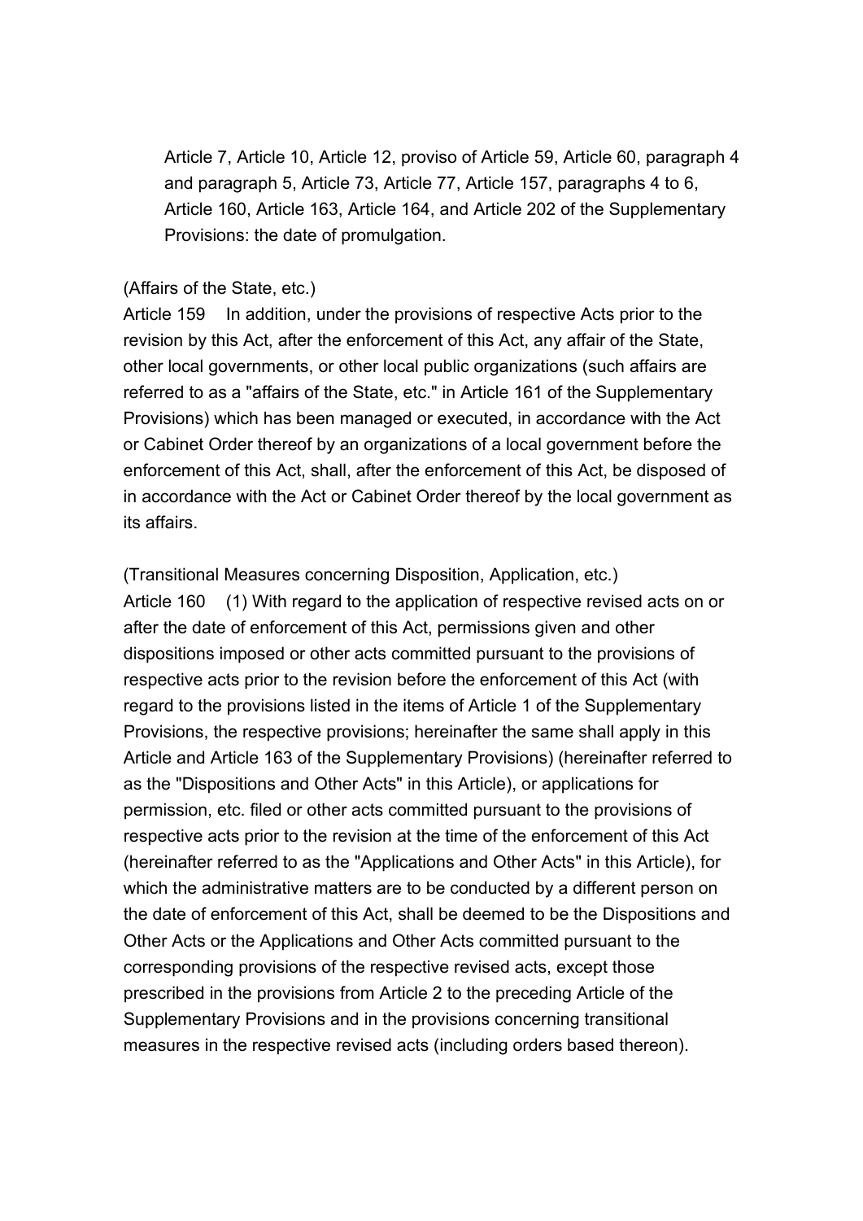Article 7, Article 10, Article 12, proviso of Article 59, Article 60, paragraph 4 and paragraph 5, Article 73, Article 77, Article 157, paragraphs 4 to 6, Article 160, Article 163, Article 164, and Article 202 of the Supplementary Provisions: the date of promulgation.

(Affairs of the State, etc.)

Article 159 In addition, under the provisions of respective Acts prior to the revision by this Act, after the enforcement of this Act, any affair of the State, other local governments, or other local public organizations (such affairs are referred to as a "affairs of the State, etc." in Article 161 of the Supplementary Provisions) which has been managed or executed, in accordance with the Act or Cabinet Order thereof by an organizations of a local government before the enforcement of this Act, shall, after the enforcement of this Act, be disposed of in accordance with the Act or Cabinet Order thereof by the local government as its affairs.

(Transitional Measures concerning Disposition, Application, etc.)

Article 160 (1) With regard to the application of respective revised acts on or after the date of enforcement of this Act, permissions given and other dispositions imposed or other acts committed pursuant to the provisions of respective acts prior to the revision before the enforcement of this Act (with regard to the provisions listed in the items of Article 1 of the Supplementary Provisions, the respective provisions; hereinafter the same shall apply in this Article and Article 163 of the Supplementary Provisions) (hereinafter referred to as the "Dispositions and Other Acts" in this Article), or applications for permission, etc. filed or other acts committed pursuant to the provisions of respective acts prior to the revision at the time of the enforcement of this Act (hereinafter referred to as the "Applications and Other Acts" in this Article), for which the administrative matters are to be conducted by a different person on the date of enforcement of this Act, shall be deemed to be the Dispositions and Other Acts or the Applications and Other Acts committed pursuant to the corresponding provisions of the respective revised acts, except those prescribed in the provisions from Article 2 to the preceding Article of the Supplementary Provisions and in the provisions concerning transitional measures in the respective revised acts (including orders based thereon).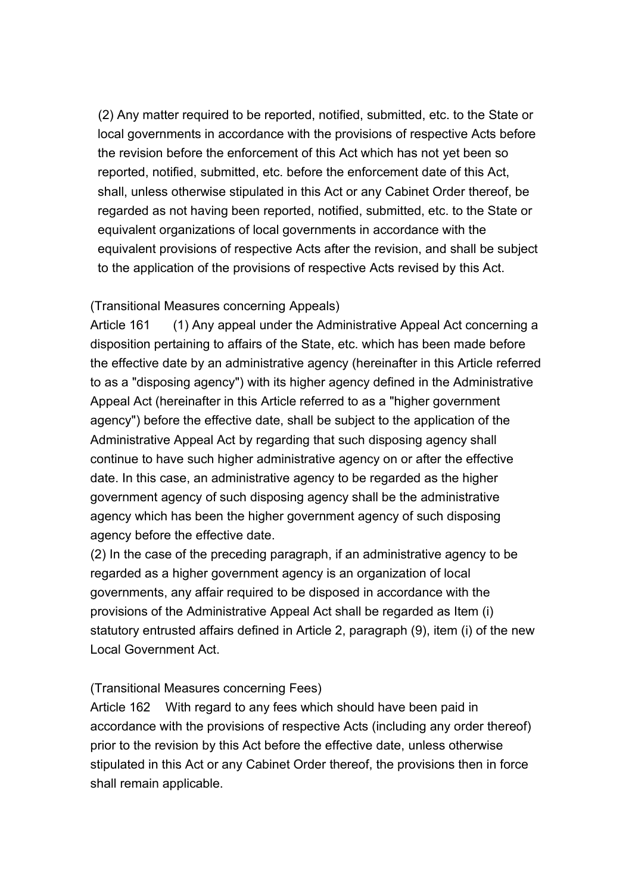(2) Any matter required to be reported, notified, submitted, etc. to the State or local governments in accordance with the provisions of respective Acts before the revision before the enforcement of this Act which has not yet been so reported, notified, submitted, etc. before the enforcement date of this Act, shall, unless otherwise stipulated in this Act or any Cabinet Order thereof, be regarded as not having been reported, notified, submitted, etc. to the State or equivalent organizations of local governments in accordance with the equivalent provisions of respective Acts after the revision, and shall be subject to the application of the provisions of respective Acts revised by this Act.

(Transitional Measures concerning Appeals)

Article 161 (1) Any appeal under the Administrative Appeal Act concerning a disposition pertaining to affairs of the State, etc. which has been made before the effective date by an administrative agency (hereinafter in this Article referred to as a "disposing agency") with its higher agency defined in the Administrative Appeal Act (hereinafter in this Article referred to as a "higher government agency") before the effective date, shall be subject to the application of the Administrative Appeal Act by regarding that such disposing agency shall continue to have such higher administrative agency on or after the effective date. In this case, an administrative agency to be regarded as the higher government agency of such disposing agency shall be the administrative agency which has been the higher government agency of such disposing agency before the effective date.

(2) In the case of the preceding paragraph, if an administrative agency to be regarded as a higher government agency is an organization of local governments, any affair required to be disposed in accordance with the provisions of the Administrative Appeal Act shall be regarded as Item (i) statutory entrusted affairs defined in Article 2, paragraph (9), item (i) of the new Local Government Act.

(Transitional Measures concerning Fees)

Article 162 With regard to any fees which should have been paid in accordance with the provisions of respective Acts (including any order thereof) prior to the revision by this Act before the effective date, unless otherwise stipulated in this Act or any Cabinet Order thereof, the provisions then in force shall remain applicable.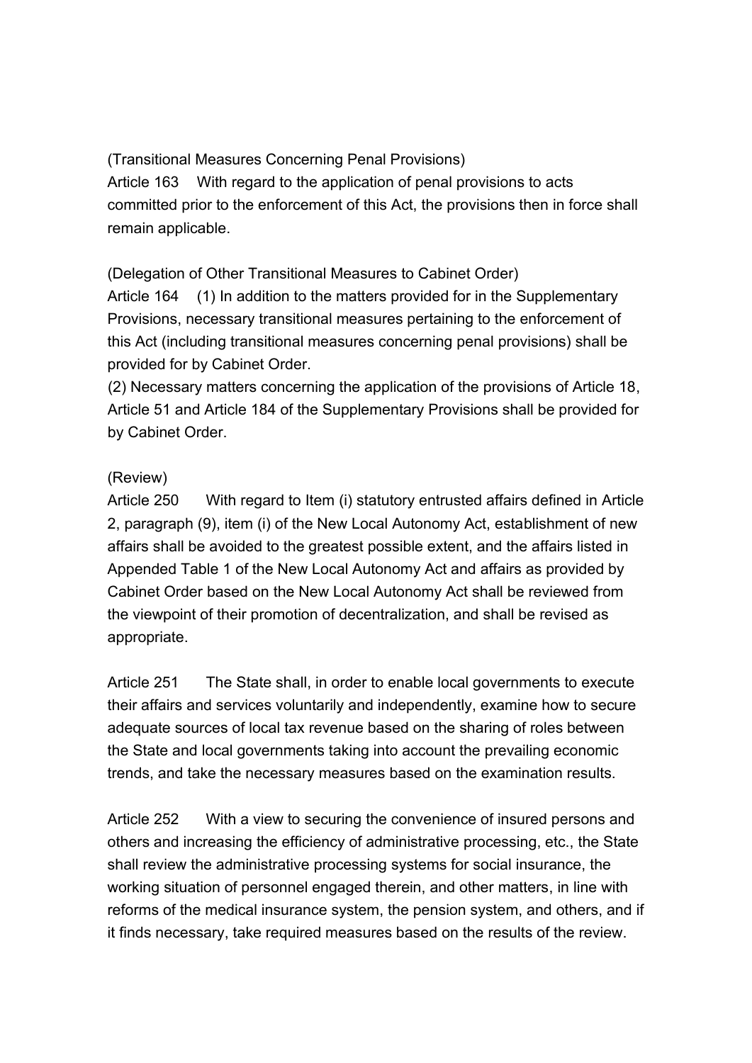(Transitional Measures Concerning Penal Provisions)

Article 163 With regard to the application of penal provisions to acts committed prior to the enforcement of this Act, the provisions then in force shall remain applicable.

(Delegation of Other Transitional Measures to Cabinet Order)

Article 164 (1) In addition to the matters provided for in the Supplementary Provisions, necessary transitional measures pertaining to the enforcement of this Act (including transitional measures concerning penal provisions) shall be provided for by Cabinet Order.

(2) Necessary matters concerning the application of the provisions of Article 18, Article 51 and Article 184 of the Supplementary Provisions shall be provided for by Cabinet Order.

(Review)

Article 250 With regard to Item (i) statutory entrusted affairs defined in Article 2, paragraph (9), item (i) of the New Local Autonomy Act, establishment of new affairs shall be avoided to the greatest possible extent, and the affairs listed in Appended Table 1 of the New Local Autonomy Act and affairs as provided by Cabinet Order based on the New Local Autonomy Act shall be reviewed from the viewpoint of their promotion of decentralization, and shall be revised as appropriate.

Article 251 The State shall, in order to enable local governments to execute their affairs and services voluntarily and independently, examine how to secure adequate sources of local tax revenue based on the sharing of roles between the State and local governments taking into account the prevailing economic trends, and take the necessary measures based on the examination results.

Article 252 With a view to securing the convenience of insured persons and others and increasing the efficiency of administrative processing, etc., the State shall review the administrative processing systems for social insurance, the working situation of personnel engaged therein, and other matters, in line with reforms of the medical insurance system, the pension system, and others, and if it finds necessary, take required measures based on the results of the review.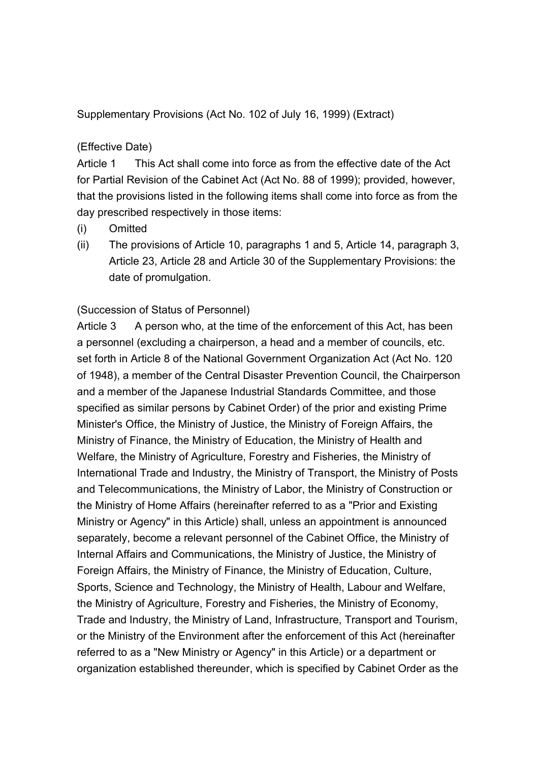Supplementary Provisions (Act No. 102 of July 16, 1999) (Extract)

(Effective Date)

Article 1 This Act shall come into force as from the effective date of the Act for Partial Revision of the Cabinet Act (Act No. 88 of 1999); provided, however, that the provisions listed in the following items shall come into force as from the day prescribed respectively in those items:

(i) Omitted

(ii) The provisions of Article 10, paragraphs 1 and 5, Article 14, paragraph 3, Article 23, Article 28 and Article 30 of the Supplementary Provisions: the date of promulgation.

(Succession of Status of Personnel)

Article 3 A person who, at the time of the enforcement of this Act, has been a personnel (excluding a chairperson, a head and a member of councils, etc. set forth in Article 8 of the National Government Organization Act (Act No. 120 of 1948), a member of the Central Disaster Prevention Council, the Chairperson and a member of the Japanese Industrial Standards Committee, and those specified as similar persons by Cabinet Order) of the prior and existing Prime Minister's Office, the Ministry of Justice, the Ministry of Foreign Affairs, the Ministry of Finance, the Ministry of Education, the Ministry of Health and Welfare, the Ministry of Agriculture, Forestry and Fisheries, the Ministry of International Trade and Industry, the Ministry of Transport, the Ministry of Posts and Telecommunications, the Ministry of Labor, the Ministry of Construction or the Ministry of Home Affairs (hereinafter referred to as a "Prior and Existing Ministry or Agency" in this Article) shall, unless an appointment is announced separately, become a relevant personnel of the Cabinet Office, the Ministry of Internal Affairs and Communications, the Ministry of Justice, the Ministry of Foreign Affairs, the Ministry of Finance, the Ministry of Education, Culture, Sports, Science and Technology, the Ministry of Health, Labour and Welfare, the Ministry of Agriculture, Forestry and Fisheries, the Ministry of Economy, Trade and Industry, the Ministry of Land, Infrastructure, Transport and Tourism, or the Ministry of the Environment after the enforcement of this Act (hereinafter referred to as a "New Ministry or Agency" in this Article) or a department or organization established thereunder, which is specified by Cabinet Order as the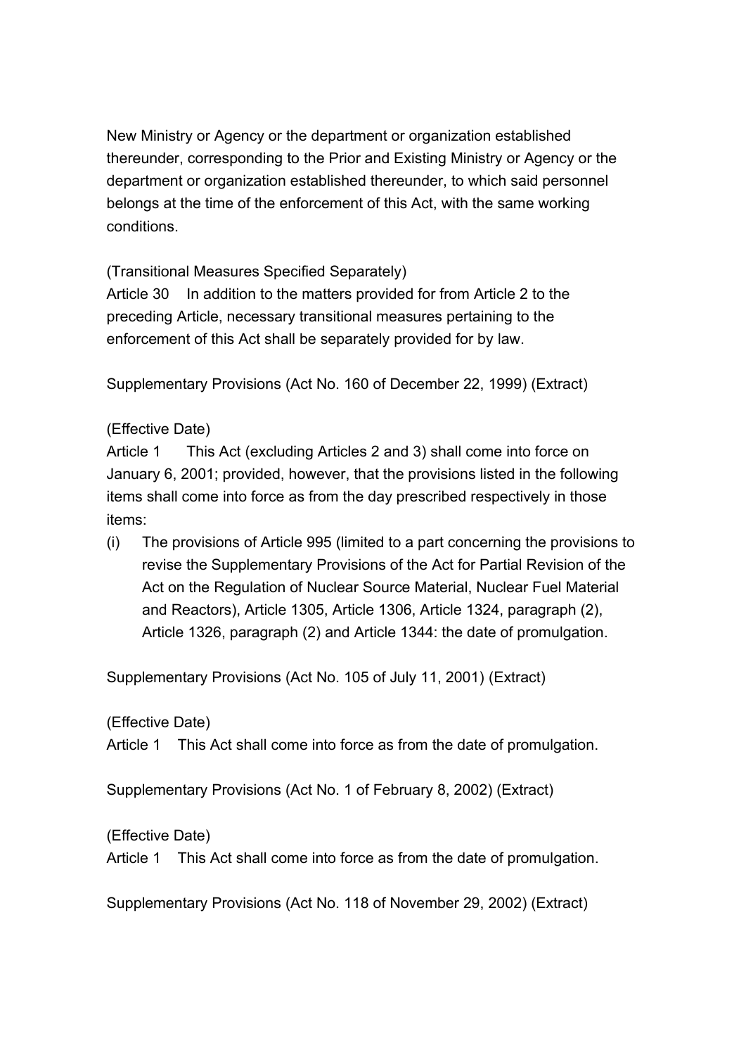New Ministry or Agency or the department or organization established thereunder, corresponding to the Prior and Existing Ministry or Agency or the department or organization established thereunder, to which said personnel belongs at the time of the enforcement of this Act, with the same working conditions.

(Transitional Measures Specified Separately)

Article 30 In addition to the matters provided for from Article 2 to the preceding Article, necessary transitional measures pertaining to the enforcement of this Act shall be separately provided for by law.

Supplementary Provisions (Act No. 160 of December 22, 1999) (Extract)

(Effective Date)

Article 1 This Act (excluding Articles 2 and 3) shall come into force on January 6, 2001; provided, however, that the provisions listed in the following items shall come into force as from the day prescribed respectively in those items:

(i) The provisions of Article 995 (limited to a part concerning the provisions to revise the Supplementary Provisions of the Act for Partial Revision of the Act on the Regulation of Nuclear Source Material, Nuclear Fuel Material and Reactors), Article 1305, Article 1306, Article 1324, paragraph (2), Article 1326, paragraph (2) and Article 1344: the date of promulgation.

Supplementary Provisions (Act No. 105 of July 11, 2001) (Extract)

(Effective Date)

Article 1 This Act shall come into force as from the date of promulgation.

Supplementary Provisions (Act No. 1 of February 8, 2002) (Extract)

(Effective Date)

Article 1 This Act shall come into force as from the date of promulgation.

Supplementary Provisions (Act No. 118 of November 29, 2002) (Extract)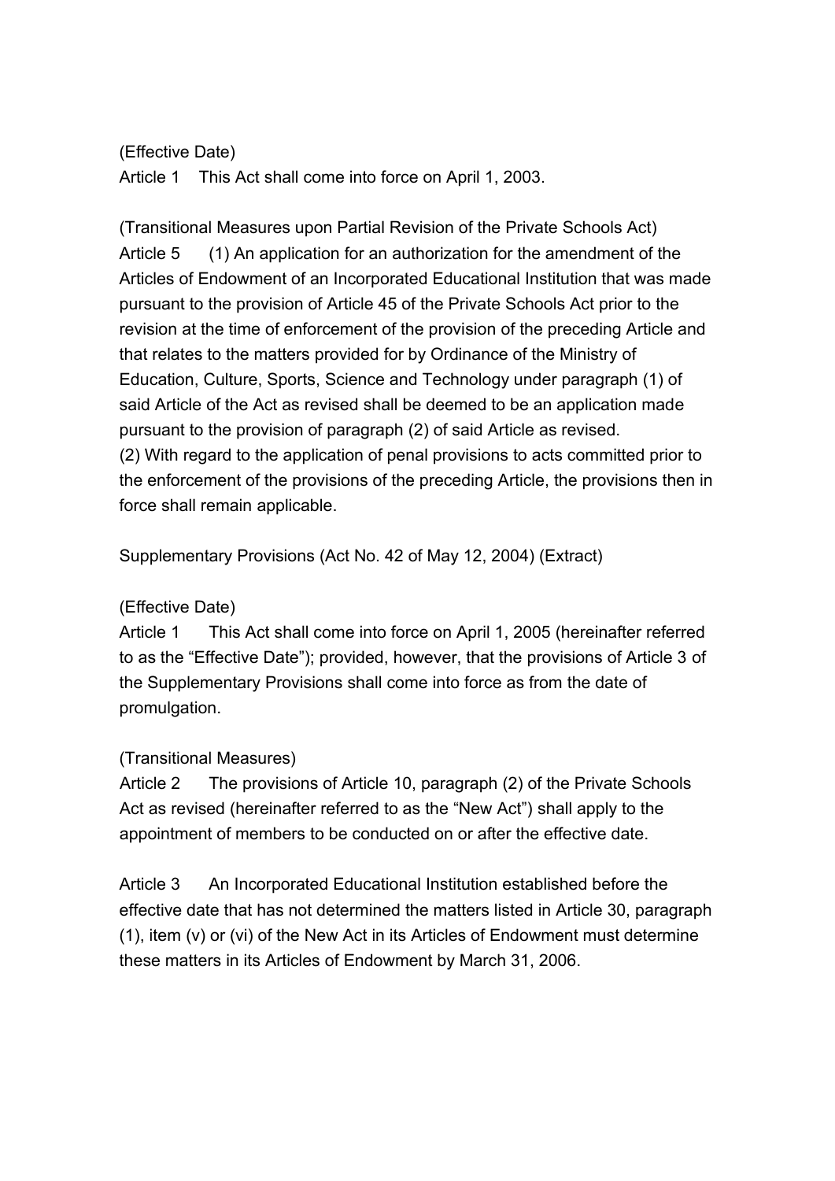(Effective Date)

Article 1 This Act shall come into force on April 1, 2003.

(Transitional Measures upon Partial Revision of the Private Schools Act)

Article 5 (1) An application for an authorization for the amendment of the Articles of Endowment of an Incorporated Educational Institution that was made pursuant to the provision of Article 45 of the Private Schools Act prior to the revision at the time of enforcement of the provision of the preceding Article and that relates to the matters provided for by Ordinance of the Ministry of Education, Culture, Sports, Science and Technology under paragraph (1) of said Article of the Act as revised shall be deemed to be an application made pursuant to the provision of paragraph (2) of said Article as revised.

(2) With regard to the application of penal provisions to acts committed prior to the enforcement of the provisions of the preceding Article, the provisions then in force shall remain applicable.

Supplementary Provisions (Act No. 42 of May 12, 2004) (Extract)

(Effective Date)

Article 1 This Act shall come into force on April 1, 2005 (hereinafter referred to as the "Effective Date"); provided, however, that the provisions of Article 3 of the Supplementary Provisions shall come into force as from the date of promulgation.

(Transitional Measures)

Article 2 The provisions of Article 10, paragraph (2) of the Private Schools Act as revised (hereinafter referred to as the "New Act") shall apply to the appointment of members to be conducted on or after the effective date.

Article 3 An Incorporated Educational Institution established before the effective date that has not determined the matters listed in Article 30, paragraph (1), item (v) or (vi) of the New Act in its Articles of Endowment must determine these matters in its Articles of Endowment by March 31, 2006.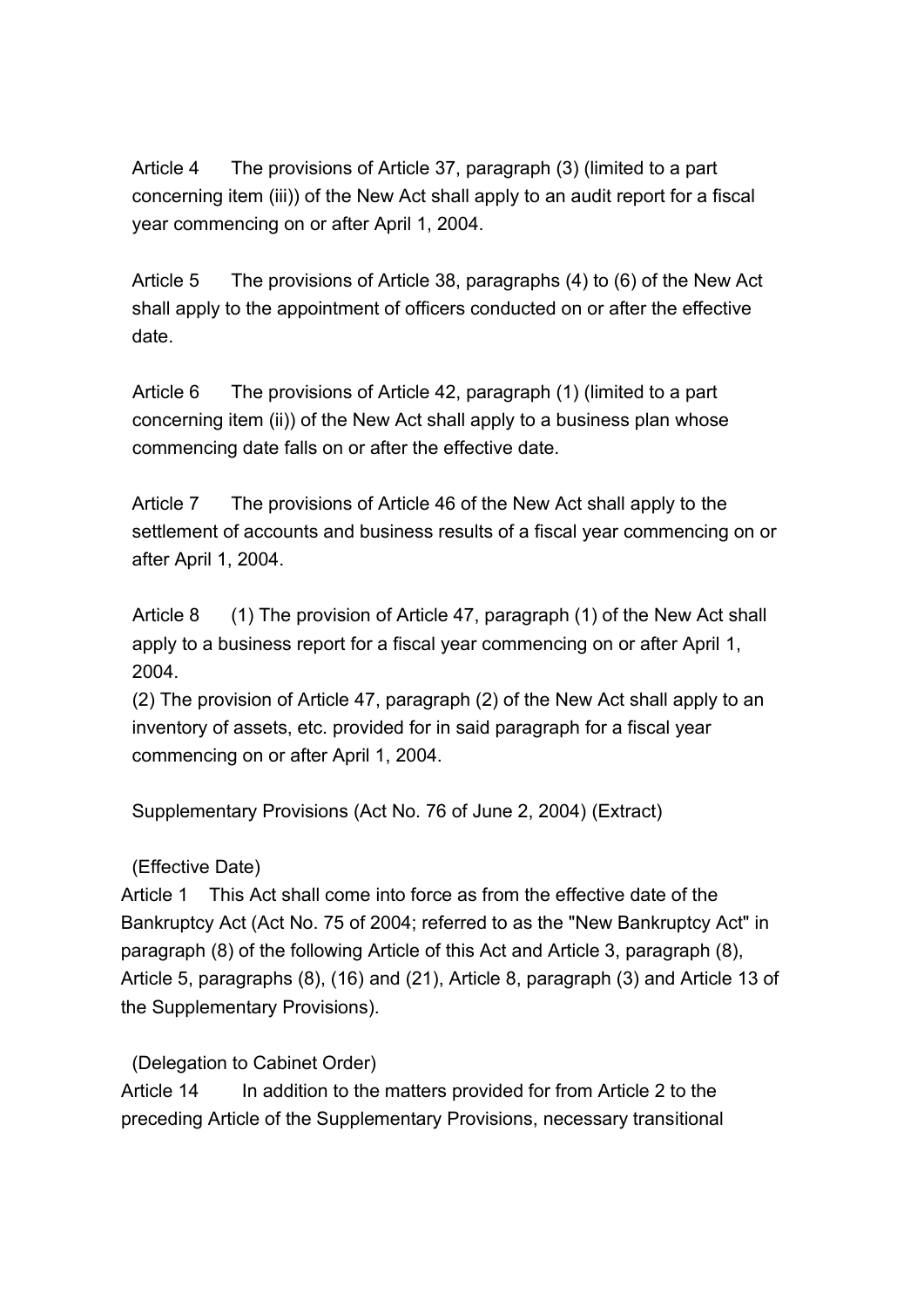Article 4 The provisions of Article 37, paragraph (3) (limited to a part concerning item (iii)) of the New Act shall apply to an audit report for a fiscal year commencing on or after April 1, 2004.

Article 5 The provisions of Article 38, paragraphs (4) to (6) of the New Act shall apply to the appointment of officers conducted on or after the effective date.

Article 6 The provisions of Article 42, paragraph (1) (limited to a part concerning item (ii)) of the New Act shall apply to a business plan whose commencing date falls on or after the effective date.

Article 7 The provisions of Article 46 of the New Act shall apply to the settlement of accounts and business results of a fiscal year commencing on or after April 1, 2004.

Article 8 (1) The provision of Article 47, paragraph (1) of the New Act shall apply to a business report for a fiscal year commencing on or after April 1, 2004.

(2) The provision of Article 47, paragraph (2) of the New Act shall apply to an inventory of assets, etc. provided for in said paragraph for a fiscal year commencing on or after April 1, 2004.

Supplementary Provisions (Act No. 76 of June 2, 2004) (Extract)

(Effective Date)

Article 1 This Act shall come into force as from the effective date of the Bankruptcy Act (Act No. 75 of 2004; referred to as the "New Bankruptcy Act" in paragraph (8) of the following Article of this Act and Article 3, paragraph (8), Article 5, paragraphs (8), (16) and (21), Article 8, paragraph (3) and Article 13 of the Supplementary Provisions).

(Delegation to Cabinet Order)

Article 14 In addition to the matters provided for from Article 2 to the preceding Article of the Supplementary Provisions, necessary transitional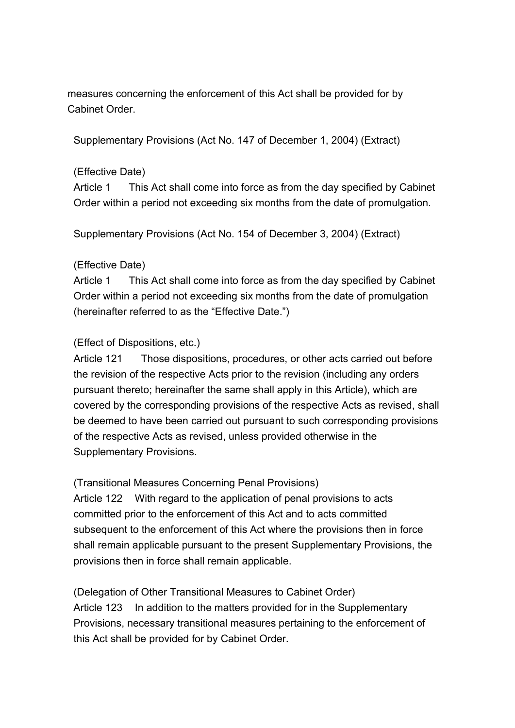measures concerning the enforcement of this Act shall be provided for by Cabinet Order.

Supplementary Provisions (Act No. 147 of December 1, 2004) (Extract)

(Effective Date)

Article 1 This Act shall come into force as from the day specified by Cabinet Order within a period not exceeding six months from the date of promulgation.

Supplementary Provisions (Act No. 154 of December 3, 2004) (Extract)

(Effective Date)

Article 1 This Act shall come into force as from the day specified by Cabinet Order within a period not exceeding six months from the date of promulgation (hereinafter referred to as the "Effective Date.")

(Effect of Dispositions, etc.)

Article 121 Those dispositions, procedures, or other acts carried out before the revision of the respective Acts prior to the revision (including any orders pursuant thereto; hereinafter the same shall apply in this Article), which are covered by the corresponding provisions of the respective Acts as revised, shall be deemed to have been carried out pursuant to such corresponding provisions of the respective Acts as revised, unless provided otherwise in the Supplementary Provisions.

(Transitional Measures Concerning Penal Provisions)

Article 122 With regard to the application of penal provisions to acts committed prior to the enforcement of this Act and to acts committed subsequent to the enforcement of this Act where the provisions then in force shall remain applicable pursuant to the present Supplementary Provisions, the provisions then in force shall remain applicable.

(Delegation of Other Transitional Measures to Cabinet Order)

Article 123 In addition to the matters provided for in the Supplementary Provisions, necessary transitional measures pertaining to the enforcement of this Act shall be provided for by Cabinet Order.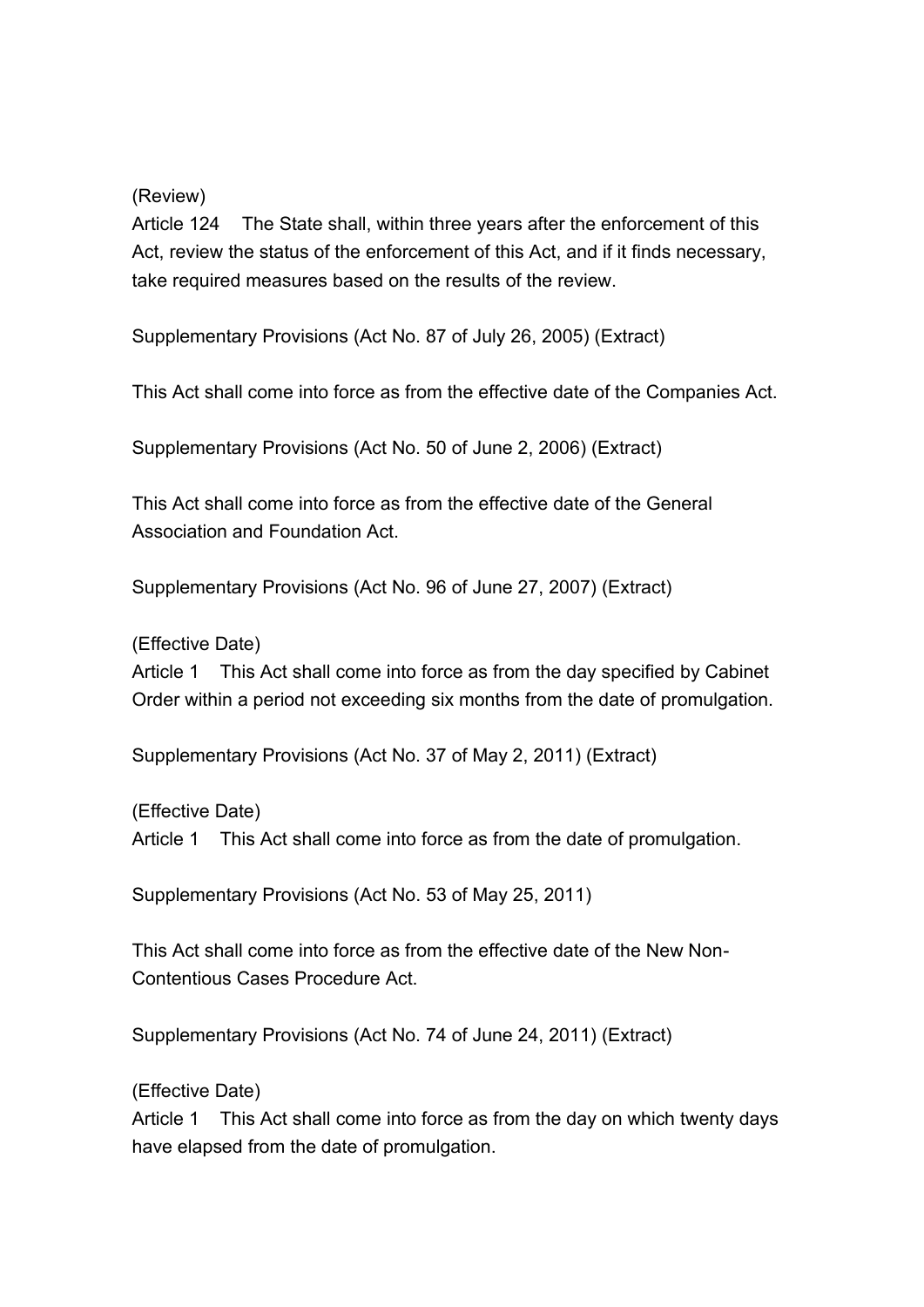(Review)

Article 124 The State shall, within three years after the enforcement of this Act, review the status of the enforcement of this Act, and if it finds necessary, take required measures based on the results of the review.

Supplementary Provisions (Act No. 87 of July 26, 2005) (Extract)

This Act shall come into force as from the effective date of the Companies Act.

Supplementary Provisions (Act No. 50 of June 2, 2006) (Extract)

This Act shall come into force as from the effective date of the General Association and Foundation Act.

Supplementary Provisions (Act No. 96 of June 27, 2007) (Extract)

(Effective Date)

Article 1 This Act shall come into force as from the day specified by Cabinet Order within a period not exceeding six months from the date of promulgation.

Supplementary Provisions (Act No. 37 of May 2, 2011) (Extract)

(Effective Date)

Article 1 This Act shall come into force as from the date of promulgation.

Supplementary Provisions (Act No. 53 of May 25, 2011)

This Act shall come into force as from the effective date of the New Non-Contentious Cases Procedure Act.

Supplementary Provisions (Act No. 74 of June 24, 2011) (Extract)

(Effective Date)

Article 1 This Act shall come into force as from the day on which twenty days have elapsed from the date of promulgation.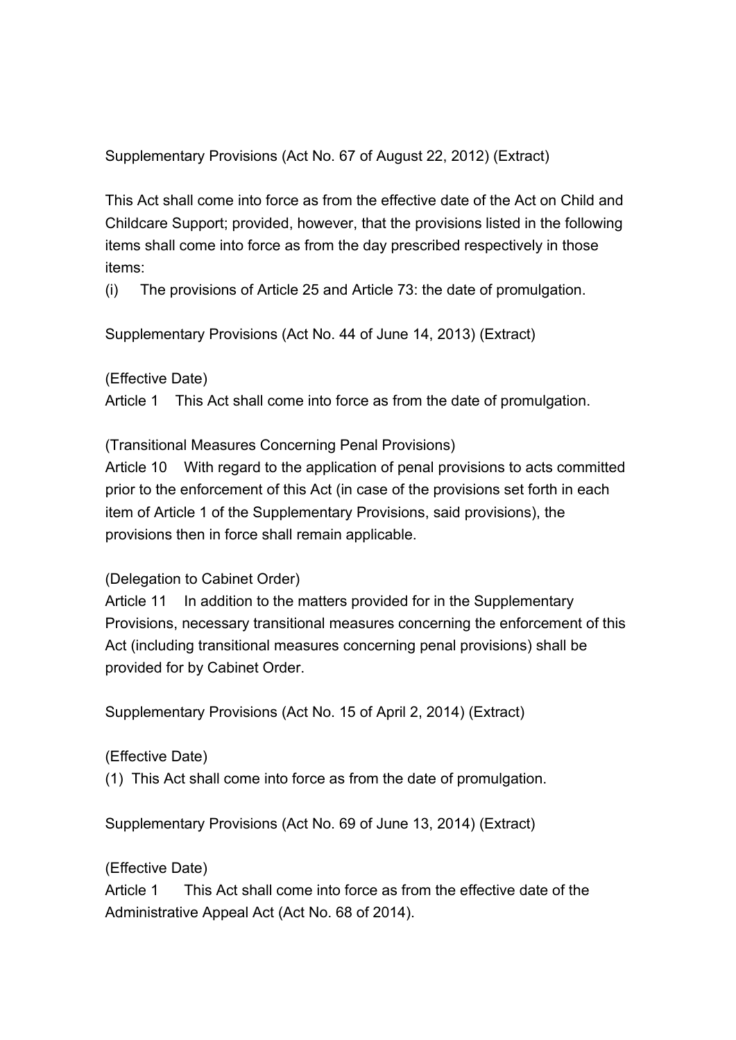Supplementary Provisions (Act No. 67 of August 22, 2012) (Extract)

This Act shall come into force as from the effective date of the Act on Child and Childcare Support; provided, however, that the provisions listed in the following items shall come into force as from the day prescribed respectively in those items:

(i) The provisions of Article 25 and Article 73: the date of promulgation.

Supplementary Provisions (Act No. 44 of June 14, 2013) (Extract)

(Effective Date)

Article 1 This Act shall come into force as from the date of promulgation.

(Transitional Measures Concerning Penal Provisions)

Article 10 With regard to the application of penal provisions to acts committed prior to the enforcement of this Act (in case of the provisions set forth in each item of Article 1 of the Supplementary Provisions, said provisions), the provisions then in force shall remain applicable.

(Delegation to Cabinet Order)

Article 11 In addition to the matters provided for in the Supplementary Provisions, necessary transitional measures concerning the enforcement of this Act (including transitional measures concerning penal provisions) shall be provided for by Cabinet Order.

Supplementary Provisions (Act No. 15 of April 2, 2014) (Extract)

(Effective Date)

(1) This Act shall come into force as from the date of promulgation.

Supplementary Provisions (Act No. 69 of June 13, 2014) (Extract)

(Effective Date)

Article 1 This Act shall come into force as from the effective date of the Administrative Appeal Act (Act No. 68 of 2014).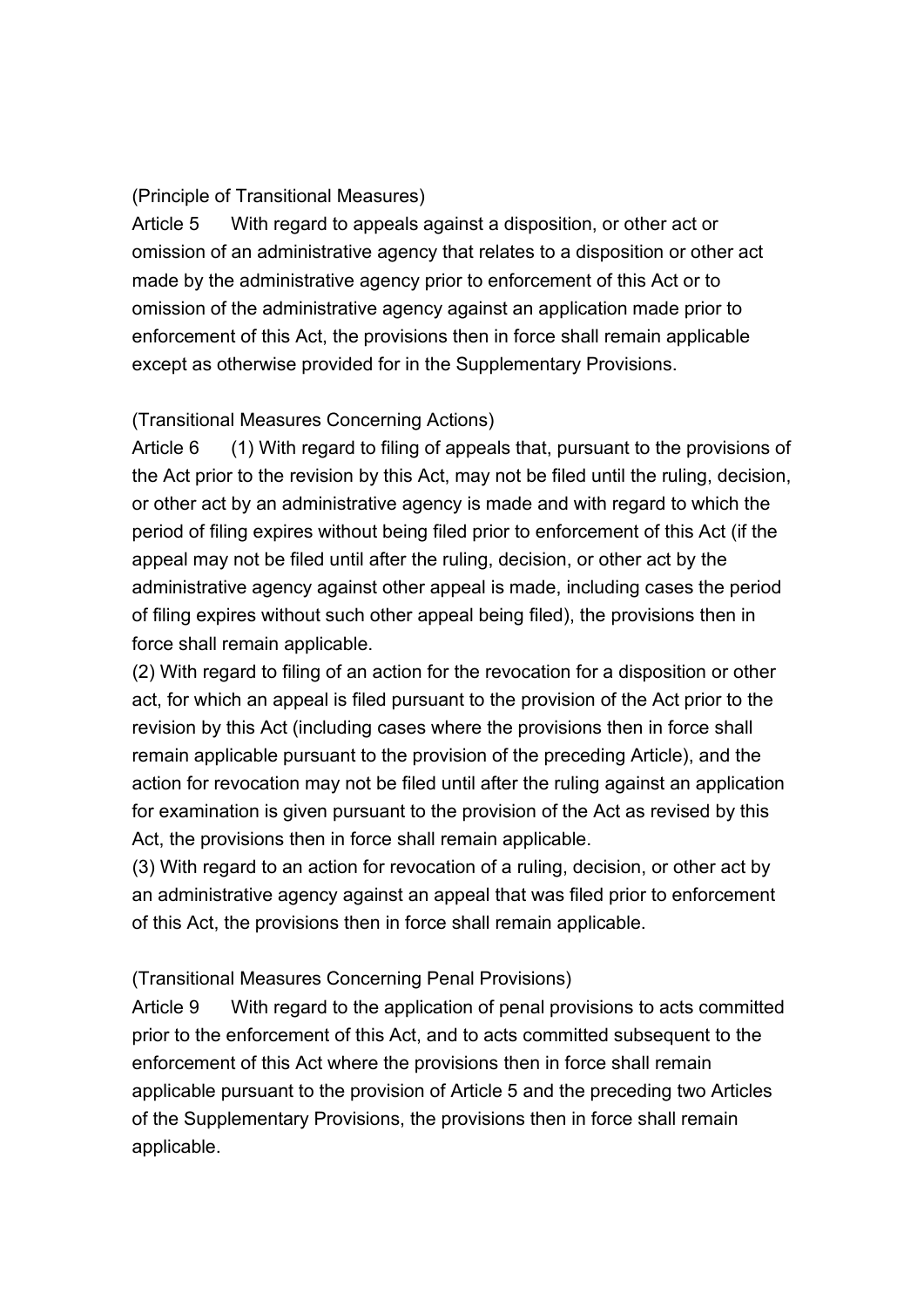(Principle of Transitional Measures)

Article 5 With regard to appeals against a disposition, or other act or omission of an administrative agency that relates to a disposition or other act made by the administrative agency prior to enforcement of this Act or to omission of the administrative agency against an application made prior to enforcement of this Act, the provisions then in force shall remain applicable except as otherwise provided for in the Supplementary Provisions.

(Transitional Measures Concerning Actions)

Article 6 (1) With regard to filing of appeals that, pursuant to the provisions of the Act prior to the revision by this Act, may not be filed until the ruling, decision, or other act by an administrative agency is made and with regard to which the period of filing expires without being filed prior to enforcement of this Act (if the appeal may not be filed until after the ruling, decision, or other act by the administrative agency against other appeal is made, including cases the period of filing expires without such other appeal being filed), the provisions then in force shall remain applicable.

(2) With regard to filing of an action for the revocation for a disposition or other act, for which an appeal is filed pursuant to the provision of the Act prior to the revision by this Act (including cases where the provisions then in force shall remain applicable pursuant to the provision of the preceding Article), and the action for revocation may not be filed until after the ruling against an application for examination is given pursuant to the provision of the Act as revised by this Act, the provisions then in force shall remain applicable.

(3) With regard to an action for revocation of a ruling, decision, or other act by an administrative agency against an appeal that was filed prior to enforcement of this Act, the provisions then in force shall remain applicable.

(Transitional Measures Concerning Penal Provisions)

Article 9 With regard to the application of penal provisions to acts committed prior to the enforcement of this Act, and to acts committed subsequent to the enforcement of this Act where the provisions then in force shall remain applicable pursuant to the provision of Article 5 and the preceding two Articles of the Supplementary Provisions, the provisions then in force shall remain applicable.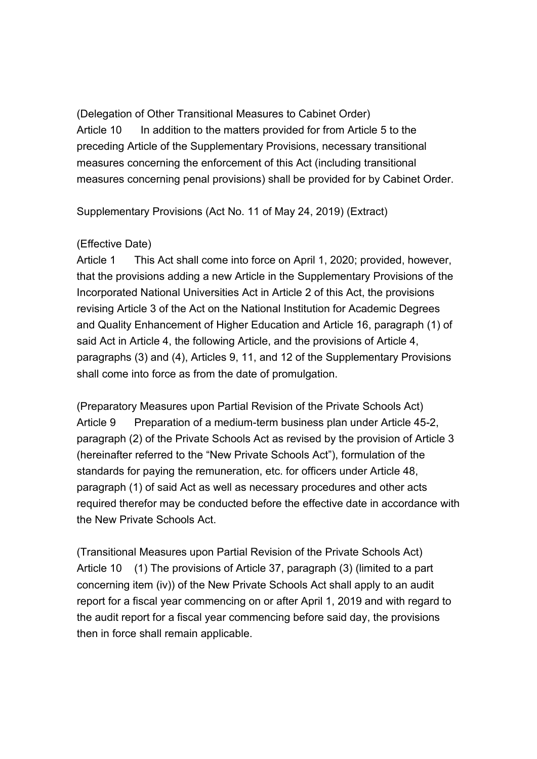(Delegation of Other Transitional Measures to Cabinet Order)
Article 10 In addition to the matters provided for from Article 5 to the preceding Article of the Supplementary Provisions, necessary transitional measures concerning the enforcement of this Act (including transitional measures concerning penal provisions) shall be provided for by Cabinet Order.

Supplementary Provisions (Act No. 11 of May 24, 2019) (Extract)

(Effective Date)
Article 1 This Act shall come into force on April 1, 2020; provided, however, that the provisions adding a new Article in the Supplementary Provisions of the Incorporated National Universities Act in Article 2 of this Act, the provisions revising Article 3 of the Act on the National Institution for Academic Degrees and Quality Enhancement of Higher Education and Article 16, paragraph (1) of said Act in Article 4, the following Article, and the provisions of Article 4, paragraphs (3) and (4), Articles 9, 11, and 12 of the Supplementary Provisions shall come into force as from the date of promulgation.

(Preparatory Measures upon Partial Revision of the Private Schools Act)
Article 9 Preparation of a medium-term business plan under Article 45-2, paragraph (2) of the Private Schools Act as revised by the provision of Article 3 (hereinafter referred to the "New Private Schools Act"), formulation of the standards for paying the remuneration, etc. for officers under Article 48, paragraph (1) of said Act as well as necessary procedures and other acts required therefor may be conducted before the effective date in accordance with the New Private Schools Act.

(Transitional Measures upon Partial Revision of the Private Schools Act)
Article 10 (1) The provisions of Article 37, paragraph (3) (limited to a part concerning item (iv)) of the New Private Schools Act shall apply to an audit report for a fiscal year commencing on or after April 1, 2019 and with regard to the audit report for a fiscal year commencing before said day, the provisions then in force shall remain applicable.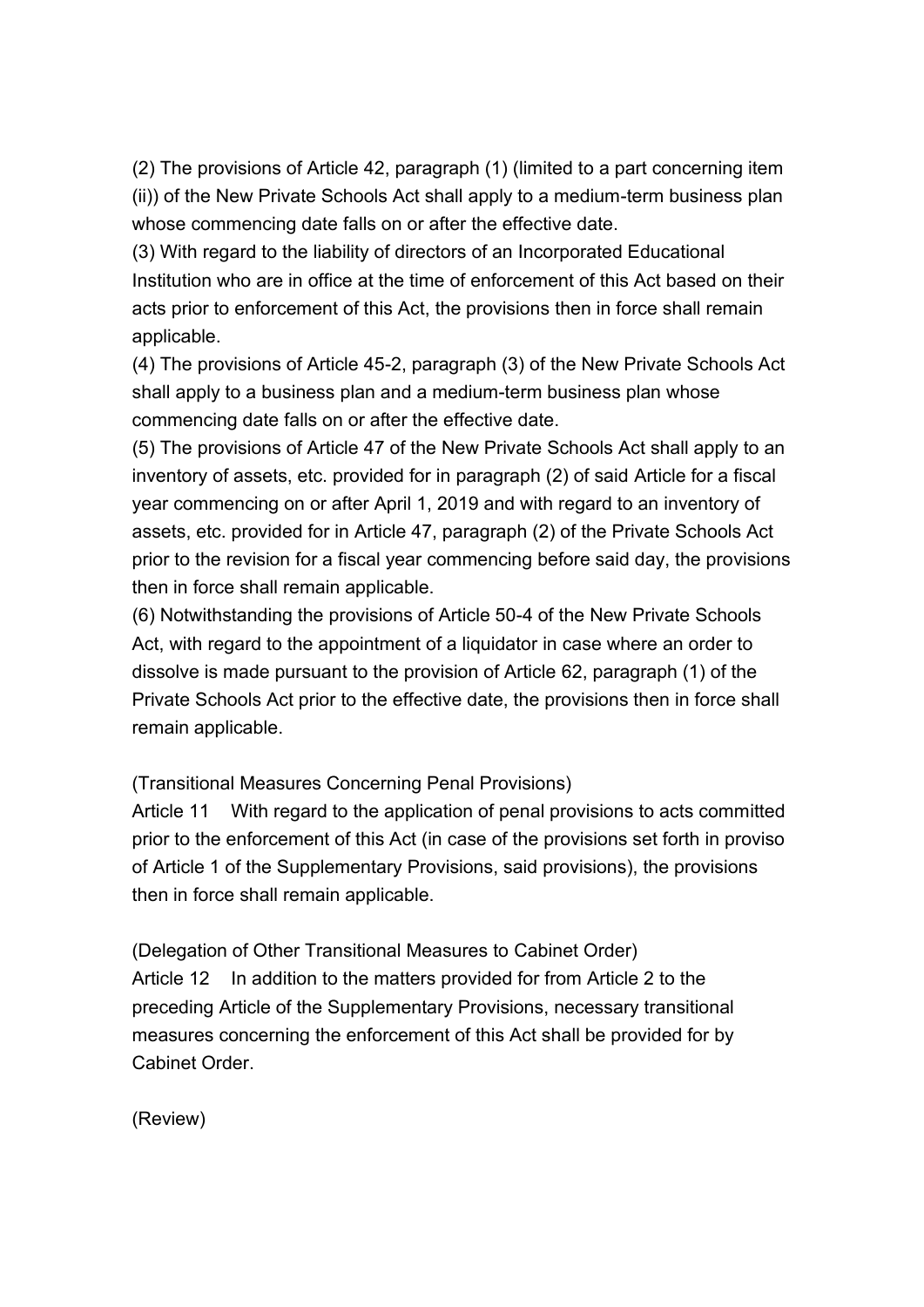(2) The provisions of Article 42, paragraph (1) (limited to a part concerning item (ii)) of the New Private Schools Act shall apply to a medium-term business plan whose commencing date falls on or after the effective date.

(3) With regard to the liability of directors of an Incorporated Educational Institution who are in office at the time of enforcement of this Act based on their acts prior to enforcement of this Act, the provisions then in force shall remain applicable.

(4) The provisions of Article 45-2, paragraph (3) of the New Private Schools Act shall apply to a business plan and a medium-term business plan whose commencing date falls on or after the effective date.

(5) The provisions of Article 47 of the New Private Schools Act shall apply to an inventory of assets, etc. provided for in paragraph (2) of said Article for a fiscal year commencing on or after April 1, 2019 and with regard to an inventory of assets, etc. provided for in Article 47, paragraph (2) of the Private Schools Act prior to the revision for a fiscal year commencing before said day, the provisions then in force shall remain applicable.

(6) Notwithstanding the provisions of Article 50-4 of the New Private Schools Act, with regard to the appointment of a liquidator in case where an order to dissolve is made pursuant to the provision of Article 62, paragraph (1) of the Private Schools Act prior to the effective date, the provisions then in force shall remain applicable.

(Transitional Measures Concerning Penal Provisions)

Article 11 With regard to the application of penal provisions to acts committed prior to the enforcement of this Act (in case of the provisions set forth in proviso of Article 1 of the Supplementary Provisions, said provisions), the provisions then in force shall remain applicable.

(Delegation of Other Transitional Measures to Cabinet Order)

Article 12 In addition to the matters provided for from Article 2 to the preceding Article of the Supplementary Provisions, necessary transitional measures concerning the enforcement of this Act shall be provided for by Cabinet Order.

(Review)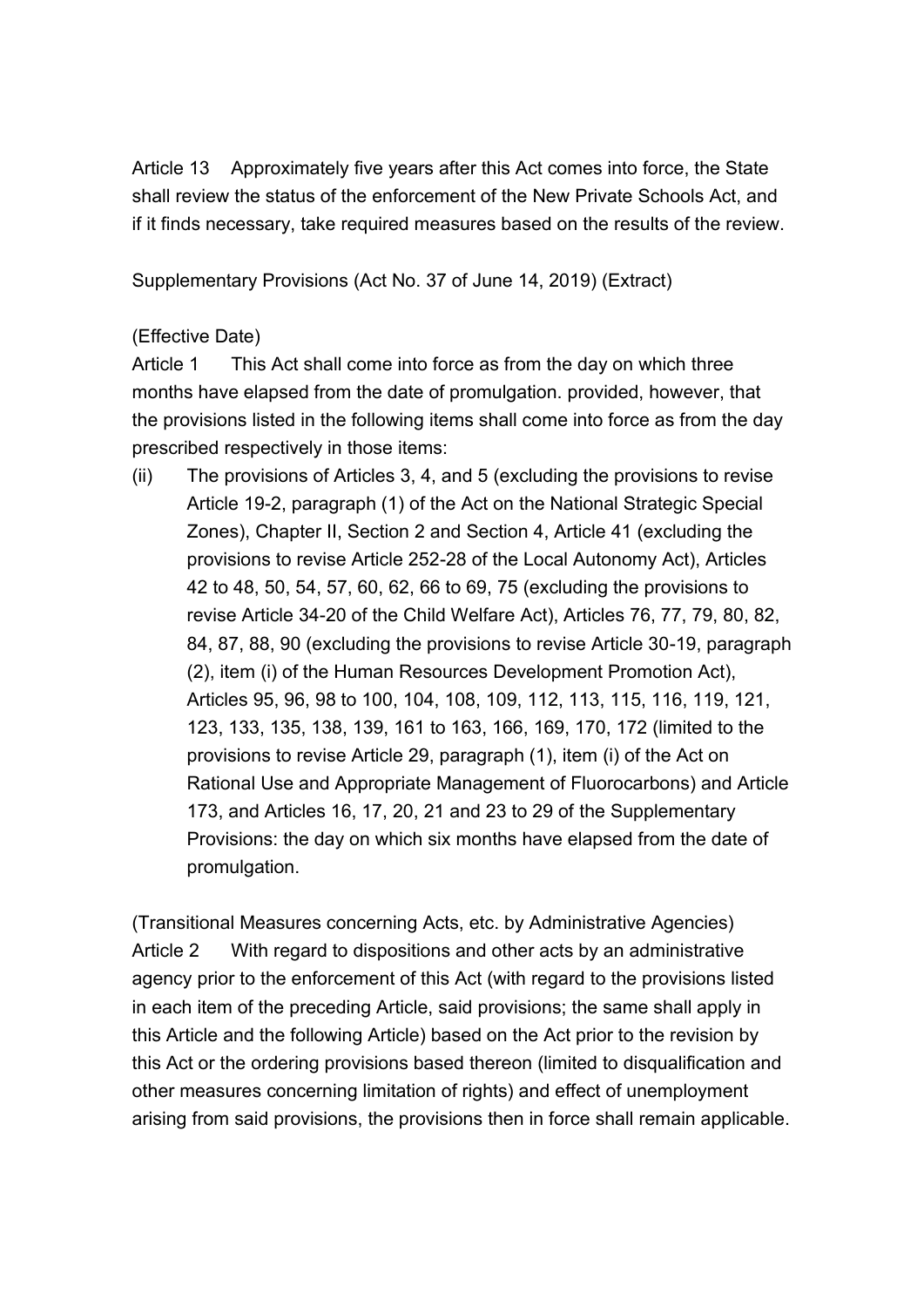Article 13 Approximately five years after this Act comes into force, the State shall review the status of the enforcement of the New Private Schools Act, and if it finds necessary, take required measures based on the results of the review.

Supplementary Provisions (Act No. 37 of June 14, 2019) (Extract)

(Effective Date)

Article 1 This Act shall come into force as from the day on which three months have elapsed from the date of promulgation. provided, however, that the provisions listed in the following items shall come into force as from the day prescribed respectively in those items:

(ii) The provisions of Articles 3, 4, and 5 (excluding the provisions to revise Article 19-2, paragraph (1) of the Act on the National Strategic Special Zones), Chapter II, Section 2 and Section 4, Article 41 (excluding the provisions to revise Article 252-28 of the Local Autonomy Act), Articles 42 to 48, 50, 54, 57, 60, 62, 66 to 69, 75 (excluding the provisions to revise Article 34-20 of the Child Welfare Act), Articles 76, 77, 79, 80, 82, 84, 87, 88, 90 (excluding the provisions to revise Article 30-19, paragraph (2), item (i) of the Human Resources Development Promotion Act), Articles 95, 96, 98 to 100, 104, 108, 109, 112, 113, 115, 116, 119, 121, 123, 133, 135, 138, 139, 161 to 163, 166, 169, 170, 172 (limited to the provisions to revise Article 29, paragraph (1), item (i) of the Act on Rational Use and Appropriate Management of Fluorocarbons) and Article 173, and Articles 16, 17, 20, 21 and 23 to 29 of the Supplementary Provisions: the day on which six months have elapsed from the date of promulgation.

(Transitional Measures concerning Acts, etc. by Administrative Agencies)

Article 2 With regard to dispositions and other acts by an administrative agency prior to the enforcement of this Act (with regard to the provisions listed in each item of the preceding Article, said provisions; the same shall apply in this Article and the following Article) based on the Act prior to the revision by this Act or the ordering provisions based thereon (limited to disqualification and other measures concerning limitation of rights) and effect of unemployment arising from said provisions, the provisions then in force shall remain applicable.